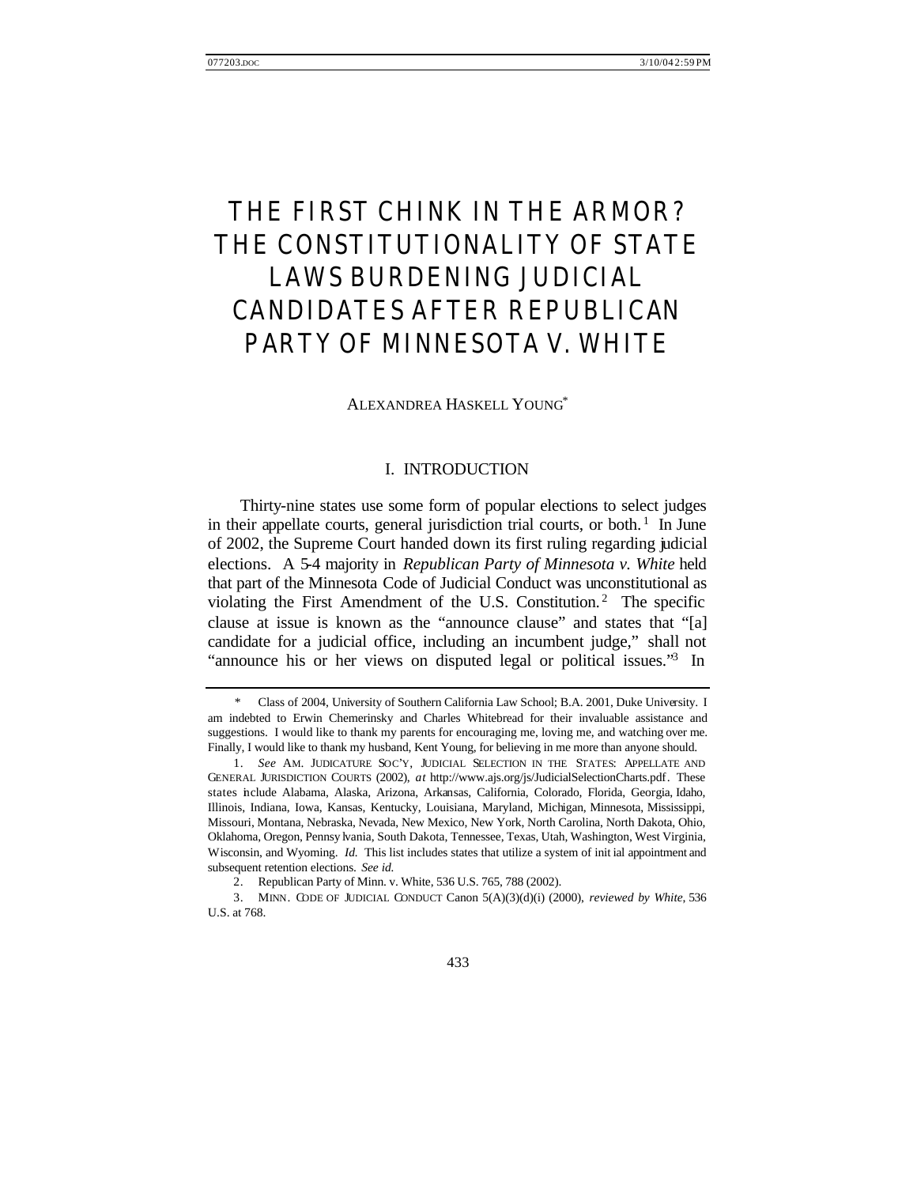# THE FIRST CHINK IN THE ARMOR? THE CONSTITUTIONALITY OF STATE LAWS BURDENING JUDICIAL CANDIDATES AFTER REPUBLICAN PARTY OF MINNESOTA V. WHITE

ALEXANDREA HASKELL YOUNG*

## I. INTRODUCTION

Thirty-nine states use some form of popular elections to select judges in their appellate courts, general jurisdiction trial courts, or both.[1] In June of 2002, the Supreme Court handed down its first ruling regarding judicial elections. A 5-4 majority in *Republican Party of Minnesota v. White* held that part of the Minnesota Code of Judicial Conduct was unconstitutional as violating the First Amendment of the U.S. Constitution.[2] The specific clause at issue is known as the "announce clause" and states that "[a] candidate for a judicial office, including an incumbent judge," shall not "announce his or her views on disputed legal or political issues."[3] In

---

\* Class of 2004, University of Southern California Law School; B.A. 2001, Duke University. I am indebted to Erwin Chemerinsky and Charles Whitebread for their invaluable assistance and suggestions. I would like to thank my parents for encouraging me, loving me, and watching over me. Finally, I would like to thank my husband, Kent Young, for believing in me more than anyone should.

1. *See* AM. JUDICATURE SOC'Y, JUDICIAL SELECTION IN THE STATES: APPELLATE AND GENERAL JURISDICTION COURTS (2002), *at* http://www.ajs.org/js/JudicialSelectionCharts.pdf. These states include Alabama, Alaska, Arizona, Arkansas, California, Colorado, Florida, Georgia, Idaho, Illinois, Indiana, Iowa, Kansas, Kentucky, Louisiana, Maryland, Michigan, Minnesota, Mississippi, Missouri, Montana, Nebraska, Nevada, New Mexico, New York, North Carolina, North Dakota, Ohio, Oklahoma, Oregon, Pennsylvania, South Dakota, Tennessee, Texas, Utah, Washington, West Virginia, Wisconsin, and Wyoming. *Id.* This list includes states that utilize a system of initial appointment and subsequent retention elections. *See id.*

2. Republican Party of Minn. v. White, 536 U.S. 765, 788 (2002).

3. MINN. CODE OF JUDICIAL CONDUCT Canon 5(A)(3)(d)(i) (2000), *reviewed by White*, 536 U.S. at 768.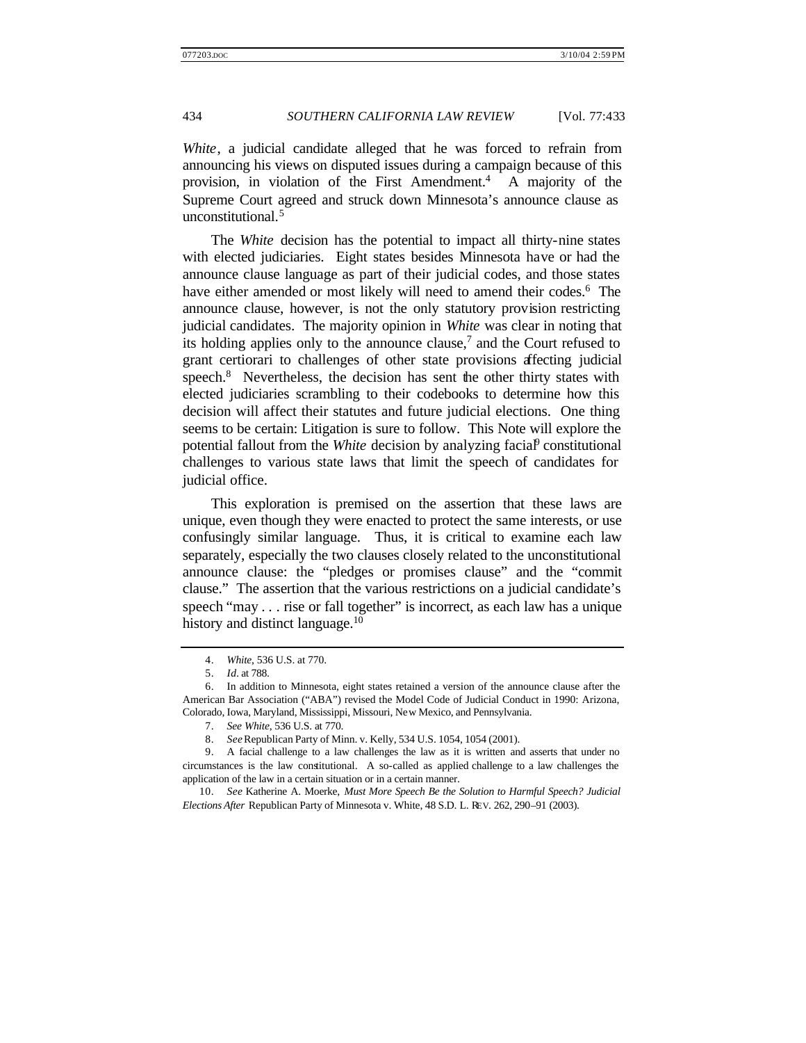*White*, a judicial candidate alleged that he was forced to refrain from announcing his views on disputed issues during a campaign because of this provision, in violation of the First Amendment.[4] A majority of the Supreme Court agreed and struck down Minnesota's announce clause as unconstitutional.[5]

The *White* decision has the potential to impact all thirty-nine states with elected judiciaries. Eight states besides Minnesota have or had the announce clause language as part of their judicial codes, and those states have either amended or most likely will need to amend their codes.[6] The announce clause, however, is not the only statutory provision restricting judicial candidates. The majority opinion in *White* was clear in noting that its holding applies only to the announce clause,[7] and the Court refused to grant certiorari to challenges of other state provisions affecting judicial speech.[8] Nevertheless, the decision has sent the other thirty states with elected judiciaries scrambling to their codebooks to determine how this decision will affect their statutes and future judicial elections. One thing seems to be certain: Litigation is sure to follow. This Note will explore the potential fallout from the *White* decision by analyzing facial[9] constitutional challenges to various state laws that limit the speech of candidates for judicial office.

This exploration is premised on the assertion that these laws are unique, even though they were enacted to protect the same interests, or use confusingly similar language. Thus, it is critical to examine each law separately, especially the two clauses closely related to the unconstitutional announce clause: the "pledges or promises clause" and the "commit clause." The assertion that the various restrictions on a judicial candidate's speech "may . . . rise or fall together" is incorrect, as each law has a unique history and distinct language.[10]

---

4. *White*, 536 U.S. at 770.

5. *Id*. at 788.

6. In addition to Minnesota, eight states retained a version of the announce clause after the American Bar Association ("ABA") revised the Model Code of Judicial Conduct in 1990: Arizona, Colorado, Iowa, Maryland, Mississippi, Missouri, New Mexico, and Pennsylvania.

7. *See White*, 536 U.S. at 770.

8. *See* Republican Party of Minn. v. Kelly, 534 U.S. 1054, 1054 (2001).

9. A facial challenge to a law challenges the law as it is written and asserts that under no circumstances is the law constitutional. A so-called as applied challenge to a law challenges the application of the law in a certain situation or in a certain manner.

10. *See* Katherine A. Moerke, *Must More Speech Be the Solution to Harmful Speech? Judicial Elections After* Republican Party of Minnesota v. White, 48 S.D. L. REV. 262, 290–91 (2003).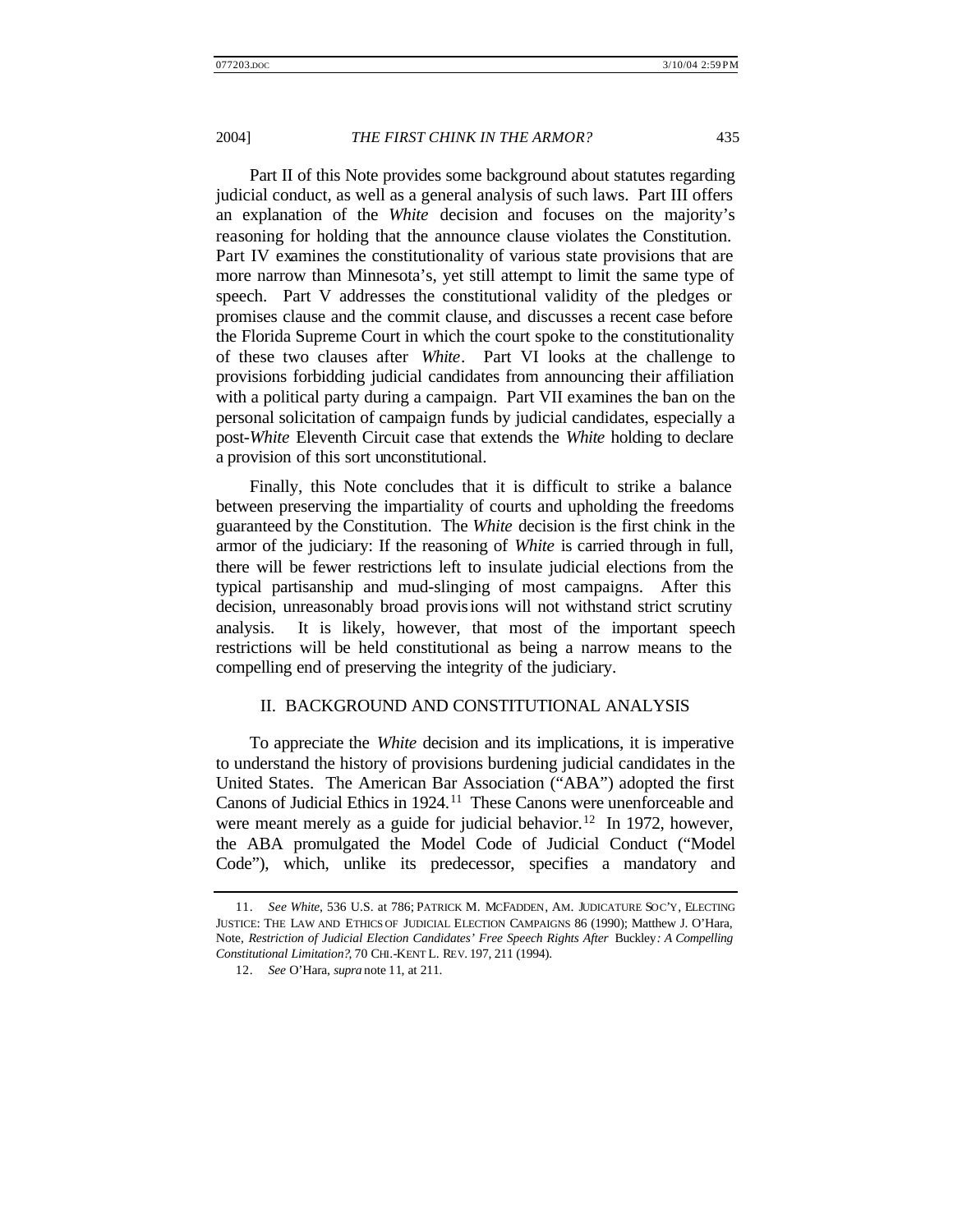Part II of this Note provides some background about statutes regarding judicial conduct, as well as a general analysis of such laws. Part III offers an explanation of the *White* decision and focuses on the majority's reasoning for holding that the announce clause violates the Constitution. Part IV examines the constitutionality of various state provisions that are more narrow than Minnesota's, yet still attempt to limit the same type of speech. Part V addresses the constitutional validity of the pledges or promises clause and the commit clause, and discusses a recent case before the Florida Supreme Court in which the court spoke to the constitutionality of these two clauses after *White*. Part VI looks at the challenge to provisions forbidding judicial candidates from announcing their affiliation with a political party during a campaign. Part VII examines the ban on the personal solicitation of campaign funds by judicial candidates, especially a post-*White* Eleventh Circuit case that extends the *White* holding to declare a provision of this sort unconstitutional.

Finally, this Note concludes that it is difficult to strike a balance between preserving the impartiality of courts and upholding the freedoms guaranteed by the Constitution. The *White* decision is the first chink in the armor of the judiciary: If the reasoning of *White* is carried through in full, there will be fewer restrictions left to insulate judicial elections from the typical partisanship and mud-slinging of most campaigns. After this decision, unreasonably broad provisions will not withstand strict scrutiny analysis. It is likely, however, that most of the important speech restrictions will be held constitutional as being a narrow means to the compelling end of preserving the integrity of the judiciary.

## II. BACKGROUND AND CONSTITUTIONAL ANALYSIS

To appreciate the *White* decision and its implications, it is imperative to understand the history of provisions burdening judicial candidates in the United States. The American Bar Association ("ABA") adopted the first Canons of Judicial Ethics in 1924.[11] These Canons were unenforceable and were meant merely as a guide for judicial behavior.[12] In 1972, however, the ABA promulgated the Model Code of Judicial Conduct ("Model Code"), which, unlike its predecessor, specifies a mandatory and

---

11. *See White*, 536 U.S. at 786; PATRICK M. MCFADDEN, AM. JUDICATURE SOC'Y, ELECTING JUSTICE: THE LAW AND ETHICS OF JUDICIAL ELECTION CAMPAIGNS 86 (1990); Matthew J. O'Hara, Note, *Restriction of Judicial Election Candidates' Free Speech Rights After* Buckley*: A Compelling Constitutional Limitation?*, 70 CHI.-KENT L. REV. 197, 211 (1994).

12. *See* O'Hara, *supra* note 11, at 211.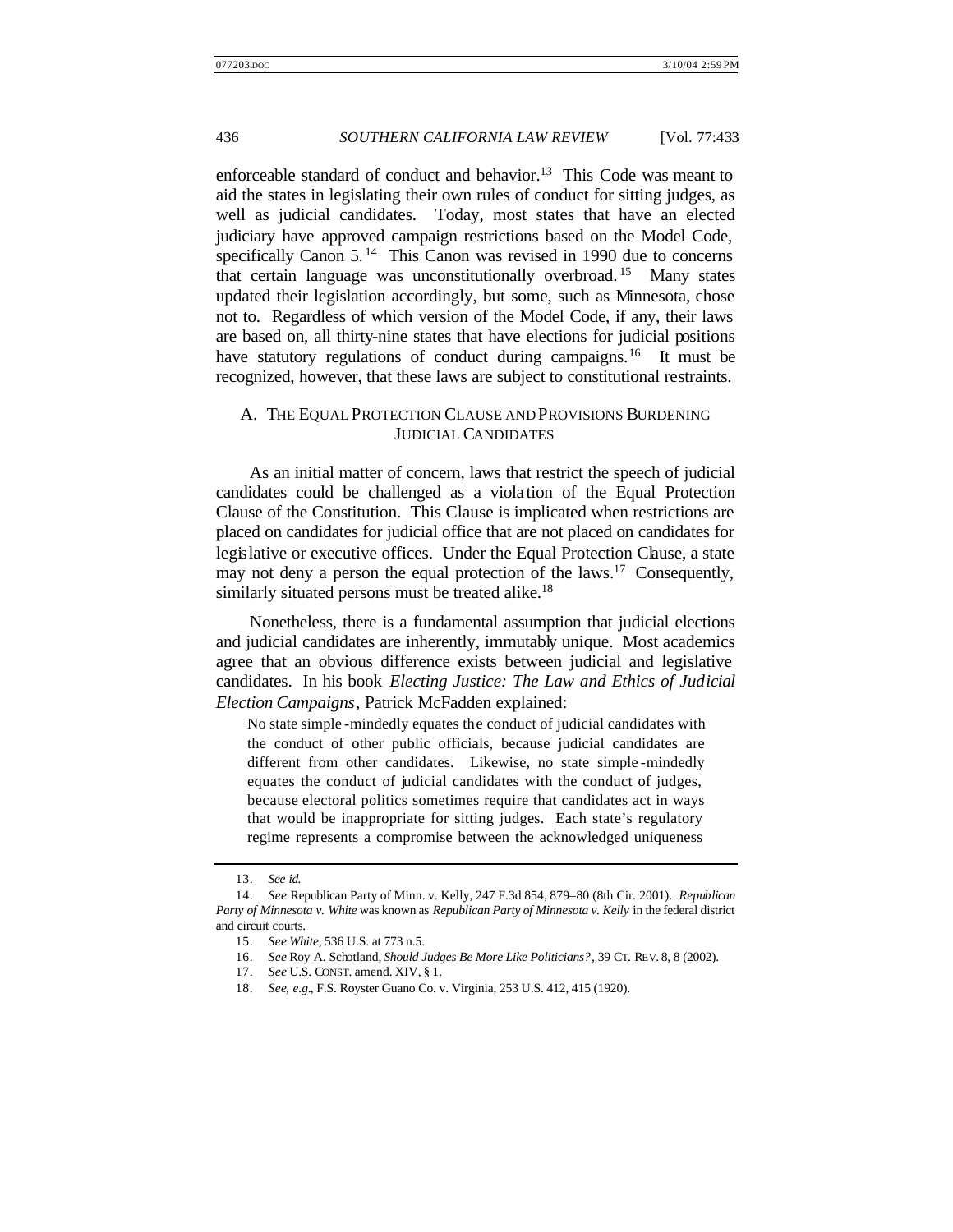enforceable standard of conduct and behavior.[13] This Code was meant to aid the states in legislating their own rules of conduct for sitting judges, as well as judicial candidates. Today, most states that have an elected judiciary have approved campaign restrictions based on the Model Code, specifically Canon 5.[14] This Canon was revised in 1990 due to concerns that certain language was unconstitutionally overbroad.[15] Many states updated their legislation accordingly, but some, such as Minnesota, chose not to. Regardless of which version of the Model Code, if any, their laws are based on, all thirty-nine states that have elections for judicial positions have statutory regulations of conduct during campaigns.[16] It must be recognized, however, that these laws are subject to constitutional restraints.

### A. THE EQUAL PROTECTION CLAUSE AND PROVISIONS BURDENING JUDICIAL CANDIDATES

As an initial matter of concern, laws that restrict the speech of judicial candidates could be challenged as a violation of the Equal Protection Clause of the Constitution. This Clause is implicated when restrictions are placed on candidates for judicial office that are not placed on candidates for legislative or executive offices. Under the Equal Protection Clause, a state may not deny a person the equal protection of the laws.[17] Consequently, similarly situated persons must be treated alike.[18]

Nonetheless, there is a fundamental assumption that judicial elections and judicial candidates are inherently, immutably unique. Most academics agree that an obvious difference exists between judicial and legislative candidates. In his book *Electing Justice: The Law and Ethics of Judicial Election Campaigns*, Patrick McFadden explained:

> No state simple-mindedly equates the conduct of judicial candidates with the conduct of other public officials, because judicial candidates are different from other candidates. Likewise, no state simple-mindedly equates the conduct of judicial candidates with the conduct of judges, because electoral politics sometimes require that candidates act in ways that would be inappropriate for sitting judges. Each state's regulatory regime represents a compromise between the acknowledged uniqueness

---

13. *See id.*

14. *See* Republican Party of Minn. v. Kelly, 247 F.3d 854, 879–80 (8th Cir. 2001). *Republican Party of Minnesota v. White* was known as *Republican Party of Minnesota v. Kelly* in the federal district and circuit courts.

15. *See White*, 536 U.S. at 773 n.5.

16. *See* Roy A. Schotland, *Should Judges Be More Like Politicians?*, 39 CT. REV. 8, 8 (2002).

17. *See* U.S. CONST. amend. XIV, § 1.

18. *See, e.g.*, F.S. Royster Guano Co. v. Virginia, 253 U.S. 412, 415 (1920).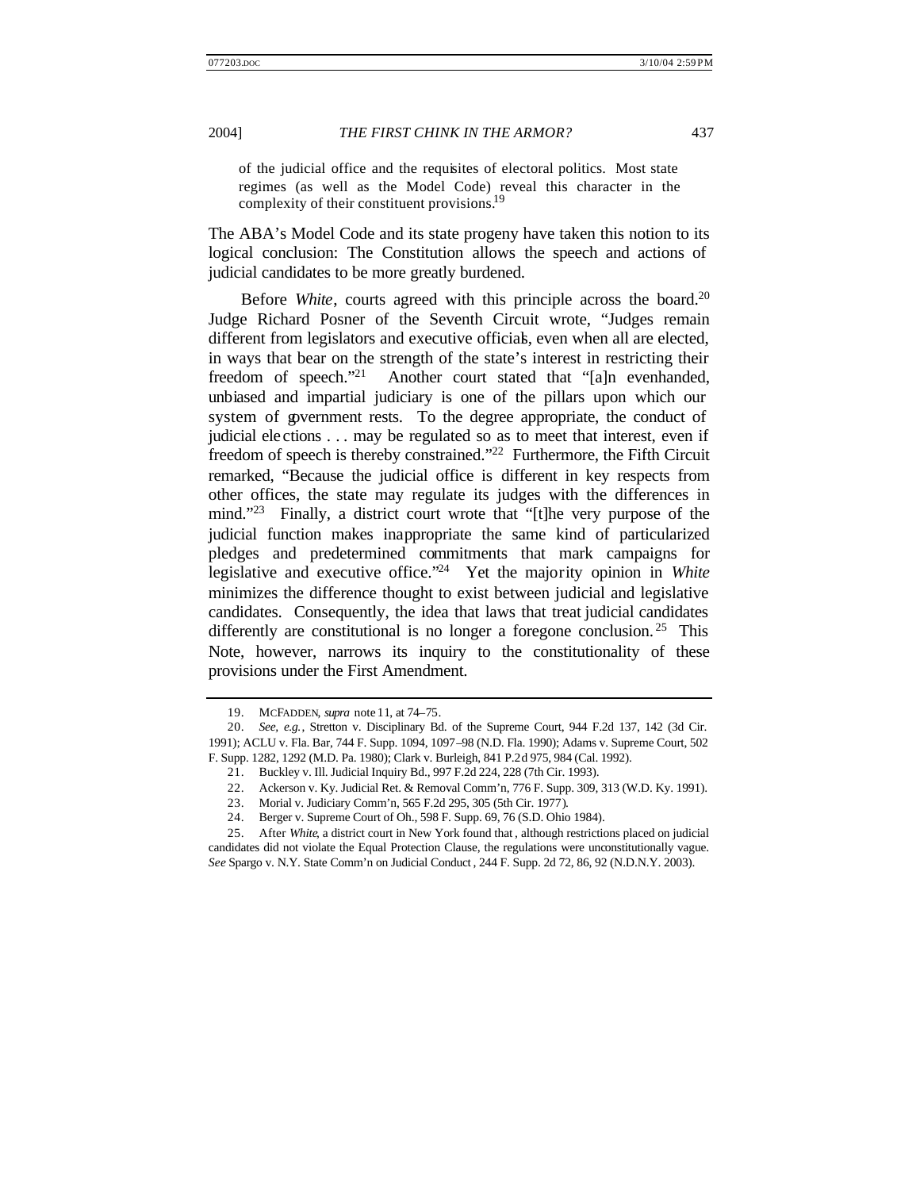> of the judicial office and the requisites of electoral politics. Most state regimes (as well as the Model Code) reveal this character in the complexity of their constituent provisions.[19]

The ABA's Model Code and its state progeny have taken this notion to its logical conclusion: The Constitution allows the speech and actions of judicial candidates to be more greatly burdened.

Before *White*, courts agreed with this principle across the board.[20] Judge Richard Posner of the Seventh Circuit wrote, "Judges remain different from legislators and executive officials, even when all are elected, in ways that bear on the strength of the state's interest in restricting their freedom of speech."[21] Another court stated that "[a]n evenhanded, unbiased and impartial judiciary is one of the pillars upon which our system of government rests. To the degree appropriate, the conduct of judicial elections . . . may be regulated so as to meet that interest, even if freedom of speech is thereby constrained."[22] Furthermore, the Fifth Circuit remarked, "Because the judicial office is different in key respects from other offices, the state may regulate its judges with the differences in mind."[23] Finally, a district court wrote that "[t]he very purpose of the judicial function makes inappropriate the same kind of particularized pledges and predetermined commitments that mark campaigns for legislative and executive office."[24] Yet the majority opinion in *White* minimizes the difference thought to exist between judicial and legislative candidates. Consequently, the idea that laws that treat judicial candidates differently are constitutional is no longer a foregone conclusion.[25] This Note, however, narrows its inquiry to the constitutionality of these provisions under the First Amendment.

---

19. MCFADDEN, *supra* note 11, at 74–75.

20. *See, e.g.*, Stretton v. Disciplinary Bd. of the Supreme Court, 944 F.2d 137, 142 (3d Cir. 1991); ACLU v. Fla. Bar, 744 F. Supp. 1094, 1097–98 (N.D. Fla. 1990); Adams v. Supreme Court, 502 F. Supp. 1282, 1292 (M.D. Pa. 1980); Clark v. Burleigh, 841 P.2d 975, 984 (Cal. 1992).

21. Buckley v. Ill. Judicial Inquiry Bd., 997 F.2d 224, 228 (7th Cir. 1993).

22. Ackerson v. Ky. Judicial Ret. & Removal Comm'n, 776 F. Supp. 309, 313 (W.D. Ky. 1991).

23. Morial v. Judiciary Comm'n, 565 F.2d 295, 305 (5th Cir. 1977).

24. Berger v. Supreme Court of Oh., 598 F. Supp. 69, 76 (S.D. Ohio 1984).

25. After *White*, a district court in New York found that, although restrictions placed on judicial candidates did not violate the Equal Protection Clause, the regulations were unconstitutionally vague. *See* Spargo v. N.Y. State Comm'n on Judicial Conduct, 244 F. Supp. 2d 72, 86, 92 (N.D.N.Y. 2003).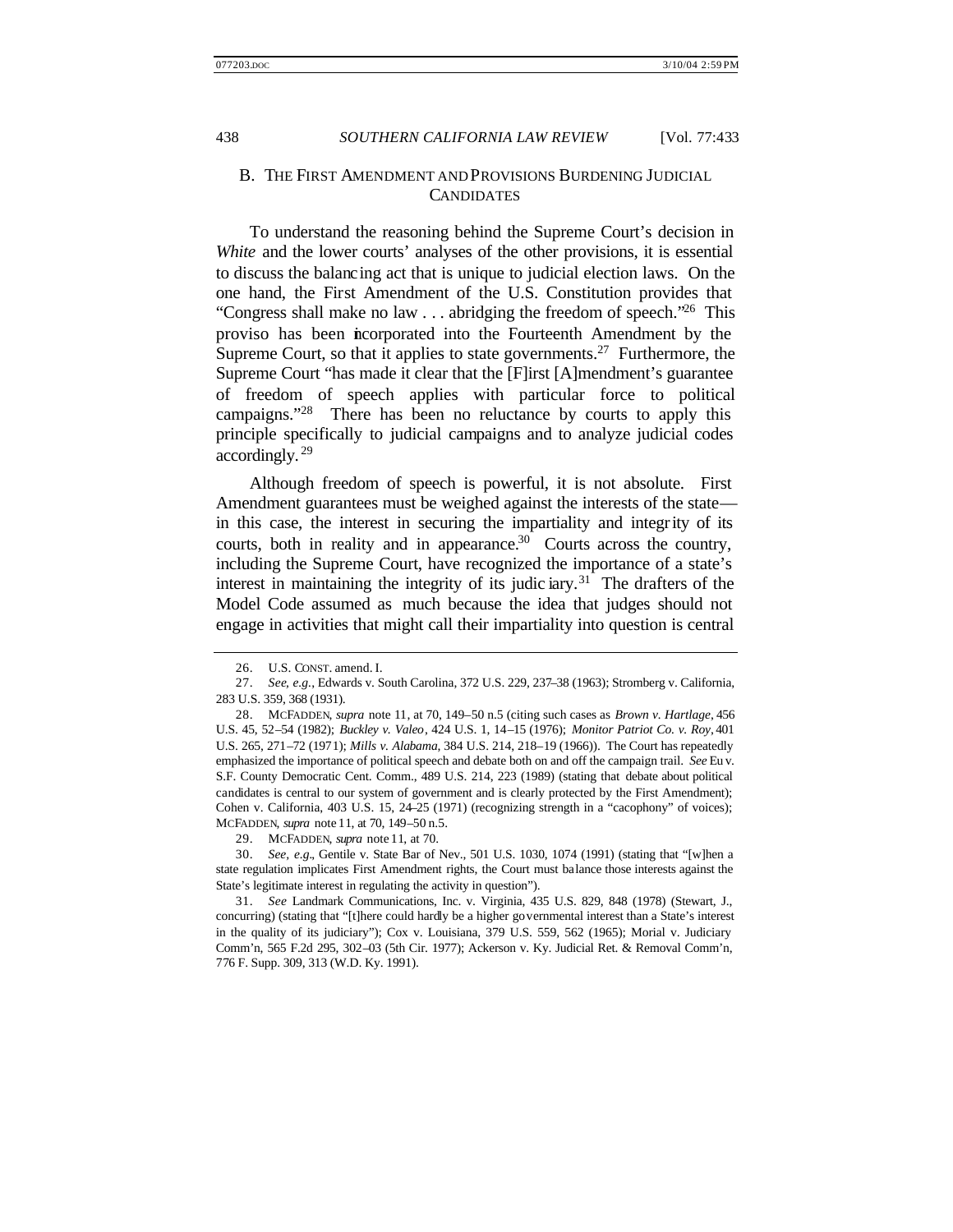## B. THE FIRST AMENDMENT AND PROVISIONS BURDENING JUDICIAL CANDIDATES

To understand the reasoning behind the Supreme Court's decision in *White* and the lower courts' analyses of the other provisions, it is essential to discuss the balancing act that is unique to judicial election laws. On the one hand, the First Amendment of the U.S. Constitution provides that "Congress shall make no law . . . abridging the freedom of speech."[26] This proviso has been incorporated into the Fourteenth Amendment by the Supreme Court, so that it applies to state governments.[27] Furthermore, the Supreme Court "has made it clear that the [F]irst [A]mendment's guarantee of freedom of speech applies with particular force to political campaigns."[28] There has been no reluctance by courts to apply this principle specifically to judicial campaigns and to analyze judicial codes accordingly.[29]

Although freedom of speech is powerful, it is not absolute. First Amendment guarantees must be weighed against the interests of the state—in this case, the interest in securing the impartiality and integrity of its courts, both in reality and in appearance.[30] Courts across the country, including the Supreme Court, have recognized the importance of a state's interest in maintaining the integrity of its judiciary.[31] The drafters of the Model Code assumed as much because the idea that judges should not engage in activities that might call their impartiality into question is central

---

26. U.S. CONST. amend. I.

27. *See, e.g.*, Edwards v. South Carolina, 372 U.S. 229, 237–38 (1963); Stromberg v. California, 283 U.S. 359, 368 (1931).

28. MCFADDEN, *supra* note 11, at 70, 149–50 n.5 (citing such cases as *Brown v. Hartlage*, 456 U.S. 45, 52–54 (1982); *Buckley v. Valeo*, 424 U.S. 1, 14–15 (1976); *Monitor Patriot Co. v. Roy*, 401 U.S. 265, 271–72 (1971); *Mills v. Alabama*, 384 U.S. 214, 218–19 (1966)). The Court has repeatedly emphasized the importance of political speech and debate both on and off the campaign trail. *See* Eu v. S.F. County Democratic Cent. Comm., 489 U.S. 214, 223 (1989) (stating that debate about political candidates is central to our system of government and is clearly protected by the First Amendment); Cohen v. California, 403 U.S. 15, 24–25 (1971) (recognizing strength in a "cacophony" of voices); MCFADDEN, *supra* note 11, at 70, 149–50 n.5.

29. MCFADDEN, *supra* note 11, at 70.

30. *See, e.g.*, Gentile v. State Bar of Nev., 501 U.S. 1030, 1074 (1991) (stating that "[w]hen a state regulation implicates First Amendment rights, the Court must balance those interests against the State's legitimate interest in regulating the activity in question").

31. *See* Landmark Communications, Inc. v. Virginia, 435 U.S. 829, 848 (1978) (Stewart, J., concurring) (stating that "[t]here could hardly be a higher governmental interest than a State's interest in the quality of its judiciary"); Cox v. Louisiana, 379 U.S. 559, 562 (1965); Morial v. Judiciary Comm'n, 565 F.2d 295, 302–03 (5th Cir. 1977); Ackerson v. Ky. Judicial Ret. & Removal Comm'n, 776 F. Supp. 309, 313 (W.D. Ky. 1991).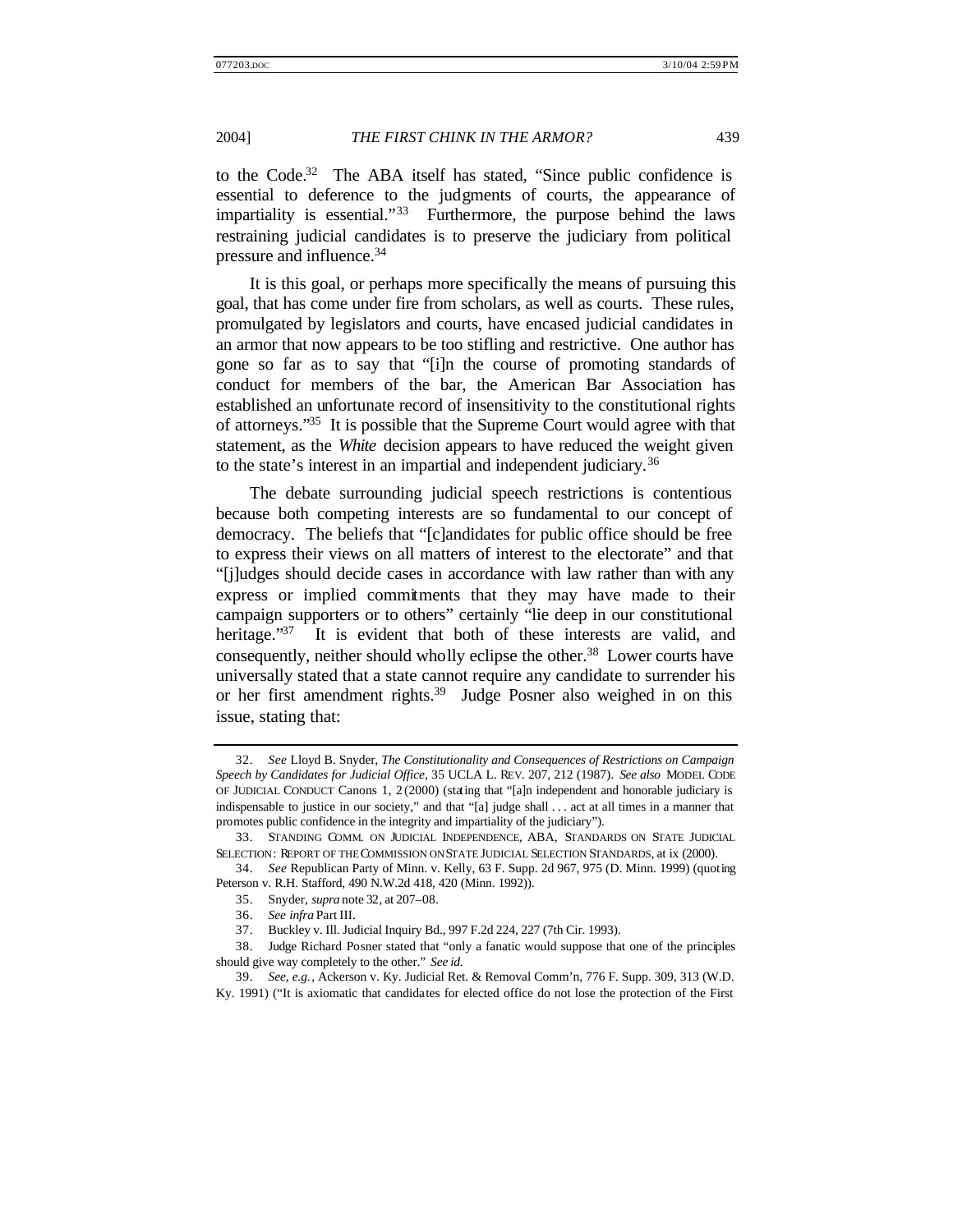to the Code.[32] The ABA itself has stated, "Since public confidence is essential to deference to the judgments of courts, the appearance of impartiality is essential."[33] Furthermore, the purpose behind the laws restraining judicial candidates is to preserve the judiciary from political pressure and influence.[34]

It is this goal, or perhaps more specifically the means of pursuing this goal, that has come under fire from scholars, as well as courts. These rules, promulgated by legislators and courts, have encased judicial candidates in an armor that now appears to be too stifling and restrictive. One author has gone so far as to say that "[i]n the course of promoting standards of conduct for members of the bar, the American Bar Association has established an unfortunate record of insensitivity to the constitutional rights of attorneys."[35] It is possible that the Supreme Court would agree with that statement, as the *White* decision appears to have reduced the weight given to the state's interest in an impartial and independent judiciary.[36]

The debate surrounding judicial speech restrictions is contentious because both competing interests are so fundamental to our concept of democracy. The beliefs that "[c]andidates for public office should be free to express their views on all matters of interest to the electorate" and that "[j]udges should decide cases in accordance with law rather than with any express or implied commitments that they may have made to their campaign supporters or to others" certainly "lie deep in our constitutional heritage."[37] It is evident that both of these interests are valid, and consequently, neither should wholly eclipse the other.[38] Lower courts have universally stated that a state cannot require any candidate to surrender his or her first amendment rights.[39] Judge Posner also weighed in on this issue, stating that:

---

32. *See* Lloyd B. Snyder, *The Constitutionality and Consequences of Restrictions on Campaign Speech by Candidates for Judicial Office*, 35 UCLA L. REV. 207, 212 (1987). *See also* MODEL CODE OF JUDICIAL CONDUCT Canons 1, 2 (2000) (stating that "[a]n independent and honorable judiciary is indispensable to justice in our society," and that "[a] judge shall . . . act at all times in a manner that promotes public confidence in the integrity and impartiality of the judiciary").

33. STANDING COMM. ON JUDICIAL INDEPENDENCE, ABA, STANDARDS ON STATE JUDICIAL SELECTION: REPORT OF THE COMMISSION ON STATE JUDICIAL SELECTION STANDARDS, at ix (2000).

34. *See* Republican Party of Minn. v. Kelly, 63 F. Supp. 2d 967, 975 (D. Minn. 1999) (quoting Peterson v. R.H. Stafford, 490 N.W.2d 418, 420 (Minn. 1992)).

35. Snyder, *supra* note 32, at 207–08.

36. *See infra* Part III.

37. Buckley v. Ill. Judicial Inquiry Bd., 997 F.2d 224, 227 (7th Cir. 1993).

38. Judge Richard Posner stated that "only a fanatic would suppose that one of the principles should give way completely to the other." *See id.*

39. *See, e.g.*, Ackerson v. Ky. Judicial Ret. & Removal Comm'n, 776 F. Supp. 309, 313 (W.D. Ky. 1991) ("It is axiomatic that candidates for elected office do not lose the protection of the First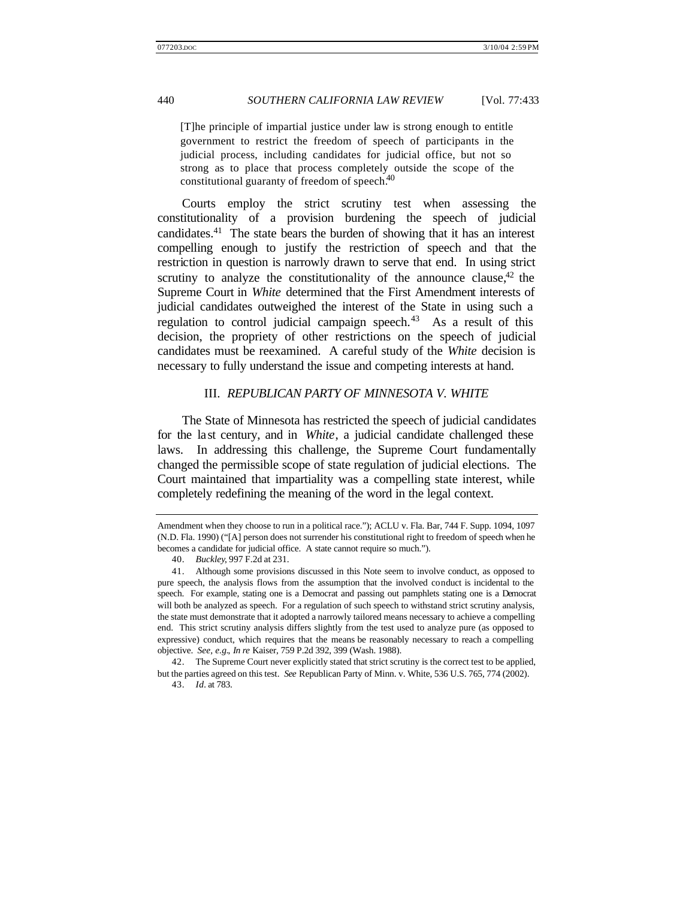> [T]he principle of impartial justice under law is strong enough to entitle government to restrict the freedom of speech of participants in the judicial process, including candidates for judicial office, but not so strong as to place that process completely outside the scope of the constitutional guaranty of freedom of speech.[40]

Courts employ the strict scrutiny test when assessing the constitutionality of a provision burdening the speech of judicial candidates.[41] The state bears the burden of showing that it has an interest compelling enough to justify the restriction of speech and that the restriction in question is narrowly drawn to serve that end. In using strict scrutiny to analyze the constitutionality of the announce clause,[42] the Supreme Court in *White* determined that the First Amendment interests of judicial candidates outweighed the interest of the State in using such a regulation to control judicial campaign speech.[43] As a result of this decision, the propriety of other restrictions on the speech of judicial candidates must be reexamined. A careful study of the *White* decision is necessary to fully understand the issue and competing interests at hand.

## III. *REPUBLICAN PARTY OF MINNESOTA V. WHITE*

The State of Minnesota has restricted the speech of judicial candidates for the last century, and in *White*, a judicial candidate challenged these laws. In addressing this challenge, the Supreme Court fundamentally changed the permissible scope of state regulation of judicial elections. The Court maintained that impartiality was a compelling state interest, while completely redefining the meaning of the word in the legal context.

---

Amendment when they choose to run in a political race."); ACLU v. Fla. Bar, 744 F. Supp. 1094, 1097 (N.D. Fla. 1990) ("[A] person does not surrender his constitutional right to freedom of speech when he becomes a candidate for judicial office. A state cannot require so much.").

40. *Buckley*, 997 F.2d at 231.

41. Although some provisions discussed in this Note seem to involve conduct, as opposed to pure speech, the analysis flows from the assumption that the involved conduct is incidental to the speech. For example, stating one is a Democrat and passing out pamphlets stating one is a Democrat will both be analyzed as speech. For a regulation of such speech to withstand strict scrutiny analysis, the state must demonstrate that it adopted a narrowly tailored means necessary to achieve a compelling end. This strict scrutiny analysis differs slightly from the test used to analyze pure (as opposed to expressive) conduct, which requires that the means be reasonably necessary to reach a compelling objective. *See, e.g.*, *In re* Kaiser, 759 P.2d 392, 399 (Wash. 1988).

42. The Supreme Court never explicitly stated that strict scrutiny is the correct test to be applied, but the parties agreed on this test. *See* Republican Party of Minn. v. White, 536 U.S. 765, 774 (2002).

43. *Id*. at 783.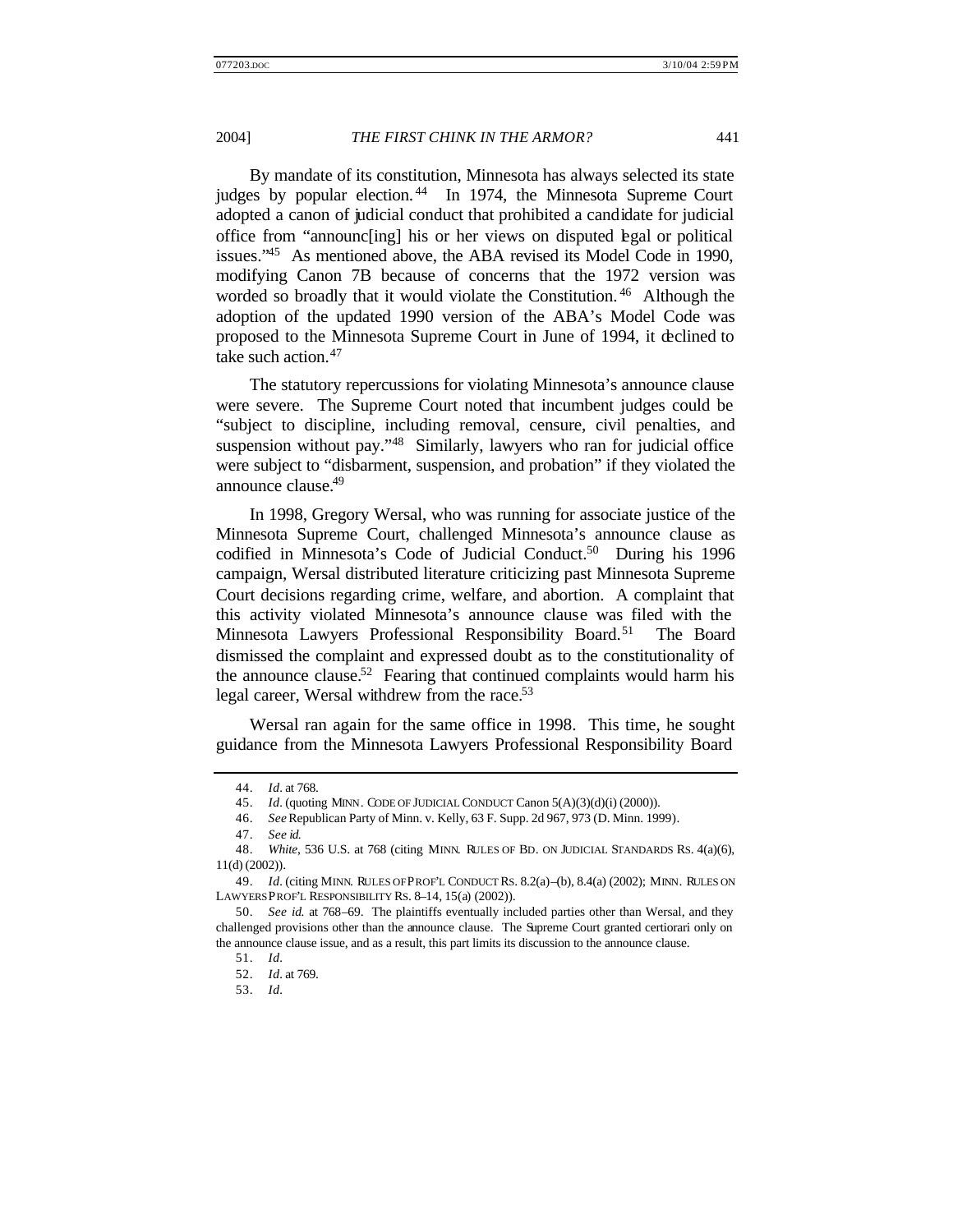By mandate of its constitution, Minnesota has always selected its state judges by popular election.[44] In 1974, the Minnesota Supreme Court adopted a canon of judicial conduct that prohibited a candidate for judicial office from "announc[ing] his or her views on disputed legal or political issues."[45] As mentioned above, the ABA revised its Model Code in 1990, modifying Canon 7B because of concerns that the 1972 version was worded so broadly that it would violate the Constitution.[46] Although the adoption of the updated 1990 version of the ABA's Model Code was proposed to the Minnesota Supreme Court in June of 1994, it declined to take such action.[47]

The statutory repercussions for violating Minnesota's announce clause were severe. The Supreme Court noted that incumbent judges could be "subject to discipline, including removal, censure, civil penalties, and suspension without pay."[48] Similarly, lawyers who ran for judicial office were subject to "disbarment, suspension, and probation" if they violated the announce clause.[49]

In 1998, Gregory Wersal, who was running for associate justice of the Minnesota Supreme Court, challenged Minnesota's announce clause as codified in Minnesota's Code of Judicial Conduct.[50] During his 1996 campaign, Wersal distributed literature criticizing past Minnesota Supreme Court decisions regarding crime, welfare, and abortion. A complaint that this activity violated Minnesota's announce clause was filed with the Minnesota Lawyers Professional Responsibility Board.[51] The Board dismissed the complaint and expressed doubt as to the constitutionality of the announce clause.[52] Fearing that continued complaints would harm his legal career, Wersal withdrew from the race.[53]

Wersal ran again for the same office in 1998. This time, he sought guidance from the Minnesota Lawyers Professional Responsibility Board

---

44. *Id*. at 768.

45. *Id*. (quoting MINN. CODE OF JUDICIAL CONDUCT Canon 5(A)(3)(d)(i) (2000)).

46. *See* Republican Party of Minn. v. Kelly, 63 F. Supp. 2d 967, 973 (D. Minn. 1999).

47. *See id.*

48. *White*, 536 U.S. at 768 (citing MINN. RULES OF BD. ON JUDICIAL STANDARDS RS. 4(a)(6), 11(d) (2002)).

49. *Id*. (citing MINN. RULES OF PROF'L CONDUCT RS. 8.2(a)–(b), 8.4(a) (2002); MINN. RULES ON LAWYERS PROF'L RESPONSIBILITY RS. 8–14, 15(a) (2002)).

50. *See id.* at 768–69. The plaintiffs eventually included parties other than Wersal, and they challenged provisions other than the announce clause. The Supreme Court granted certiorari only on the announce clause issue, and as a result, this part limits its discussion to the announce clause.

51. *Id*.

52. *Id*. at 769.

53. *Id*.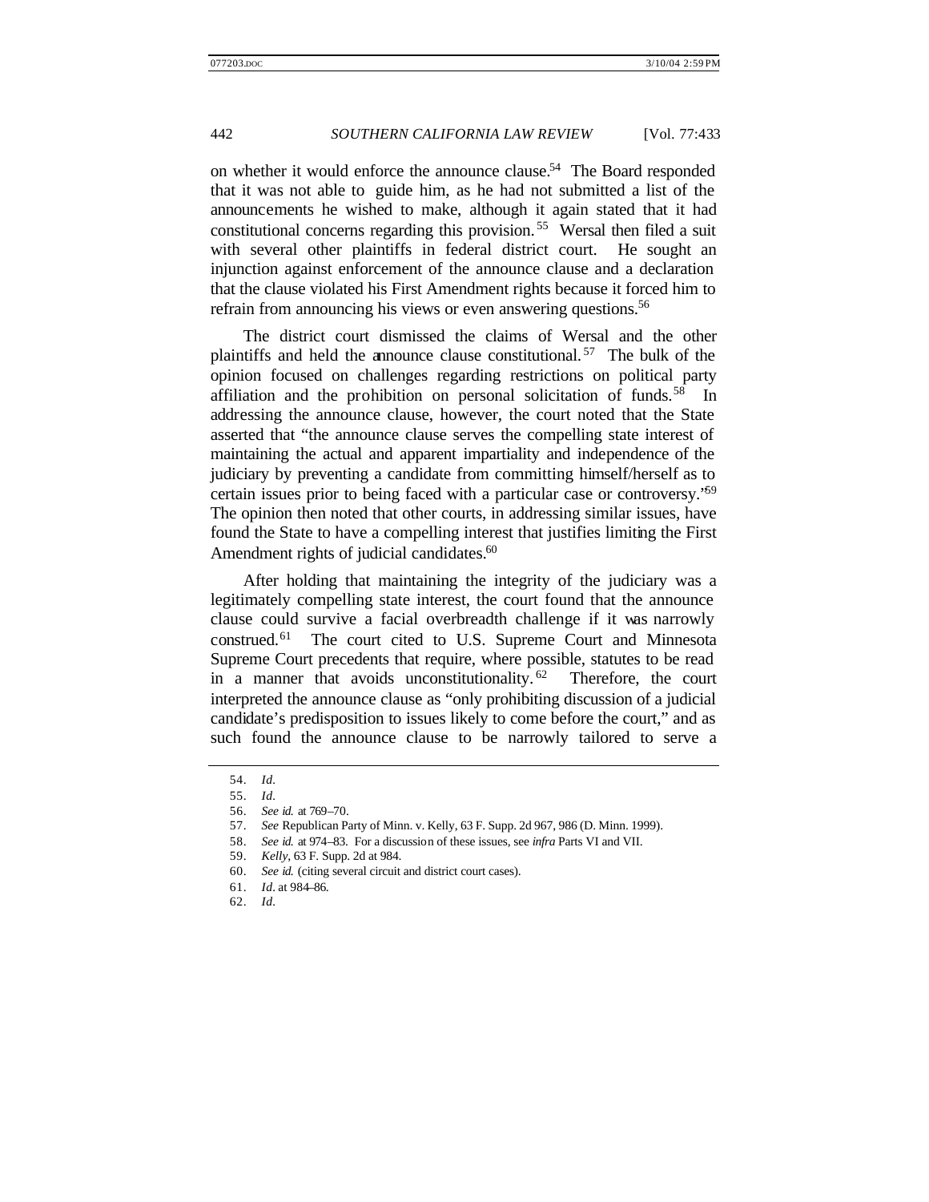on whether it would enforce the announce clause.[54] The Board responded that it was not able to guide him, as he had not submitted a list of the announcements he wished to make, although it again stated that it had constitutional concerns regarding this provision.[55] Wersal then filed a suit with several other plaintiffs in federal district court. He sought an injunction against enforcement of the announce clause and a declaration that the clause violated his First Amendment rights because it forced him to refrain from announcing his views or even answering questions.[56]

The district court dismissed the claims of Wersal and the other plaintiffs and held the announce clause constitutional.[57] The bulk of the opinion focused on challenges regarding restrictions on political party affiliation and the prohibition on personal solicitation of funds.[58] In addressing the announce clause, however, the court noted that the State asserted that "the announce clause serves the compelling state interest of maintaining the actual and apparent impartiality and independence of the judiciary by preventing a candidate from committing himself/herself as to certain issues prior to being faced with a particular case or controversy."[59] The opinion then noted that other courts, in addressing similar issues, have found the State to have a compelling interest that justifies limiting the First Amendment rights of judicial candidates.[60]

After holding that maintaining the integrity of the judiciary was a legitimately compelling state interest, the court found that the announce clause could survive a facial overbreadth challenge if it was narrowly construed.[61] The court cited to U.S. Supreme Court and Minnesota Supreme Court precedents that require, where possible, statutes to be read in a manner that avoids unconstitutionality.[62] Therefore, the court interpreted the announce clause as "only prohibiting discussion of a judicial candidate's predisposition to issues likely to come before the court," and as such found the announce clause to be narrowly tailored to serve a

---

54. *Id.*

55. *Id.*

56. *See id.* at 769–70.

57. *See* Republican Party of Minn. v. Kelly, 63 F. Supp. 2d 967, 986 (D. Minn. 1999).

58. *See id.* at 974–83. For a discussion of these issues, see *infra* Parts VI and VII.

59. *Kelly*, 63 F. Supp. 2d at 984.

60. *See id.* (citing several circuit and district court cases).

61. *Id.* at 984–86.

62. *Id.*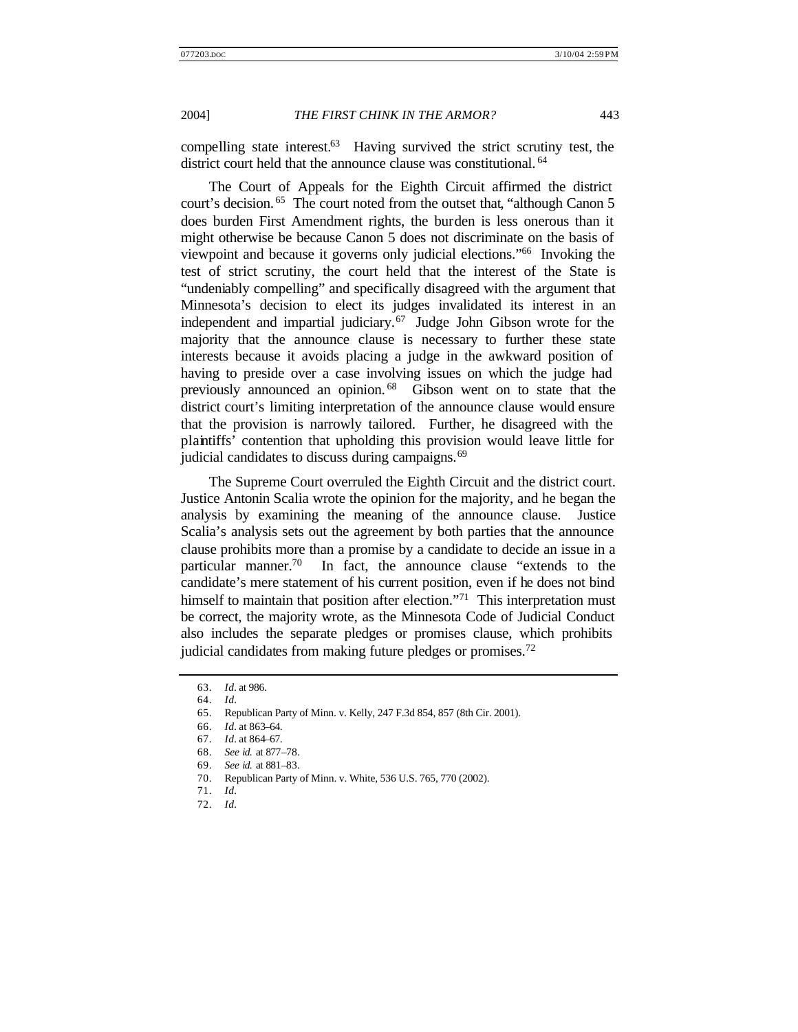compelling state interest.[63] Having survived the strict scrutiny test, the district court held that the announce clause was constitutional.[64]

The Court of Appeals for the Eighth Circuit affirmed the district court's decision.[65] The court noted from the outset that, "although Canon 5 does burden First Amendment rights, the burden is less onerous than it might otherwise be because Canon 5 does not discriminate on the basis of viewpoint and because it governs only judicial elections."[66] Invoking the test of strict scrutiny, the court held that the interest of the State is "undeniably compelling" and specifically disagreed with the argument that Minnesota's decision to elect its judges invalidated its interest in an independent and impartial judiciary.[67] Judge John Gibson wrote for the majority that the announce clause is necessary to further these state interests because it avoids placing a judge in the awkward position of having to preside over a case involving issues on which the judge had previously announced an opinion.[68] Gibson went on to state that the district court's limiting interpretation of the announce clause would ensure that the provision is narrowly tailored. Further, he disagreed with the plaintiffs' contention that upholding this provision would leave little for judicial candidates to discuss during campaigns.[69]

The Supreme Court overruled the Eighth Circuit and the district court. Justice Antonin Scalia wrote the opinion for the majority, and he began the analysis by examining the meaning of the announce clause. Justice Scalia's analysis sets out the agreement by both parties that the announce clause prohibits more than a promise by a candidate to decide an issue in a particular manner.[70] In fact, the announce clause "extends to the candidate's mere statement of his current position, even if he does not bind himself to maintain that position after election."[71] This interpretation must be correct, the majority wrote, as the Minnesota Code of Judicial Conduct also includes the separate pledges or promises clause, which prohibits judicial candidates from making future pledges or promises.[72]

---

63. *Id.* at 986.
64. *Id.*
65. Republican Party of Minn. v. Kelly, 247 F.3d 854, 857 (8th Cir. 2001).
66. *Id.* at 863–64.
67. *Id.* at 864–67.
68. *See id.* at 877–78.
69. *See id.* at 881–83.
70. Republican Party of Minn. v. White, 536 U.S. 765, 770 (2002).
71. *Id.*
72. *Id.*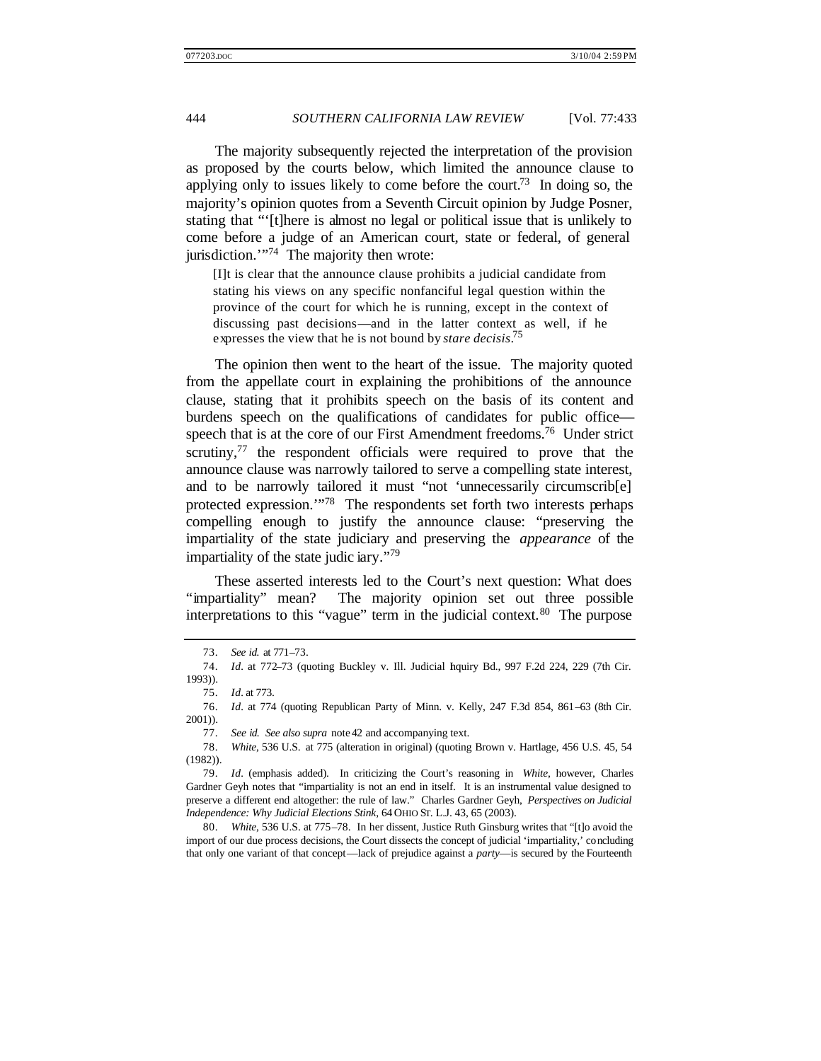The majority subsequently rejected the interpretation of the provision as proposed by the courts below, which limited the announce clause to applying only to issues likely to come before the court.[73] In doing so, the majority's opinion quotes from a Seventh Circuit opinion by Judge Posner, stating that "'[t]here is almost no legal or political issue that is unlikely to come before a judge of an American court, state or federal, of general jurisdiction.'"[74] The majority then wrote:

> [I]t is clear that the announce clause prohibits a judicial candidate from stating his views on any specific nonfanciful legal question within the province of the court for which he is running, except in the context of discussing past decisions—and in the latter context as well, if he expresses the view that he is not bound by *stare decisis*.[75]

The opinion then went to the heart of the issue. The majority quoted from the appellate court in explaining the prohibitions of the announce clause, stating that it prohibits speech on the basis of its content and burdens speech on the qualifications of candidates for public office—speech that is at the core of our First Amendment freedoms.[76] Under strict scrutiny,[77] the respondent officials were required to prove that the announce clause was narrowly tailored to serve a compelling state interest, and to be narrowly tailored it must "not 'unnecessarily circumscrib[e] protected expression.'"[78] The respondents set forth two interests perhaps compelling enough to justify the announce clause: "preserving the impartiality of the state judiciary and preserving the *appearance* of the impartiality of the state judiciary."[79]

These asserted interests led to the Court's next question: What does "impartiality" mean? The majority opinion set out three possible interpretations to this "vague" term in the judicial context.[80] The purpose

---

73. *See id.* at 771–73.

74. *Id.* at 772–73 (quoting Buckley v. Ill. Judicial Inquiry Bd., 997 F.2d 224, 229 (7th Cir. 1993)).

75. *Id.* at 773.

76. *Id.* at 774 (quoting Republican Party of Minn. v. Kelly, 247 F.3d 854, 861–63 (8th Cir. 2001)).

77. *See id. See also supra* note 42 and accompanying text.

78. *White*, 536 U.S. at 775 (alteration in original) (quoting Brown v. Hartlage, 456 U.S. 45, 54 (1982)).

79. *Id.* (emphasis added). In criticizing the Court's reasoning in *White*, however, Charles Gardner Geyh notes that "impartiality is not an end in itself. It is an instrumental value designed to preserve a different end altogether: the rule of law." Charles Gardner Geyh, *Perspectives on Judicial Independence: Why Judicial Elections Stink*, 64 OHIO ST. L.J. 43, 65 (2003).

80. *White*, 536 U.S. at 775–78. In her dissent, Justice Ruth Ginsburg writes that "[t]o avoid the import of our due process decisions, the Court dissects the concept of judicial 'impartiality,' concluding that only one variant of that concept—lack of prejudice against a *party*—is secured by the Fourteenth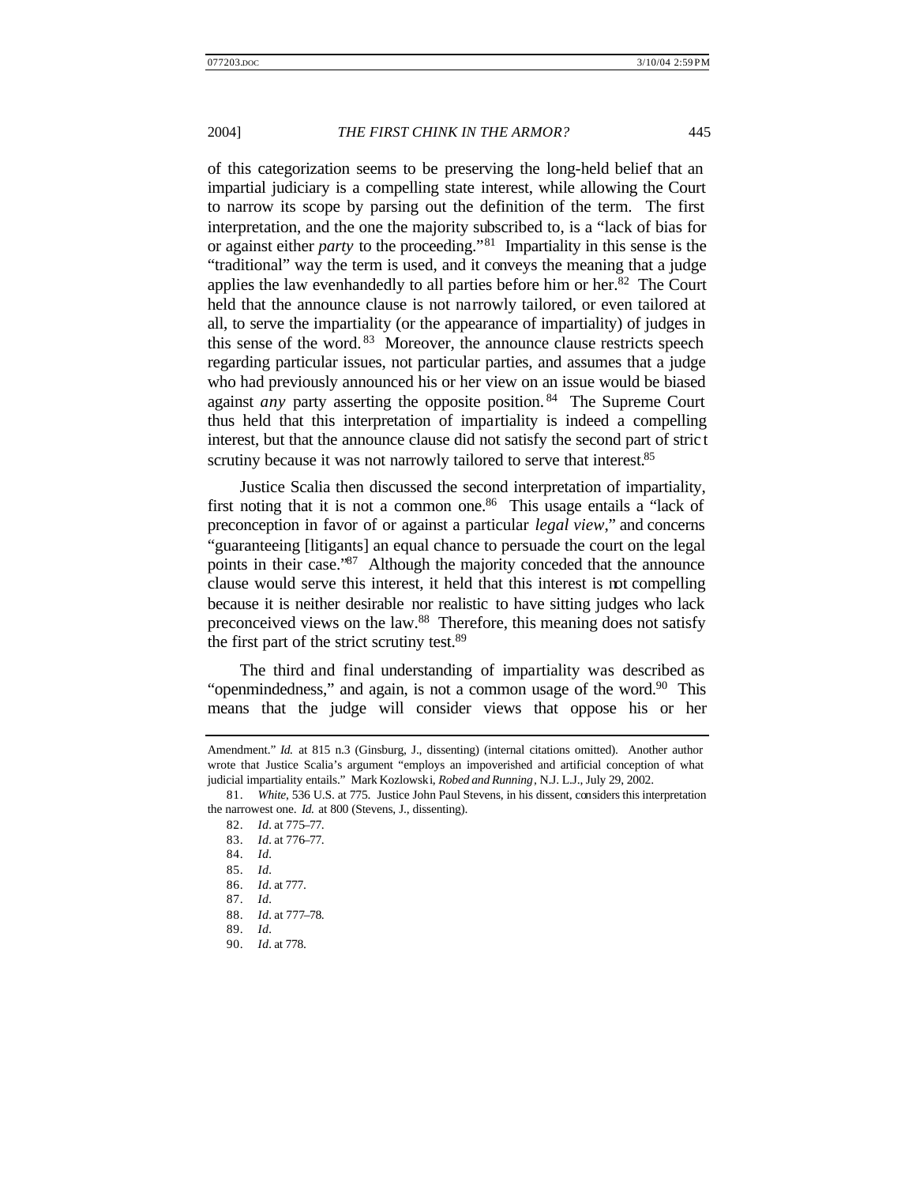of this categorization seems to be preserving the long-held belief that an impartial judiciary is a compelling state interest, while allowing the Court to narrow its scope by parsing out the definition of the term. The first interpretation, and the one the majority subscribed to, is a "lack of bias for or against either *party* to the proceeding."[81] Impartiality in this sense is the "traditional" way the term is used, and it conveys the meaning that a judge applies the law evenhandedly to all parties before him or her.[82] The Court held that the announce clause is not narrowly tailored, or even tailored at all, to serve the impartiality (or the appearance of impartiality) of judges in this sense of the word.[83] Moreover, the announce clause restricts speech regarding particular issues, not particular parties, and assumes that a judge who had previously announced his or her view on an issue would be biased against *any* party asserting the opposite position.[84] The Supreme Court thus held that this interpretation of impartiality is indeed a compelling interest, but that the announce clause did not satisfy the second part of strict scrutiny because it was not narrowly tailored to serve that interest.[85]

Justice Scalia then discussed the second interpretation of impartiality, first noting that it is not a common one.[86] This usage entails a "lack of preconception in favor of or against a particular *legal view*," and concerns "guaranteeing [litigants] an equal chance to persuade the court on the legal points in their case."[87] Although the majority conceded that the announce clause would serve this interest, it held that this interest is not compelling because it is neither desirable nor realistic to have sitting judges who lack preconceived views on the law.[88] Therefore, this meaning does not satisfy the first part of the strict scrutiny test.[89]

The third and final understanding of impartiality was described as "openmindedness," and again, is not a common usage of the word.[90] This means that the judge will consider views that oppose his or her

---

Amendment." *Id.* at 815 n.3 (Ginsburg, J., dissenting) (internal citations omitted). Another author wrote that Justice Scalia's argument "employs an impoverished and artificial conception of what judicial impartiality entails." Mark Kozlowski, *Robed and Running*, N.J. L.J., July 29, 2002.

81. *White*, 536 U.S. at 775. Justice John Paul Stevens, in his dissent, considers this interpretation the narrowest one. *Id.* at 800 (Stevens, J., dissenting).

82. *Id*. at 775–77.

83. *Id*. at 776–77.

84. *Id*.

85. *Id*.

86. *Id*. at 777.

87. *Id*.

88. *Id*. at 777–78.

89. *Id*.

90. *Id*. at 778.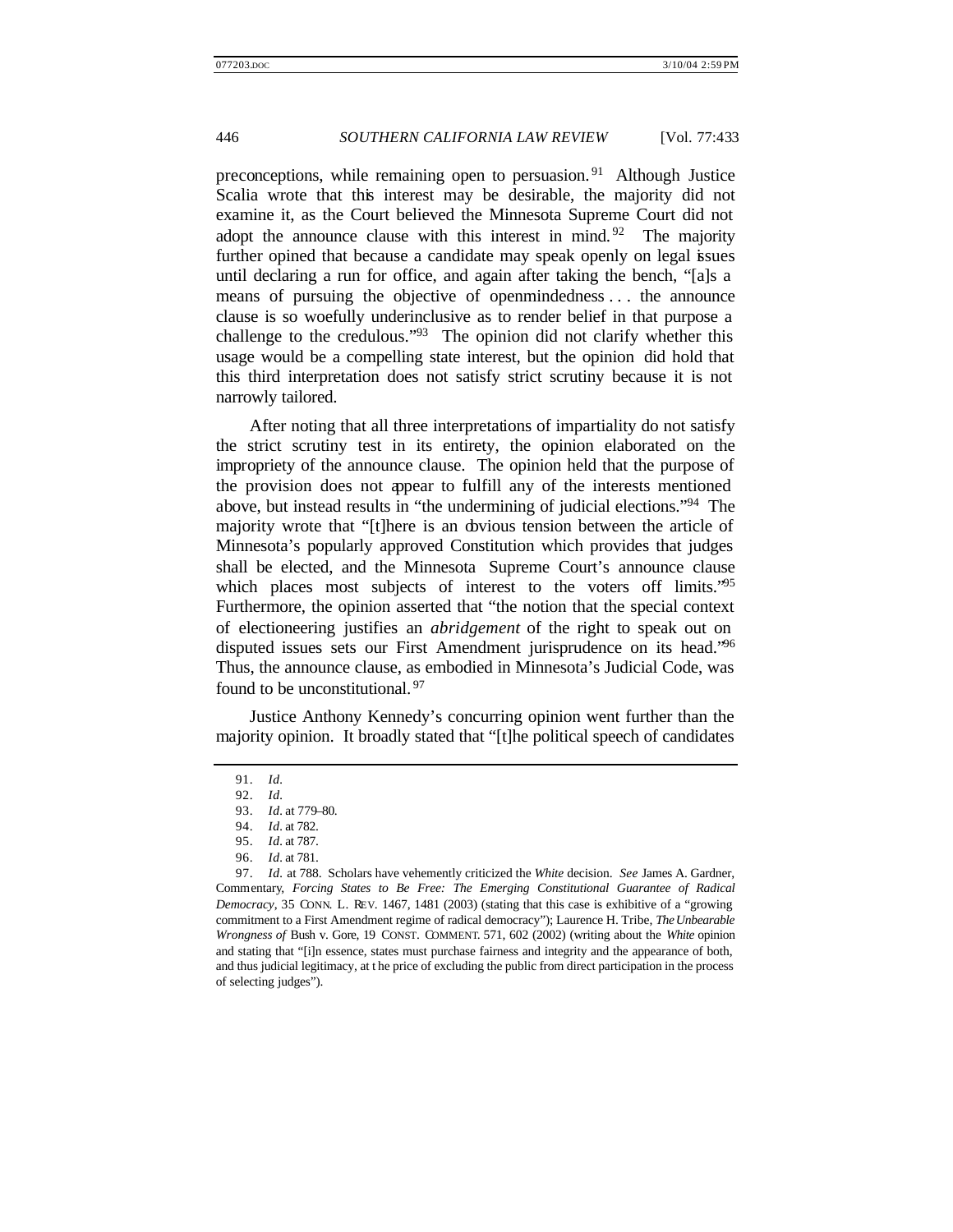preconceptions, while remaining open to persuasion.[91] Although Justice Scalia wrote that this interest may be desirable, the majority did not examine it, as the Court believed the Minnesota Supreme Court did not adopt the announce clause with this interest in mind.[92] The majority further opined that because a candidate may speak openly on legal issues until declaring a run for office, and again after taking the bench, "[a]s a means of pursuing the objective of openmindedness . . . the announce clause is so woefully underinclusive as to render belief in that purpose a challenge to the credulous."[93] The opinion did not clarify whether this usage would be a compelling state interest, but the opinion did hold that this third interpretation does not satisfy strict scrutiny because it is not narrowly tailored.

After noting that all three interpretations of impartiality do not satisfy the strict scrutiny test in its entirety, the opinion elaborated on the impropriety of the announce clause. The opinion held that the purpose of the provision does not appear to fulfill any of the interests mentioned above, but instead results in "the undermining of judicial elections."[94] The majority wrote that "[t]here is an obvious tension between the article of Minnesota's popularly approved Constitution which provides that judges shall be elected, and the Minnesota Supreme Court's announce clause which places most subjects of interest to the voters off limits."[95] Furthermore, the opinion asserted that "the notion that the special context of electioneering justifies an *abridgement* of the right to speak out on disputed issues sets our First Amendment jurisprudence on its head."[96] Thus, the announce clause, as embodied in Minnesota's Judicial Code, was found to be unconstitutional.[97]

Justice Anthony Kennedy's concurring opinion went further than the majority opinion. It broadly stated that "[t]he political speech of candidates

---

91. *Id.*

92. *Id.*

93. *Id.* at 779–80.

94. *Id.* at 782.

95. *Id.* at 787.

96. *Id.* at 781.

97. *Id.* at 788. Scholars have vehemently criticized the *White* decision. *See* James A. Gardner, Commentary, *Forcing States to Be Free: The Emerging Constitutional Guarantee of Radical Democracy*, 35 CONN. L. REV. 1467, 1481 (2003) (stating that this case is exhibitive of a "growing commitment to a First Amendment regime of radical democracy"); Laurence H. Tribe, *The Unbearable Wrongness of* Bush v. Gore, 19 CONST. COMMENT. 571, 602 (2002) (writing about the *White* opinion and stating that "[i]n essence, states must purchase fairness and integrity and the appearance of both, and thus judicial legitimacy, at the price of excluding the public from direct participation in the process of selecting judges").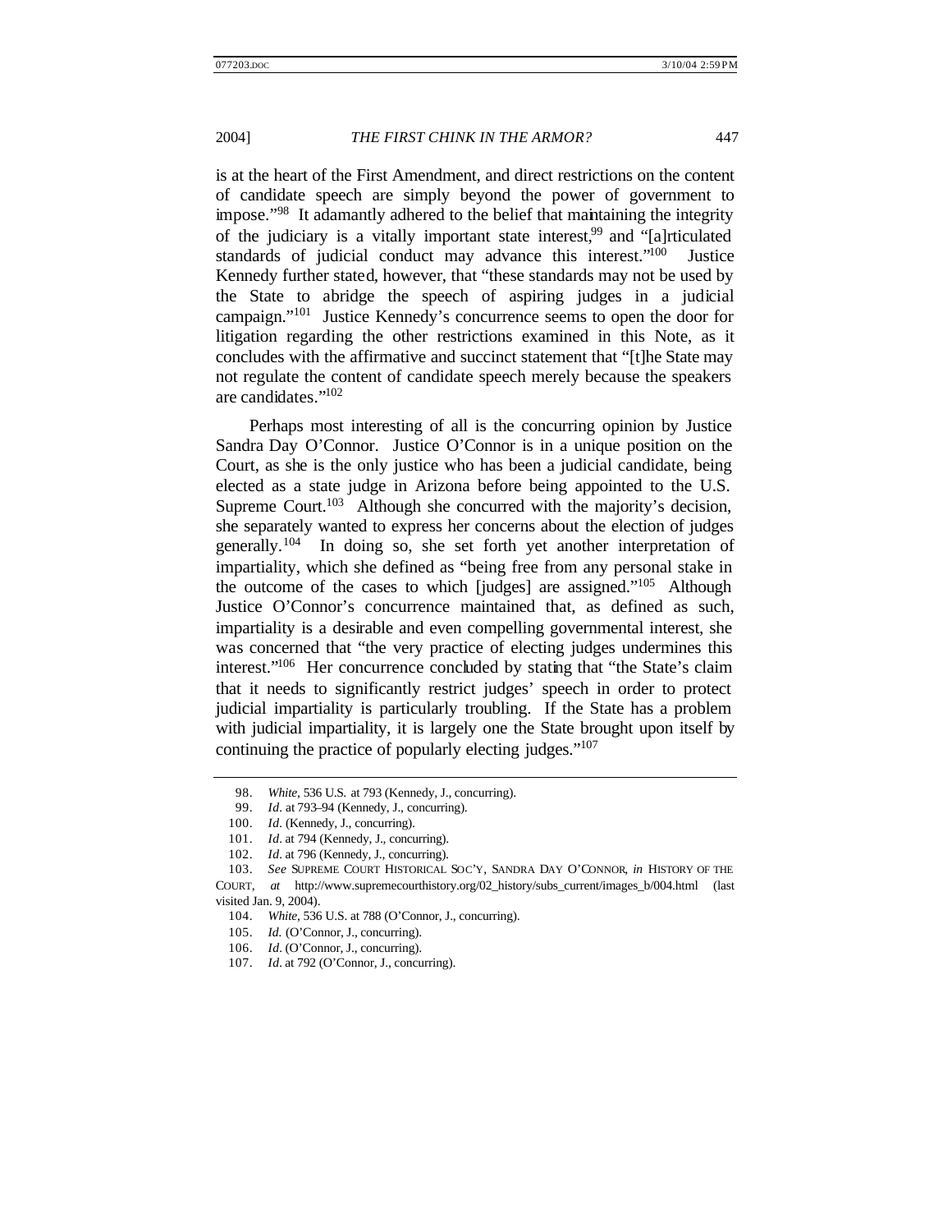is at the heart of the First Amendment, and direct restrictions on the content of candidate speech are simply beyond the power of government to impose."[98] It adamantly adhered to the belief that maintaining the integrity of the judiciary is a vitally important state interest,[99] and "[a]rticulated standards of judicial conduct may advance this interest."[100] Justice Kennedy further stated, however, that "these standards may not be used by the State to abridge the speech of aspiring judges in a judicial campaign."[101] Justice Kennedy's concurrence seems to open the door for litigation regarding the other restrictions examined in this Note, as it concludes with the affirmative and succinct statement that "[t]he State may not regulate the content of candidate speech merely because the speakers are candidates."[102]

Perhaps most interesting of all is the concurring opinion by Justice Sandra Day O'Connor. Justice O'Connor is in a unique position on the Court, as she is the only justice who has been a judicial candidate, being elected as a state judge in Arizona before being appointed to the U.S. Supreme Court.[103] Although she concurred with the majority's decision, she separately wanted to express her concerns about the election of judges generally.[104] In doing so, she set forth yet another interpretation of impartiality, which she defined as "being free from any personal stake in the outcome of the cases to which [judges] are assigned."[105] Although Justice O'Connor's concurrence maintained that, as defined as such, impartiality is a desirable and even compelling governmental interest, she was concerned that "the very practice of electing judges undermines this interest."[106] Her concurrence concluded by stating that "the State's claim that it needs to significantly restrict judges' speech in order to protect judicial impartiality is particularly troubling. If the State has a problem with judicial impartiality, it is largely one the State brought upon itself by continuing the practice of popularly electing judges."[107]

---

98. *White*, 536 U.S. at 793 (Kennedy, J., concurring).

99. *Id*. at 793–94 (Kennedy, J., concurring).

100. *Id*. (Kennedy, J., concurring).

101. *Id*. at 794 (Kennedy, J., concurring).

102. *Id*. at 796 (Kennedy, J., concurring).

103. *See* SUPREME COURT HISTORICAL SOC'Y, SANDRA DAY O'CONNOR, *in* HISTORY OF THE COURT, *at* http://www.supremecourthistory.org/02_history/subs_current/images_b/004.html (last visited Jan. 9, 2004).

104. *White*, 536 U.S. at 788 (O'Connor, J., concurring).

105. *Id.* (O'Connor, J., concurring).

106. *Id*. (O'Connor, J., concurring).

107. *Id*. at 792 (O'Connor, J., concurring).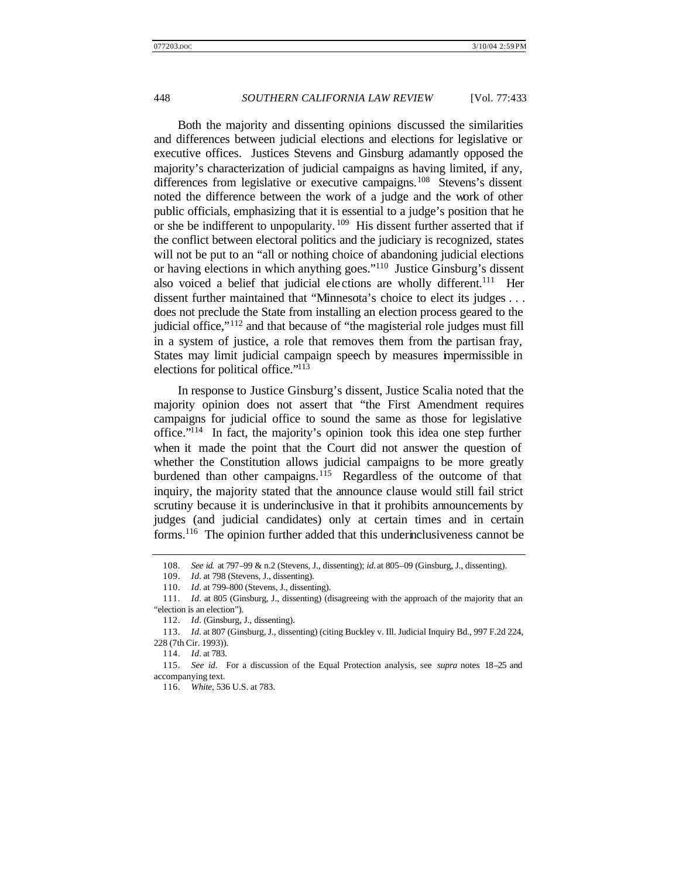Both the majority and dissenting opinions discussed the similarities and differences between judicial elections and elections for legislative or executive offices. Justices Stevens and Ginsburg adamantly opposed the majority's characterization of judicial campaigns as having limited, if any, differences from legislative or executive campaigns.[108] Stevens's dissent noted the difference between the work of a judge and the work of other public officials, emphasizing that it is essential to a judge's position that he or she be indifferent to unpopularity.[109] His dissent further asserted that if the conflict between electoral politics and the judiciary is recognized, states will not be put to an "all or nothing choice of abandoning judicial elections or having elections in which anything goes."[110] Justice Ginsburg's dissent also voiced a belief that judicial elections are wholly different.[111] Her dissent further maintained that "Minnesota's choice to elect its judges . . . does not preclude the State from installing an election process geared to the judicial office,"[112] and that because of "the magisterial role judges must fill in a system of justice, a role that removes them from the partisan fray, States may limit judicial campaign speech by measures impermissible in elections for political office."[113]

In response to Justice Ginsburg's dissent, Justice Scalia noted that the majority opinion does not assert that "the First Amendment requires campaigns for judicial office to sound the same as those for legislative office."[114] In fact, the majority's opinion took this idea one step further when it made the point that the Court did not answer the question of whether the Constitution allows judicial campaigns to be more greatly burdened than other campaigns.[115] Regardless of the outcome of that inquiry, the majority stated that the announce clause would still fail strict scrutiny because it is underinclusive in that it prohibits announcements by judges (and judicial candidates) only at certain times and in certain forms.[116] The opinion further added that this underinclusiveness cannot be

---

108. *See id.* at 797–99 & n.2 (Stevens, J., dissenting); *id.* at 805–09 (Ginsburg, J., dissenting).

109. *Id.* at 798 (Stevens, J., dissenting).

110. *Id.* at 799–800 (Stevens, J., dissenting).

111. *Id.* at 805 (Ginsburg, J., dissenting) (disagreeing with the approach of the majority that an "election is an election").

112. *Id.* (Ginsburg, J., dissenting).

113. *Id.* at 807 (Ginsburg, J., dissenting) (citing Buckley v. Ill. Judicial Inquiry Bd., 997 F.2d 224, 228 (7th Cir. 1993)).

114. *Id.* at 783.

115. *See id.* For a discussion of the Equal Protection analysis, see *supra* notes 18–25 and accompanying text.

116. *White*, 536 U.S. at 783.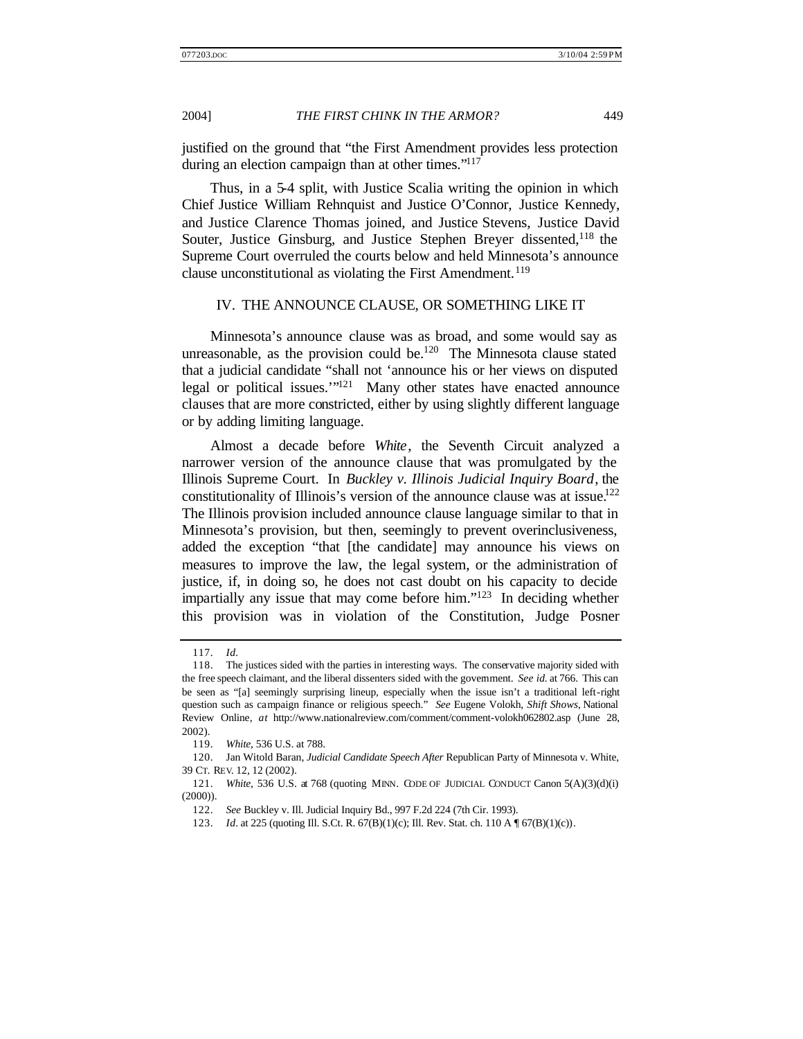justified on the ground that "the First Amendment provides less protection during an election campaign than at other times."[117]

Thus, in a 5-4 split, with Justice Scalia writing the opinion in which Chief Justice William Rehnquist and Justice O'Connor, Justice Kennedy, and Justice Clarence Thomas joined, and Justice Stevens, Justice David Souter, Justice Ginsburg, and Justice Stephen Breyer dissented,[118] the Supreme Court overruled the courts below and held Minnesota's announce clause unconstitutional as violating the First Amendment.[119]

## IV. THE ANNOUNCE CLAUSE, OR SOMETHING LIKE IT

Minnesota's announce clause was as broad, and some would say as unreasonable, as the provision could be.[120] The Minnesota clause stated that a judicial candidate "shall not 'announce his or her views on disputed legal or political issues.'"[121] Many other states have enacted announce clauses that are more constricted, either by using slightly different language or by adding limiting language.

Almost a decade before *White*, the Seventh Circuit analyzed a narrower version of the announce clause that was promulgated by the Illinois Supreme Court. In *Buckley v. Illinois Judicial Inquiry Board*, the constitutionality of Illinois's version of the announce clause was at issue.[122] The Illinois provision included announce clause language similar to that in Minnesota's provision, but then, seemingly to prevent overinclusiveness, added the exception "that [the candidate] may announce his views on measures to improve the law, the legal system, or the administration of justice, if, in doing so, he does not cast doubt on his capacity to decide impartially any issue that may come before him."[123] In deciding whether this provision was in violation of the Constitution, Judge Posner

---

117. *Id.*

118. The justices sided with the parties in interesting ways. The conservative majority sided with the free speech claimant, and the liberal dissenters sided with the government. *See id.* at 766. This can be seen as "[a] seemingly surprising lineup, especially when the issue isn't a traditional left-right question such as campaign finance or religious speech." *See* Eugene Volokh, *Shift Shows*, National Review Online, *at* http://www.nationalreview.com/comment/comment-volokh062802.asp (June 28, 2002).

119. *White*, 536 U.S. at 788.

120. Jan Witold Baran, *Judicial Candidate Speech After* Republican Party of Minnesota v. White, 39 CT. REV. 12, 12 (2002).

121. *White*, 536 U.S. at 768 (quoting MINN. CODE OF JUDICIAL CONDUCT Canon 5(A)(3)(d)(i) (2000)).

122. *See* Buckley v. Ill. Judicial Inquiry Bd., 997 F.2d 224 (7th Cir. 1993).

123. *Id.* at 225 (quoting Ill. S.Ct. R. 67(B)(1)(c); Ill. Rev. Stat. ch. 110 A ¶ 67(B)(1)(c)).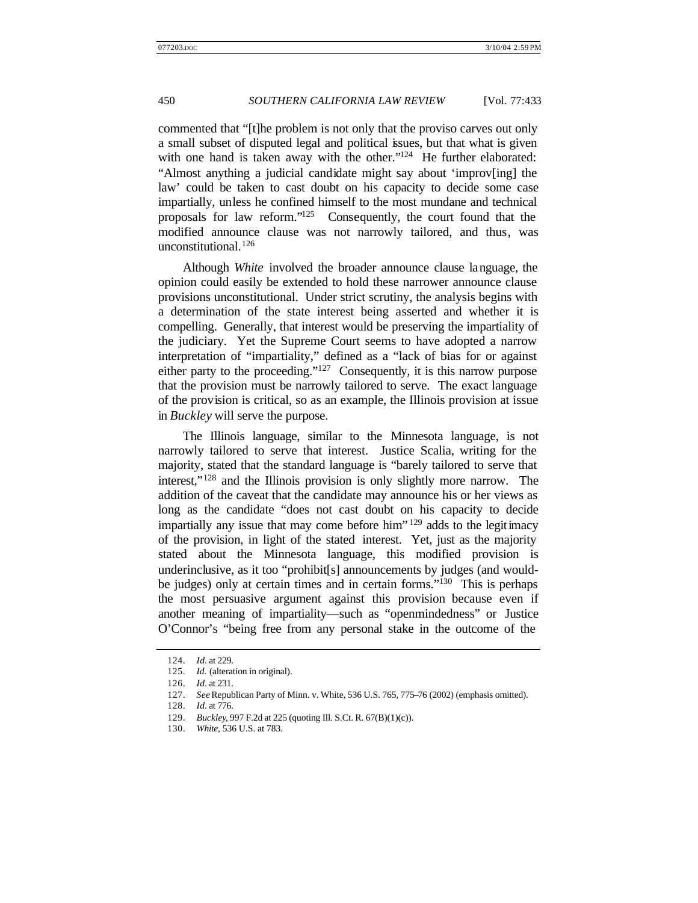commented that "[t]he problem is not only that the proviso carves out only a small subset of disputed legal and political issues, but that what is given with one hand is taken away with the other."[124] He further elaborated: "Almost anything a judicial candidate might say about 'improv[ing] the law' could be taken to cast doubt on his capacity to decide some case impartially, unless he confined himself to the most mundane and technical proposals for law reform."[125] Consequently, the court found that the modified announce clause was not narrowly tailored, and thus, was unconstitutional.[126]

Although *White* involved the broader announce clause language, the opinion could easily be extended to hold these narrower announce clause provisions unconstitutional. Under strict scrutiny, the analysis begins with a determination of the state interest being asserted and whether it is compelling. Generally, that interest would be preserving the impartiality of the judiciary. Yet the Supreme Court seems to have adopted a narrow interpretation of "impartiality," defined as a "lack of bias for or against either party to the proceeding."[127] Consequently, it is this narrow purpose that the provision must be narrowly tailored to serve. The exact language of the provision is critical, so as an example, the Illinois provision at issue in *Buckley* will serve the purpose.

The Illinois language, similar to the Minnesota language, is not narrowly tailored to serve that interest. Justice Scalia, writing for the majority, stated that the standard language is "barely tailored to serve that interest,"[128] and the Illinois provision is only slightly more narrow. The addition of the caveat that the candidate may announce his or her views as long as the candidate "does not cast doubt on his capacity to decide impartially any issue that may come before him"[129] adds to the legitimacy of the provision, in light of the stated interest. Yet, just as the majority stated about the Minnesota language, this modified provision is underinclusive, as it too "prohibit[s] announcements by judges (and would-be judges) only at certain times and in certain forms."[130] This is perhaps the most persuasive argument against this provision because even if another meaning of impartiality—such as "openmindedness" or Justice O'Connor's "being free from any personal stake in the outcome of the

124. *Id.* at 229.

125. *Id.* (alteration in original).

126. *Id.* at 231.

127. *See* Republican Party of Minn. v. White, 536 U.S. 765, 775–76 (2002) (emphasis omitted).

128. *Id.* at 776.

129. *Buckley*, 997 F.2d at 225 (quoting Ill. S.Ct. R. 67(B)(1)(c)).

130. *White*, 536 U.S. at 783.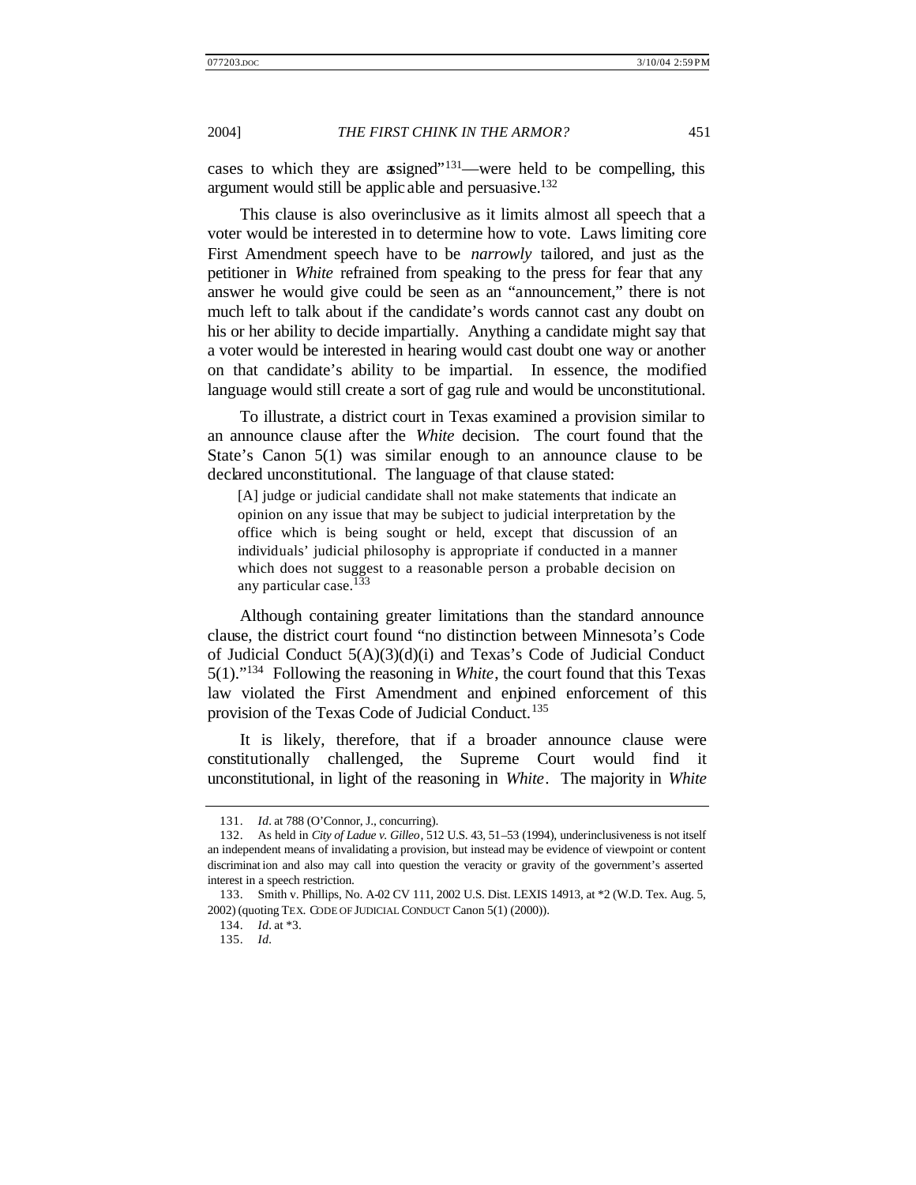cases to which they are assigned"[131]—were held to be compelling, this argument would still be applicable and persuasive.[132]

This clause is also overinclusive as it limits almost all speech that a voter would be interested in to determine how to vote. Laws limiting core First Amendment speech have to be *narrowly* tailored, and just as the petitioner in *White* refrained from speaking to the press for fear that any answer he would give could be seen as an "announcement," there is not much left to talk about if the candidate's words cannot cast any doubt on his or her ability to decide impartially. Anything a candidate might say that a voter would be interested in hearing would cast doubt one way or another on that candidate's ability to be impartial. In essence, the modified language would still create a sort of gag rule and would be unconstitutional.

To illustrate, a district court in Texas examined a provision similar to an announce clause after the *White* decision. The court found that the State's Canon 5(1) was similar enough to an announce clause to be declared unconstitutional. The language of that clause stated:

> [A] judge or judicial candidate shall not make statements that indicate an opinion on any issue that may be subject to judicial interpretation by the office which is being sought or held, except that discussion of an individuals' judicial philosophy is appropriate if conducted in a manner which does not suggest to a reasonable person a probable decision on any particular case.[133]

Although containing greater limitations than the standard announce clause, the district court found "no distinction between Minnesota's Code of Judicial Conduct 5(A)(3)(d)(i) and Texas's Code of Judicial Conduct 5(1)."[134] Following the reasoning in *White*, the court found that this Texas law violated the First Amendment and enjoined enforcement of this provision of the Texas Code of Judicial Conduct.[135]

It is likely, therefore, that if a broader announce clause were constitutionally challenged, the Supreme Court would find it unconstitutional, in light of the reasoning in *White*. The majority in *White*

---

131. *Id.* at 788 (O'Connor, J., concurring).

132. As held in *City of Ladue v. Gilleo*, 512 U.S. 43, 51–53 (1994), underinclusiveness is not itself an independent means of invalidating a provision, but instead may be evidence of viewpoint or content discrimination and also may call into question the veracity or gravity of the government's asserted interest in a speech restriction.

133. Smith v. Phillips, No. A-02 CV 111, 2002 U.S. Dist. LEXIS 14913, at *2 (W.D. Tex. Aug. 5, 2002) (quoting TEX. CODE OF JUDICIAL CONDUCT Canon 5(1) (2000)).

134. *Id.* at *3.

135. *Id.*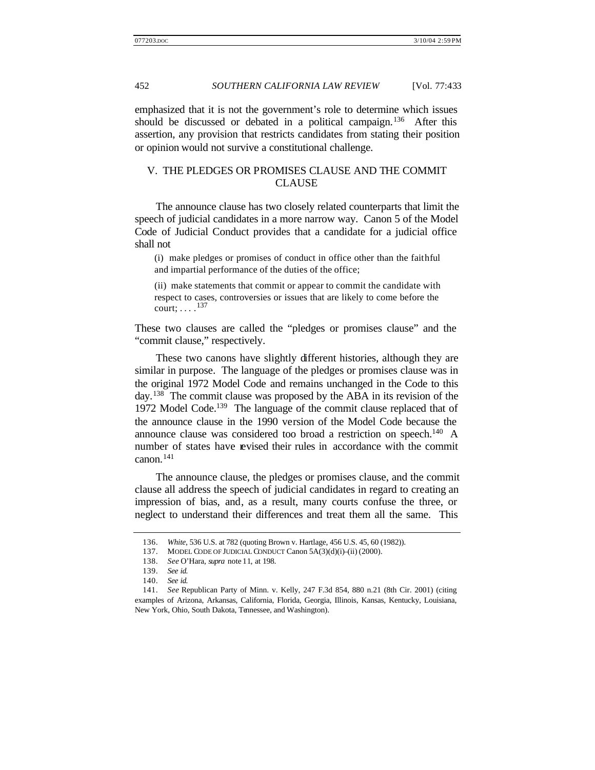emphasized that it is not the government's role to determine which issues should be discussed or debated in a political campaign.[136] After this assertion, any provision that restricts candidates from stating their position or opinion would not survive a constitutional challenge.

## V. THE PLEDGES OR PROMISES CLAUSE AND THE COMMIT CLAUSE

The announce clause has two closely related counterparts that limit the speech of judicial candidates in a more narrow way. Canon 5 of the Model Code of Judicial Conduct provides that a candidate for a judicial office shall not

> (i) make pledges or promises of conduct in office other than the faithful and impartial performance of the duties of the office;
>
> (ii) make statements that commit or appear to commit the candidate with respect to cases, controversies or issues that are likely to come before the court; . . . .[137]

These two clauses are called the "pledges or promises clause" and the "commit clause," respectively.

These two canons have slightly different histories, although they are similar in purpose. The language of the pledges or promises clause was in the original 1972 Model Code and remains unchanged in the Code to this day.[138] The commit clause was proposed by the ABA in its revision of the 1972 Model Code.[139] The language of the commit clause replaced that of the announce clause in the 1990 version of the Model Code because the announce clause was considered too broad a restriction on speech.[140] A number of states have revised their rules in accordance with the commit canon.[141]

The announce clause, the pledges or promises clause, and the commit clause all address the speech of judicial candidates in regard to creating an impression of bias, and, as a result, many courts confuse the three, or neglect to understand their differences and treat them all the same. This

---

136. *White*, 536 U.S. at 782 (quoting Brown v. Hartlage, 456 U.S. 45, 60 (1982)).

137. MODEL CODE OF JUDICIAL CONDUCT Canon 5A(3)(d)(i)–(ii) (2000).

138. *See* O'Hara, *supra* note 11, at 198.

139. *See id.*

140. *See id.*

141. *See* Republican Party of Minn. v. Kelly, 247 F.3d 854, 880 n.21 (8th Cir. 2001) (citing examples of Arizona, Arkansas, California, Florida, Georgia, Illinois, Kansas, Kentucky, Louisiana, New York, Ohio, South Dakota, Tennessee, and Washington).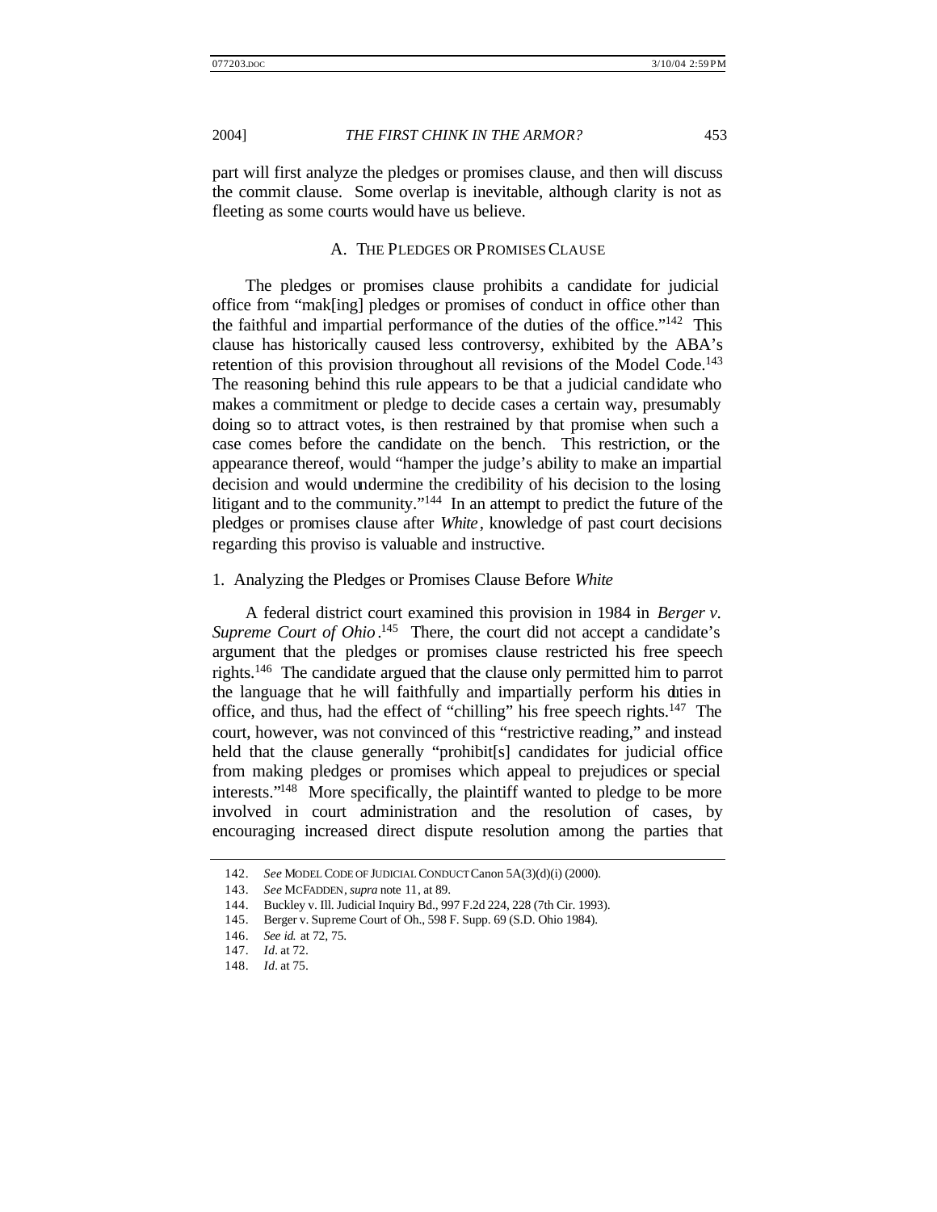part will first analyze the pledges or promises clause, and then will discuss the commit clause. Some overlap is inevitable, although clarity is not as fleeting as some courts would have us believe.

## A. THE PLEDGES OR PROMISES CLAUSE

The pledges or promises clause prohibits a candidate for judicial office from "mak[ing] pledges or promises of conduct in office other than the faithful and impartial performance of the duties of the office."[142] This clause has historically caused less controversy, exhibited by the ABA's retention of this provision throughout all revisions of the Model Code.[143] The reasoning behind this rule appears to be that a judicial candidate who makes a commitment or pledge to decide cases a certain way, presumably doing so to attract votes, is then restrained by that promise when such a case comes before the candidate on the bench. This restriction, or the appearance thereof, would "hamper the judge's ability to make an impartial decision and would undermine the credibility of his decision to the losing litigant and to the community."[144] In an attempt to predict the future of the pledges or promises clause after *White*, knowledge of past court decisions regarding this proviso is valuable and instructive.

### 1. Analyzing the Pledges or Promises Clause Before *White*

A federal district court examined this provision in 1984 in *Berger v. Supreme Court of Ohio*.[145] There, the court did not accept a candidate's argument that the pledges or promises clause restricted his free speech rights.[146] The candidate argued that the clause only permitted him to parrot the language that he will faithfully and impartially perform his duties in office, and thus, had the effect of "chilling" his free speech rights.[147] The court, however, was not convinced of this "restrictive reading," and instead held that the clause generally "prohibit[s] candidates for judicial office from making pledges or promises which appeal to prejudices or special interests."[148] More specifically, the plaintiff wanted to pledge to be more involved in court administration and the resolution of cases, by encouraging increased direct dispute resolution among the parties that

---

142. *See* MODEL CODE OF JUDICIAL CONDUCT Canon 5A(3)(d)(i) (2000).

143. *See* MCFADDEN, *supra* note 11, at 89.

144. Buckley v. Ill. Judicial Inquiry Bd., 997 F.2d 224, 228 (7th Cir. 1993).

145. Berger v. Supreme Court of Oh., 598 F. Supp. 69 (S.D. Ohio 1984).

146. *See id.* at 72, 75.

147. *Id*. at 72.

148. *Id*. at 75.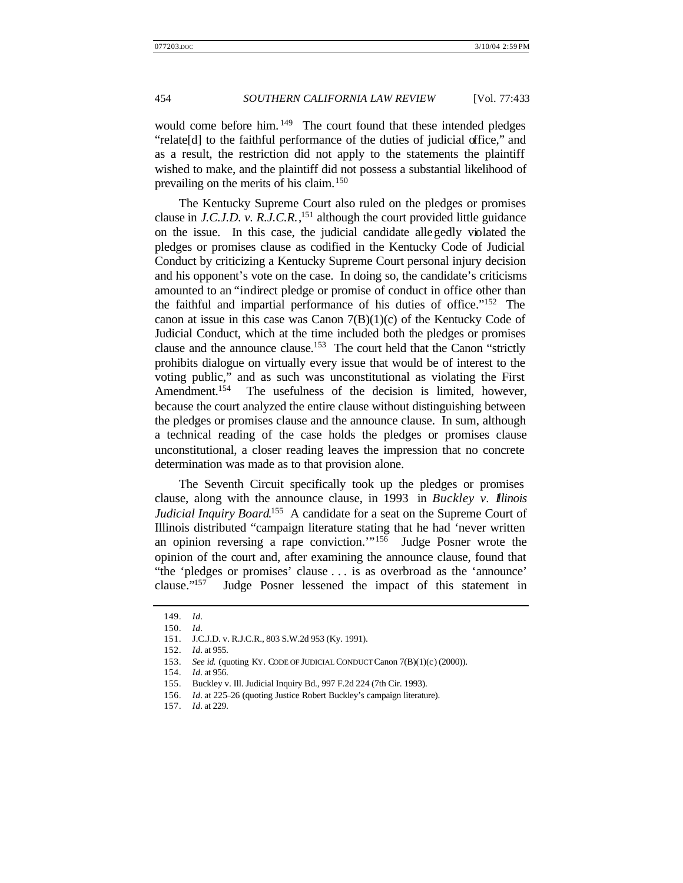would come before him.[149] The court found that these intended pledges "relate[d] to the faithful performance of the duties of judicial office," and as a result, the restriction did not apply to the statements the plaintiff wished to make, and the plaintiff did not possess a substantial likelihood of prevailing on the merits of his claim.[150]

The Kentucky Supreme Court also ruled on the pledges or promises clause in *J.C.J.D. v. R.J.C.R.*,[151] although the court provided little guidance on the issue. In this case, the judicial candidate allegedly violated the pledges or promises clause as codified in the Kentucky Code of Judicial Conduct by criticizing a Kentucky Supreme Court personal injury decision and his opponent's vote on the case. In doing so, the candidate's criticisms amounted to an "indirect pledge or promise of conduct in office other than the faithful and impartial performance of his duties of office."[152] The canon at issue in this case was Canon 7(B)(1)(c) of the Kentucky Code of Judicial Conduct, which at the time included both the pledges or promises clause and the announce clause.[153] The court held that the Canon "strictly prohibits dialogue on virtually every issue that would be of interest to the voting public," and as such was unconstitutional as violating the First Amendment.[154] The usefulness of the decision is limited, however, because the court analyzed the entire clause without distinguishing between the pledges or promises clause and the announce clause. In sum, although a technical reading of the case holds the pledges or promises clause unconstitutional, a closer reading leaves the impression that no concrete determination was made as to that provision alone.

The Seventh Circuit specifically took up the pledges or promises clause, along with the announce clause, in 1993 in *Buckley v. Illinois Judicial Inquiry Board*.[155] A candidate for a seat on the Supreme Court of Illinois distributed "campaign literature stating that he had 'never written an opinion reversing a rape conviction.'"[156] Judge Posner wrote the opinion of the court and, after examining the announce clause, found that "the 'pledges or promises' clause . . . is as overbroad as the 'announce' clause."[157] Judge Posner lessened the impact of this statement in

---

149. *Id.*

150. *Id.*

151. J.C.J.D. v. R.J.C.R., 803 S.W.2d 953 (Ky. 1991).

152. *Id.* at 955.

153. *See id.* (quoting KY. CODE OF JUDICIAL CONDUCT Canon 7(B)(1)(c) (2000)).

154. *Id.* at 956.

155. Buckley v. Ill. Judicial Inquiry Bd., 997 F.2d 224 (7th Cir. 1993).

156. *Id.* at 225–26 (quoting Justice Robert Buckley's campaign literature).

157. *Id.* at 229.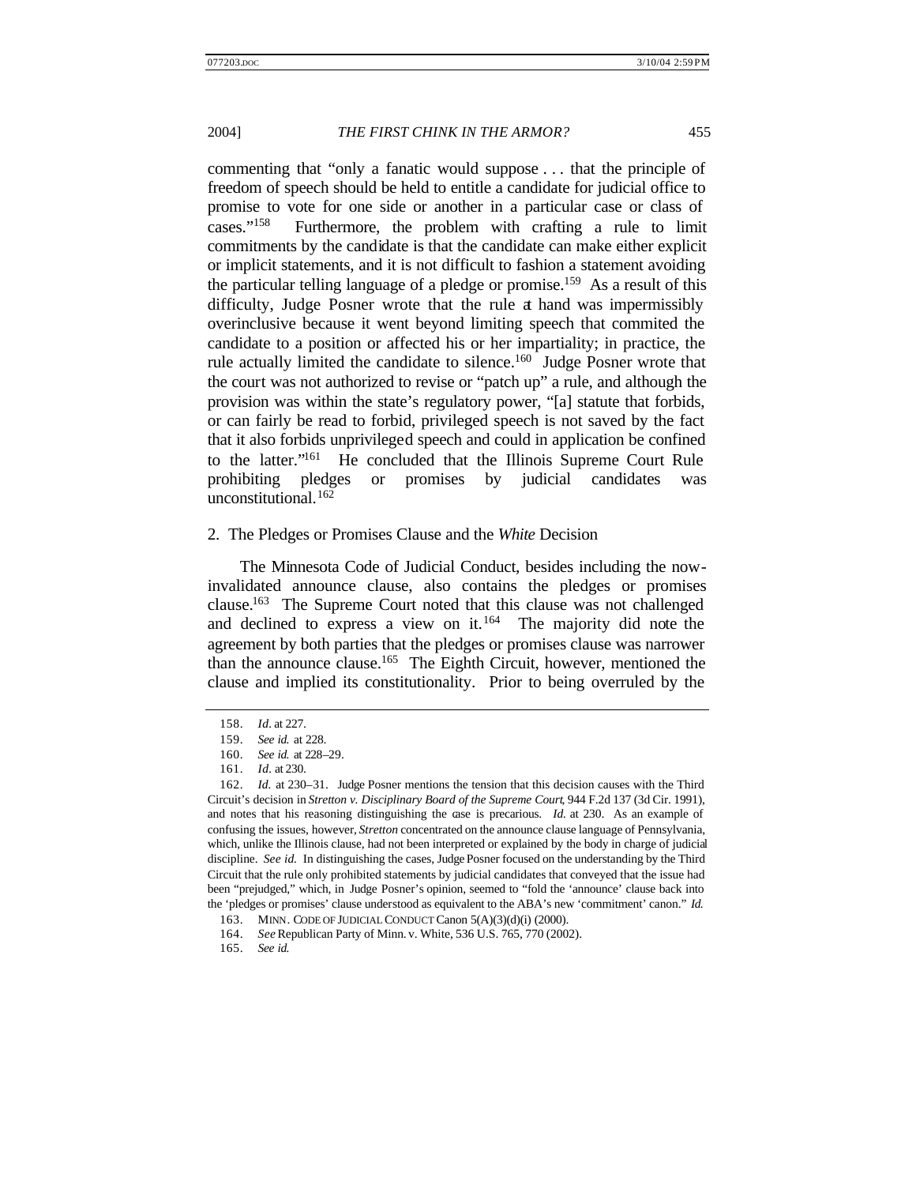commenting that "only a fanatic would suppose . . . that the principle of freedom of speech should be held to entitle a candidate for judicial office to promise to vote for one side or another in a particular case or class of cases."[158] Furthermore, the problem with crafting a rule to limit commitments by the candidate is that the candidate can make either explicit or implicit statements, and it is not difficult to fashion a statement avoiding the particular telling language of a pledge or promise.[159] As a result of this difficulty, Judge Posner wrote that the rule at hand was impermissibly overinclusive because it went beyond limiting speech that commited the candidate to a position or affected his or her impartiality; in practice, the rule actually limited the candidate to silence.[160] Judge Posner wrote that the court was not authorized to revise or "patch up" a rule, and although the provision was within the state's regulatory power, "[a] statute that forbids, or can fairly be read to forbid, privileged speech is not saved by the fact that it also forbids unprivileged speech and could in application be confined to the latter."[161] He concluded that the Illinois Supreme Court Rule prohibiting pledges or promises by judicial candidates was unconstitutional.[162]

### 2. The Pledges or Promises Clause and the *White* Decision

The Minnesota Code of Judicial Conduct, besides including the now-invalidated announce clause, also contains the pledges or promises clause.[163] The Supreme Court noted that this clause was not challenged and declined to express a view on it.[164] The majority did note the agreement by both parties that the pledges or promises clause was narrower than the announce clause.[165] The Eighth Circuit, however, mentioned the clause and implied its constitutionality. Prior to being overruled by the

---

158. *Id*. at 227.

159. *See id.* at 228.

160. *See id.* at 228–29.

161. *Id*. at 230.

162. *Id.* at 230–31. Judge Posner mentions the tension that this decision causes with the Third Circuit's decision in *Stretton v. Disciplinary Board of the Supreme Court*, 944 F.2d 137 (3d Cir. 1991), and notes that his reasoning distinguishing the case is precarious. *Id.* at 230. As an example of confusing the issues, however, *Stretton* concentrated on the announce clause language of Pennsylvania, which, unlike the Illinois clause, had not been interpreted or explained by the body in charge of judicial discipline. *See id.* In distinguishing the cases, Judge Posner focused on the understanding by the Third Circuit that the rule only prohibited statements by judicial candidates that conveyed that the issue had been "prejudged," which, in Judge Posner's opinion, seemed to "fold the 'announce' clause back into the 'pledges or promises' clause understood as equivalent to the ABA's new 'commitment' canon." *Id.*

163. MINN. CODE OF JUDICIAL CONDUCT Canon 5(A)(3)(d)(i) (2000).

164. *See* Republican Party of Minn. v. White, 536 U.S. 765, 770 (2002).

165. *See id.*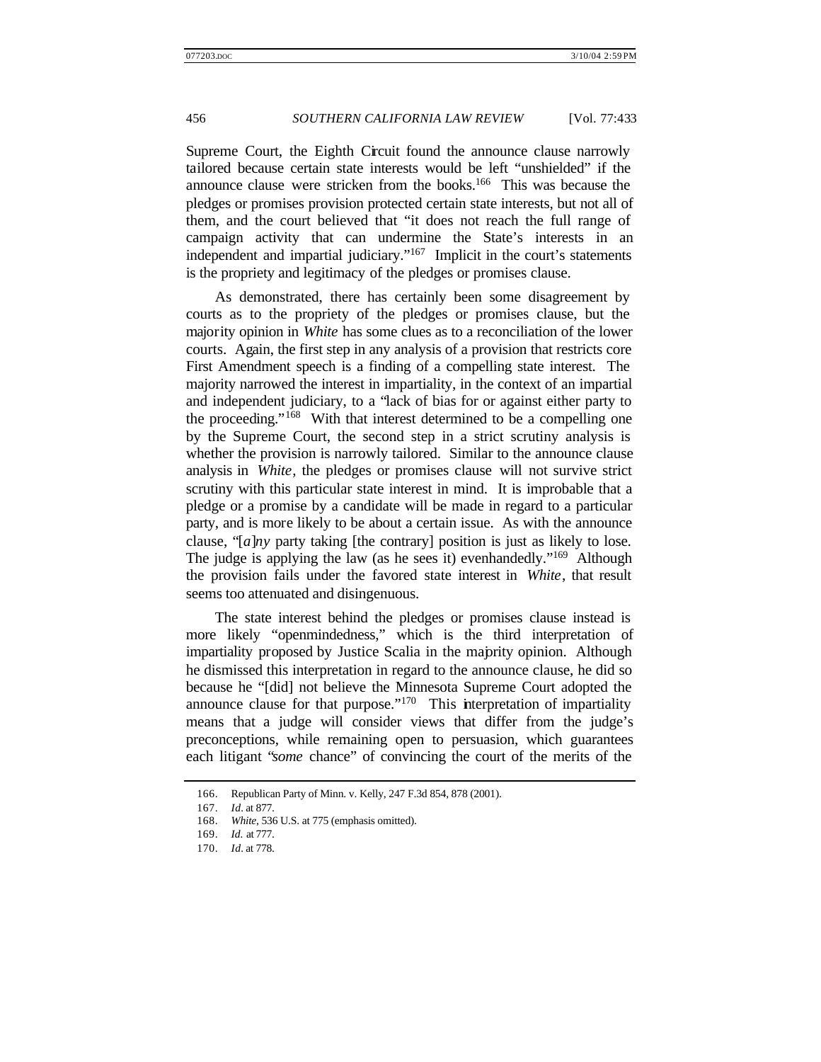Supreme Court, the Eighth Circuit found the announce clause narrowly tailored because certain state interests would be left "unshielded" if the announce clause were stricken from the books.[166] This was because the pledges or promises provision protected certain state interests, but not all of them, and the court believed that "it does not reach the full range of campaign activity that can undermine the State's interests in an independent and impartial judiciary."[167] Implicit in the court's statements is the propriety and legitimacy of the pledges or promises clause.

As demonstrated, there has certainly been some disagreement by courts as to the propriety of the pledges or promises clause, but the majority opinion in *White* has some clues as to a reconciliation of the lower courts. Again, the first step in any analysis of a provision that restricts core First Amendment speech is a finding of a compelling state interest. The majority narrowed the interest in impartiality, in the context of an impartial and independent judiciary, to a "lack of bias for or against either party to the proceeding."[168] With that interest determined to be a compelling one by the Supreme Court, the second step in a strict scrutiny analysis is whether the provision is narrowly tailored. Similar to the announce clause analysis in *White*, the pledges or promises clause will not survive strict scrutiny with this particular state interest in mind. It is improbable that a pledge or a promise by a candidate will be made in regard to a particular party, and is more likely to be about a certain issue. As with the announce clause, "[*a*]*ny* party taking [the contrary] position is just as likely to lose. The judge is applying the law (as he sees it) evenhandedly."[169] Although the provision fails under the favored state interest in *White*, that result seems too attenuated and disingenuous.

The state interest behind the pledges or promises clause instead is more likely "openmindedness," which is the third interpretation of impartiality proposed by Justice Scalia in the majority opinion. Although he dismissed this interpretation in regard to the announce clause, he did so because he "[did] not believe the Minnesota Supreme Court adopted the announce clause for that purpose."[170] This interpretation of impartiality means that a judge will consider views that differ from the judge's preconceptions, while remaining open to persuasion, which guarantees each litigant "*some* chance" of convincing the court of the merits of the

166. Republican Party of Minn. v. Kelly, 247 F.3d 854, 878 (2001).

167. *Id*. at 877.

168. *White*, 536 U.S. at 775 (emphasis omitted).

169. *Id.* at 777.

170. *Id*. at 778.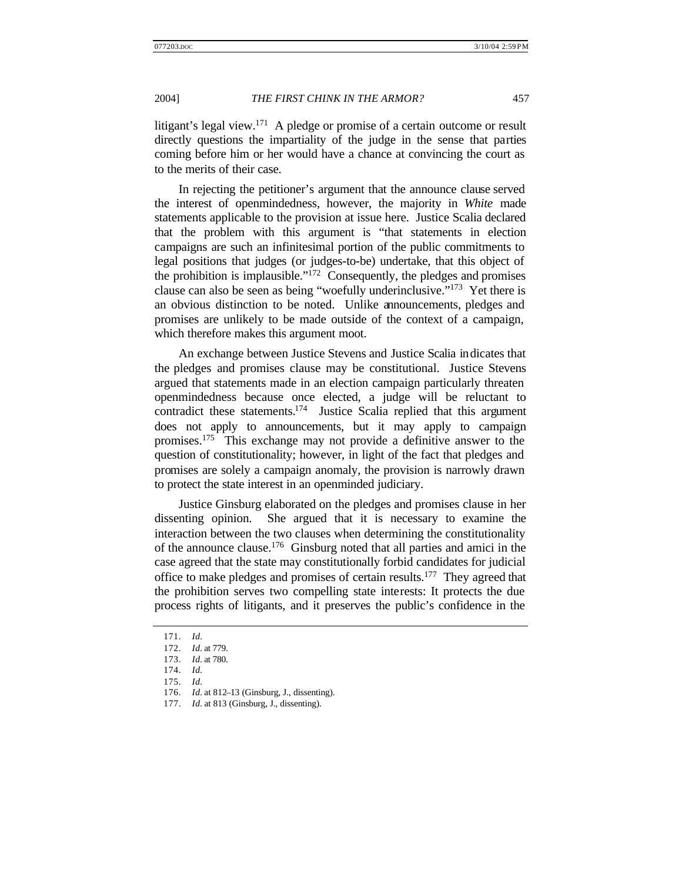litigant's legal view.[171] A pledge or promise of a certain outcome or result directly questions the impartiality of the judge in the sense that parties coming before him or her would have a chance at convincing the court as to the merits of their case.

In rejecting the petitioner's argument that the announce clause served the interest of openmindedness, however, the majority in *White* made statements applicable to the provision at issue here. Justice Scalia declared that the problem with this argument is "that statements in election campaigns are such an infinitesimal portion of the public commitments to legal positions that judges (or judges-to-be) undertake, that this object of the prohibition is implausible."[172] Consequently, the pledges and promises clause can also be seen as being "woefully underinclusive."[173] Yet there is an obvious distinction to be noted. Unlike announcements, pledges and promises are unlikely to be made outside of the context of a campaign, which therefore makes this argument moot.

An exchange between Justice Stevens and Justice Scalia indicates that the pledges and promises clause may be constitutional. Justice Stevens argued that statements made in an election campaign particularly threaten openmindedness because once elected, a judge will be reluctant to contradict these statements.[174] Justice Scalia replied that this argument does not apply to announcements, but it may apply to campaign promises.[175] This exchange may not provide a definitive answer to the question of constitutionality; however, in light of the fact that pledges and promises are solely a campaign anomaly, the provision is narrowly drawn to protect the state interest in an openminded judiciary.

Justice Ginsburg elaborated on the pledges and promises clause in her dissenting opinion. She argued that it is necessary to examine the interaction between the two clauses when determining the constitutionality of the announce clause.[176] Ginsburg noted that all parties and amici in the case agreed that the state may constitutionally forbid candidates for judicial office to make pledges and promises of certain results.[177] They agreed that the prohibition serves two compelling state interests: It protects the due process rights of litigants, and it preserves the public's confidence in the

---

171. *Id*.
172. *Id*. at 779.
173. *Id*. at 780.
174. *Id*.
175. *Id*.
176. *Id*. at 812–13 (Ginsburg, J., dissenting).
177. *Id*. at 813 (Ginsburg, J., dissenting).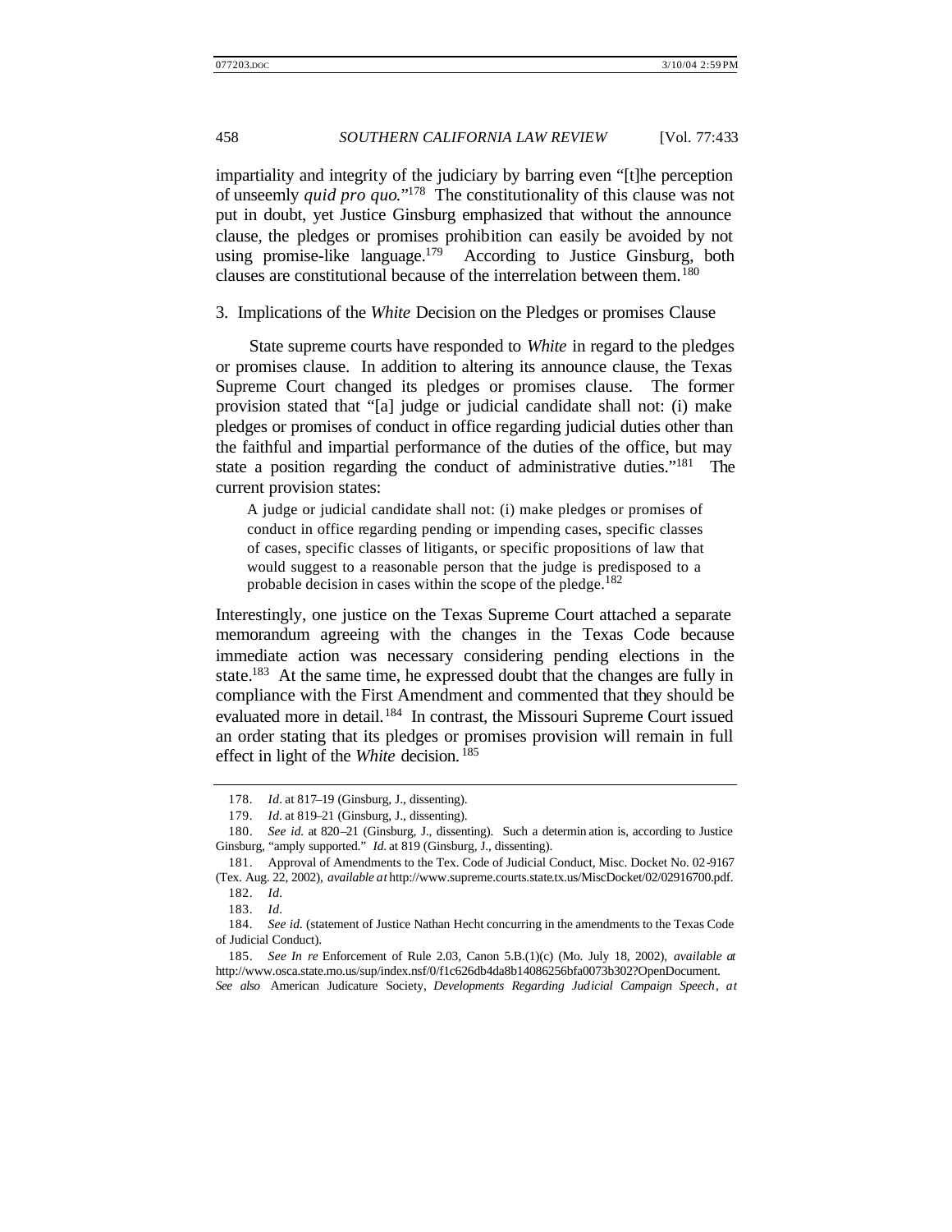impartiality and integrity of the judiciary by barring even "[t]he perception of unseemly *quid pro quo*."[178] The constitutionality of this clause was not put in doubt, yet Justice Ginsburg emphasized that without the announce clause, the pledges or promises prohibition can easily be avoided by not using promise-like language.[179] According to Justice Ginsburg, both clauses are constitutional because of the interrelation between them.[180]

### 3. Implications of the *White* Decision on the Pledges or promises Clause

State supreme courts have responded to *White* in regard to the pledges or promises clause. In addition to altering its announce clause, the Texas Supreme Court changed its pledges or promises clause. The former provision stated that "[a] judge or judicial candidate shall not: (i) make pledges or promises of conduct in office regarding judicial duties other than the faithful and impartial performance of the duties of the office, but may state a position regarding the conduct of administrative duties."[181] The current provision states:

> A judge or judicial candidate shall not: (i) make pledges or promises of conduct in office regarding pending or impending cases, specific classes of cases, specific classes of litigants, or specific propositions of law that would suggest to a reasonable person that the judge is predisposed to a probable decision in cases within the scope of the pledge.[182]

Interestingly, one justice on the Texas Supreme Court attached a separate memorandum agreeing with the changes in the Texas Code because immediate action was necessary considering pending elections in the state.[183] At the same time, he expressed doubt that the changes are fully in compliance with the First Amendment and commented that they should be evaluated more in detail.[184] In contrast, the Missouri Supreme Court issued an order stating that its pledges or promises provision will remain in full effect in light of the *White* decision.[185]

---

178. *Id.* at 817–19 (Ginsburg, J., dissenting).

179. *Id.* at 819–21 (Ginsburg, J., dissenting).

180. *See id.* at 820–21 (Ginsburg, J., dissenting). Such a determination is, according to Justice Ginsburg, "amply supported." *Id.* at 819 (Ginsburg, J., dissenting).

181. Approval of Amendments to the Tex. Code of Judicial Conduct, Misc. Docket No. 02-9167 (Tex. Aug. 22, 2002), *available at* http://www.supreme.courts.state.tx.us/MiscDocket/02/02916700.pdf.

182. *Id.*

183. *Id.*

184. *See id.* (statement of Justice Nathan Hecht concurring in the amendments to the Texas Code of Judicial Conduct).

185. *See In re* Enforcement of Rule 2.03, Canon 5.B.(1)(c) (Mo. July 18, 2002), *available at* http://www.osca.state.mo.us/sup/index.nsf/0/f1c626db4da8b14086256bfa0073b302?OpenDocument. *See also* American Judicature Society, *Developments Regarding Judicial Campaign Speech*, *at*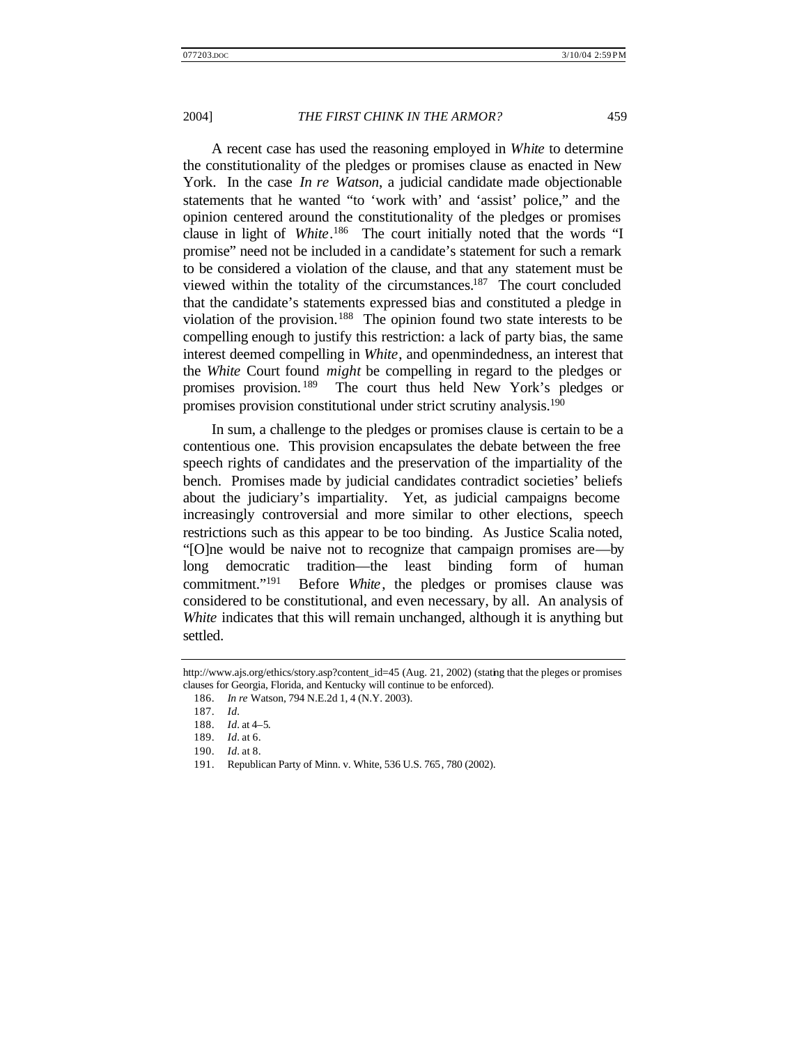A recent case has used the reasoning employed in *White* to determine the constitutionality of the pledges or promises clause as enacted in New York. In the case *In re Watson*, a judicial candidate made objectionable statements that he wanted "to 'work with' and 'assist' police," and the opinion centered around the constitutionality of the pledges or promises clause in light of *White*.[186] The court initially noted that the words "I promise" need not be included in a candidate's statement for such a remark to be considered a violation of the clause, and that any statement must be viewed within the totality of the circumstances.[187] The court concluded that the candidate's statements expressed bias and constituted a pledge in violation of the provision.[188] The opinion found two state interests to be compelling enough to justify this restriction: a lack of party bias, the same interest deemed compelling in *White*, and openmindedness, an interest that the *White* Court found *might* be compelling in regard to the pledges or promises provision.[189] The court thus held New York's pledges or promises provision constitutional under strict scrutiny analysis.[190]

In sum, a challenge to the pledges or promises clause is certain to be a contentious one. This provision encapsulates the debate between the free speech rights of candidates and the preservation of the impartiality of the bench. Promises made by judicial candidates contradict societies' beliefs about the judiciary's impartiality. Yet, as judicial campaigns become increasingly controversial and more similar to other elections, speech restrictions such as this appear to be too binding. As Justice Scalia noted, "[O]ne would be naive not to recognize that campaign promises are—by long democratic tradition—the least binding form of human commitment."[191] Before *White*, the pledges or promises clause was considered to be constitutional, and even necessary, by all. An analysis of *White* indicates that this will remain unchanged, although it is anything but settled.

---

http://www.ajs.org/ethics/story.asp?content_id=45 (Aug. 21, 2002) (stating that the pleges or promises clauses for Georgia, Florida, and Kentucky will continue to be enforced).

186. *In re* Watson, 794 N.E.2d 1, 4 (N.Y. 2003).

187. *Id*.

188. *Id*. at 4–5.

189. *Id*. at 6.

190. *Id*. at 8.

191. Republican Party of Minn. v. White, 536 U.S. 765, 780 (2002).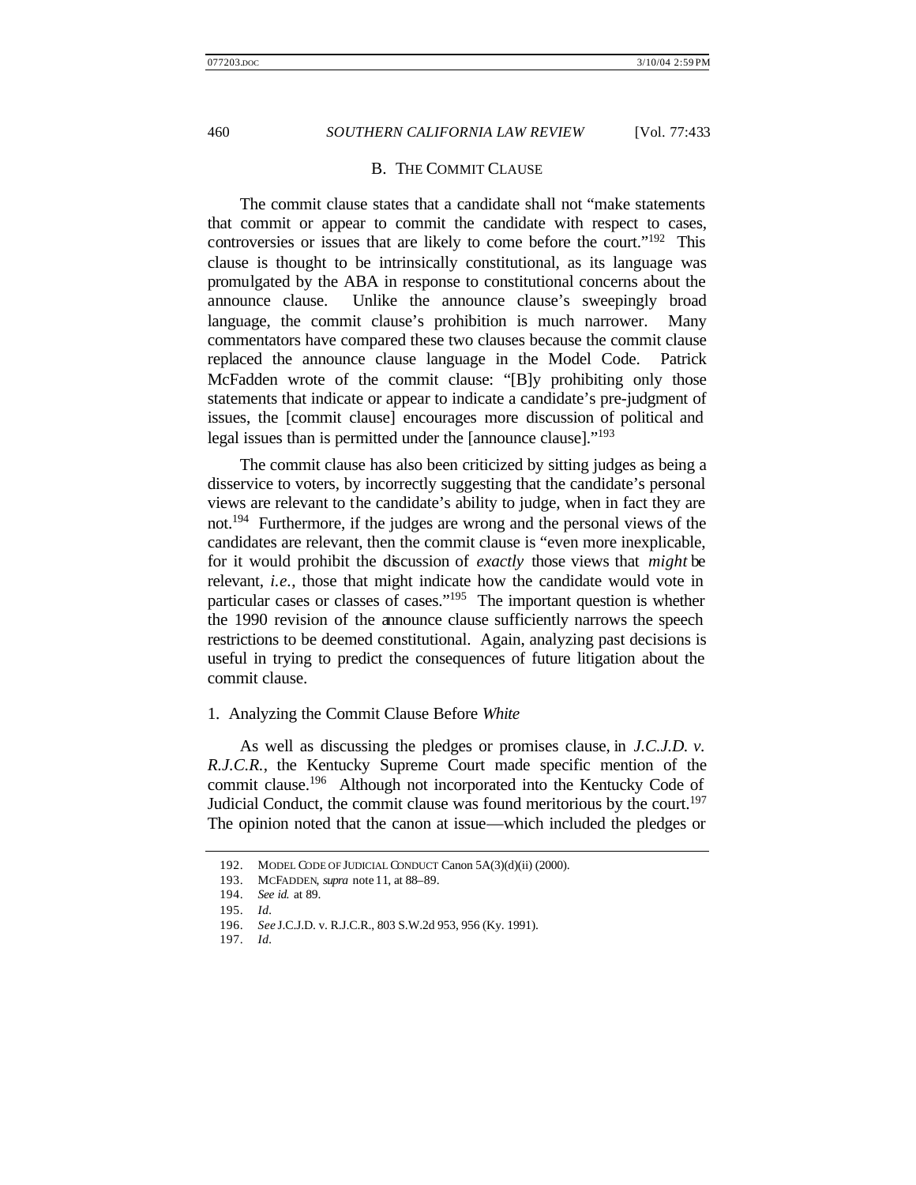## B. THE COMMIT CLAUSE

The commit clause states that a candidate shall not "make statements that commit or appear to commit the candidate with respect to cases, controversies or issues that are likely to come before the court."[192] This clause is thought to be intrinsically constitutional, as its language was promulgated by the ABA in response to constitutional concerns about the announce clause. Unlike the announce clause's sweepingly broad language, the commit clause's prohibition is much narrower. Many commentators have compared these two clauses because the commit clause replaced the announce clause language in the Model Code. Patrick McFadden wrote of the commit clause: "[B]y prohibiting only those statements that indicate or appear to indicate a candidate's pre-judgment of issues, the [commit clause] encourages more discussion of political and legal issues than is permitted under the [announce clause]."[193]

The commit clause has also been criticized by sitting judges as being a disservice to voters, by incorrectly suggesting that the candidate's personal views are relevant to the candidate's ability to judge, when in fact they are not.[194] Furthermore, if the judges are wrong and the personal views of the candidates are relevant, then the commit clause is "even more inexplicable, for it would prohibit the discussion of *exactly* those views that *might* be relevant, *i.e.*, those that might indicate how the candidate would vote in particular cases or classes of cases."[195] The important question is whether the 1990 revision of the announce clause sufficiently narrows the speech restrictions to be deemed constitutional. Again, analyzing past decisions is useful in trying to predict the consequences of future litigation about the commit clause.

### 1. Analyzing the Commit Clause Before *White*

As well as discussing the pledges or promises clause, in *J.C.J.D. v. R.J.C.R.*, the Kentucky Supreme Court made specific mention of the commit clause.[196] Although not incorporated into the Kentucky Code of Judicial Conduct, the commit clause was found meritorious by the court.[197] The opinion noted that the canon at issue—which included the pledges or

---

192. MODEL CODE OF JUDICIAL CONDUCT Canon 5A(3)(d)(ii) (2000).

193. MCFADDEN, *supra* note 11, at 88–89.

194. *See id.* at 89.

195. *Id.*

196. *See* J.C.J.D. v. R.J.C.R., 803 S.W.2d 953, 956 (Ky. 1991).

197. *Id.*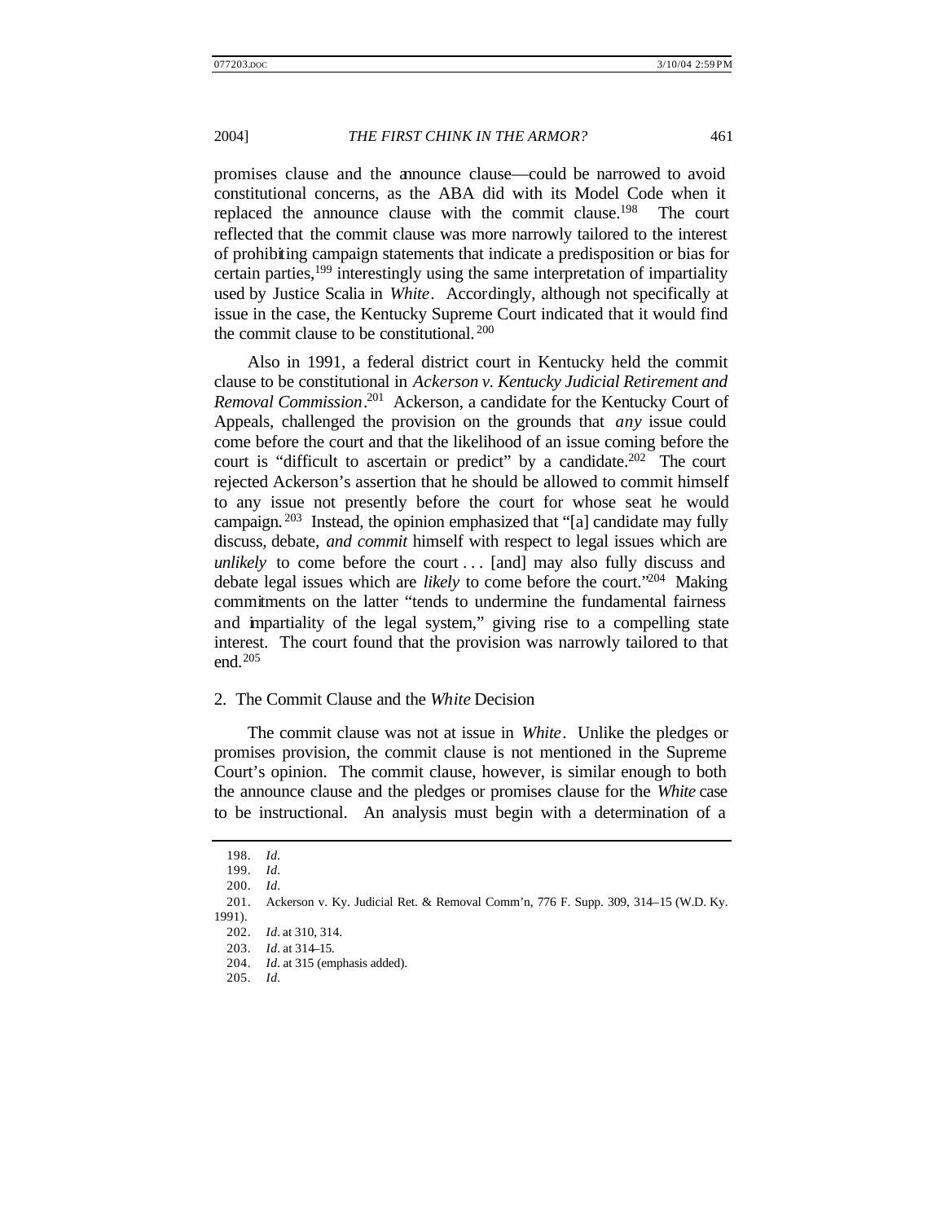promises clause and the announce clause—could be narrowed to avoid constitutional concerns, as the ABA did with its Model Code when it replaced the announce clause with the commit clause.[198] The court reflected that the commit clause was more narrowly tailored to the interest of prohibiting campaign statements that indicate a predisposition or bias for certain parties,[199] interestingly using the same interpretation of impartiality used by Justice Scalia in *White*. Accordingly, although not specifically at issue in the case, the Kentucky Supreme Court indicated that it would find the commit clause to be constitutional.[200]

Also in 1991, a federal district court in Kentucky held the commit clause to be constitutional in *Ackerson v. Kentucky Judicial Retirement and Removal Commission*.[201] Ackerson, a candidate for the Kentucky Court of Appeals, challenged the provision on the grounds that *any* issue could come before the court and that the likelihood of an issue coming before the court is "difficult to ascertain or predict" by a candidate.[202] The court rejected Ackerson's assertion that he should be allowed to commit himself to any issue not presently before the court for whose seat he would campaign.[203] Instead, the opinion emphasized that "[a] candidate may fully discuss, debate, *and commit* himself with respect to legal issues which are *unlikely* to come before the court . . . [and] may also fully discuss and debate legal issues which are *likely* to come before the court."[204] Making commitments on the latter "tends to undermine the fundamental fairness and impartiality of the legal system," giving rise to a compelling state interest. The court found that the provision was narrowly tailored to that end.[205]

2. The Commit Clause and the *White* Decision

The commit clause was not at issue in *White*. Unlike the pledges or promises provision, the commit clause is not mentioned in the Supreme Court's opinion. The commit clause, however, is similar enough to both the announce clause and the pledges or promises clause for the *White* case to be instructional. An analysis must begin with a determination of a

---

198. *Id.*
199. *Id.*
200. *Id.*
201. Ackerson v. Ky. Judicial Ret. & Removal Comm'n, 776 F. Supp. 309, 314–15 (W.D. Ky. 1991).
202. *Id.* at 310, 314.
203. *Id.* at 314–15.
204. *Id.* at 315 (emphasis added).
205. *Id.*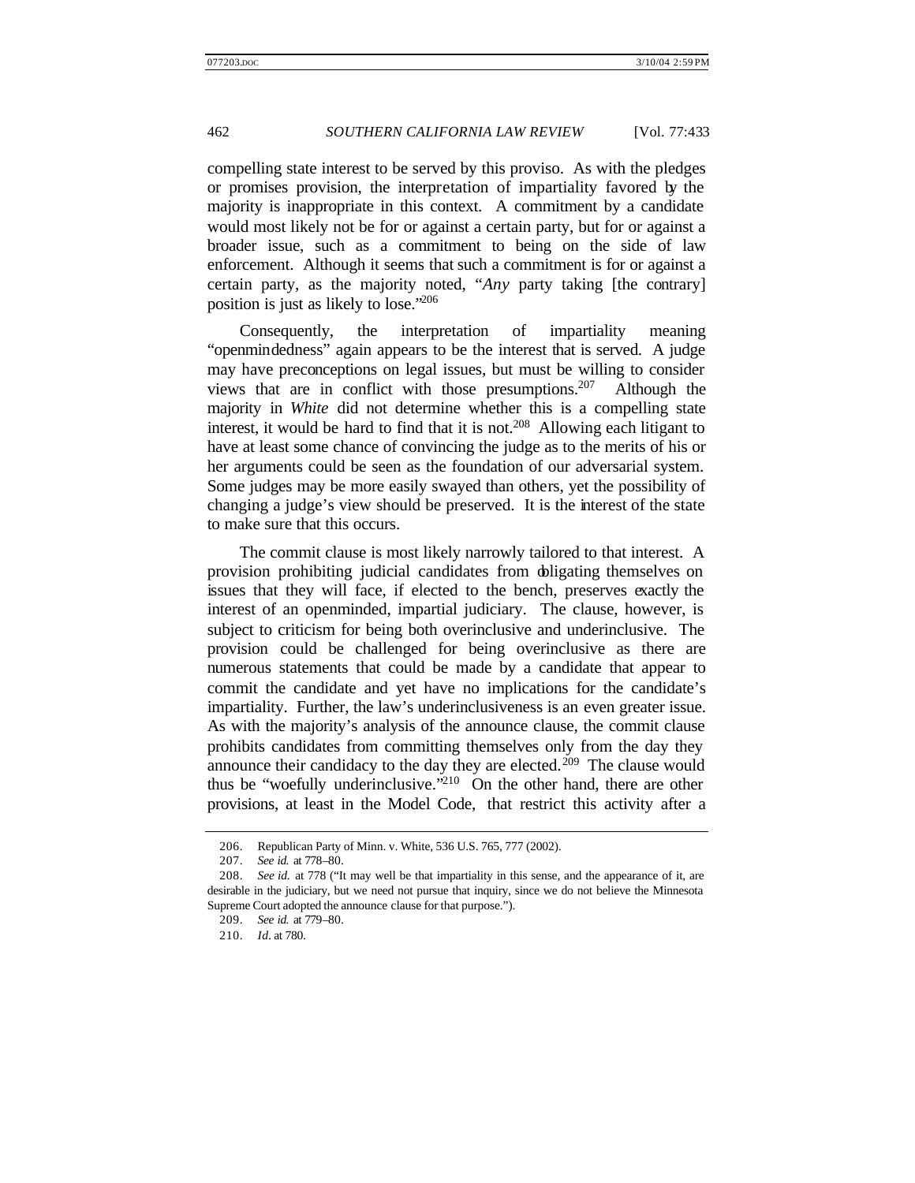compelling state interest to be served by this proviso. As with the pledges or promises provision, the interpretation of impartiality favored by the majority is inappropriate in this context. A commitment by a candidate would most likely not be for or against a certain party, but for or against a broader issue, such as a commitment to being on the side of law enforcement. Although it seems that such a commitment is for or against a certain party, as the majority noted, "*Any* party taking [the contrary] position is just as likely to lose."[206]

Consequently, the interpretation of impartiality meaning "openmindedness" again appears to be the interest that is served. A judge may have preconceptions on legal issues, but must be willing to consider views that are in conflict with those presumptions.[207] Although the majority in *White* did not determine whether this is a compelling state interest, it would be hard to find that it is not.[208] Allowing each litigant to have at least some chance of convincing the judge as to the merits of his or her arguments could be seen as the foundation of our adversarial system. Some judges may be more easily swayed than others, yet the possibility of changing a judge's view should be preserved. It is the interest of the state to make sure that this occurs.

The commit clause is most likely narrowly tailored to that interest. A provision prohibiting judicial candidates from obligating themselves on issues that they will face, if elected to the bench, preserves exactly the interest of an openminded, impartial judiciary. The clause, however, is subject to criticism for being both overinclusive and underinclusive. The provision could be challenged for being overinclusive as there are numerous statements that could be made by a candidate that appear to commit the candidate and yet have no implications for the candidate's impartiality. Further, the law's underinclusiveness is an even greater issue. As with the majority's analysis of the announce clause, the commit clause prohibits candidates from committing themselves only from the day they announce their candidacy to the day they are elected.[209] The clause would thus be "woefully underinclusive."[210] On the other hand, there are other provisions, at least in the Model Code, that restrict this activity after a

---

206. Republican Party of Minn. v. White, 536 U.S. 765, 777 (2002).

207. *See id.* at 778–80.

208. *See id.* at 778 ("It may well be that impartiality in this sense, and the appearance of it, are desirable in the judiciary, but we need not pursue that inquiry, since we do not believe the Minnesota Supreme Court adopted the announce clause for that purpose.").

209. *See id.* at 779–80.

210. *Id.* at 780.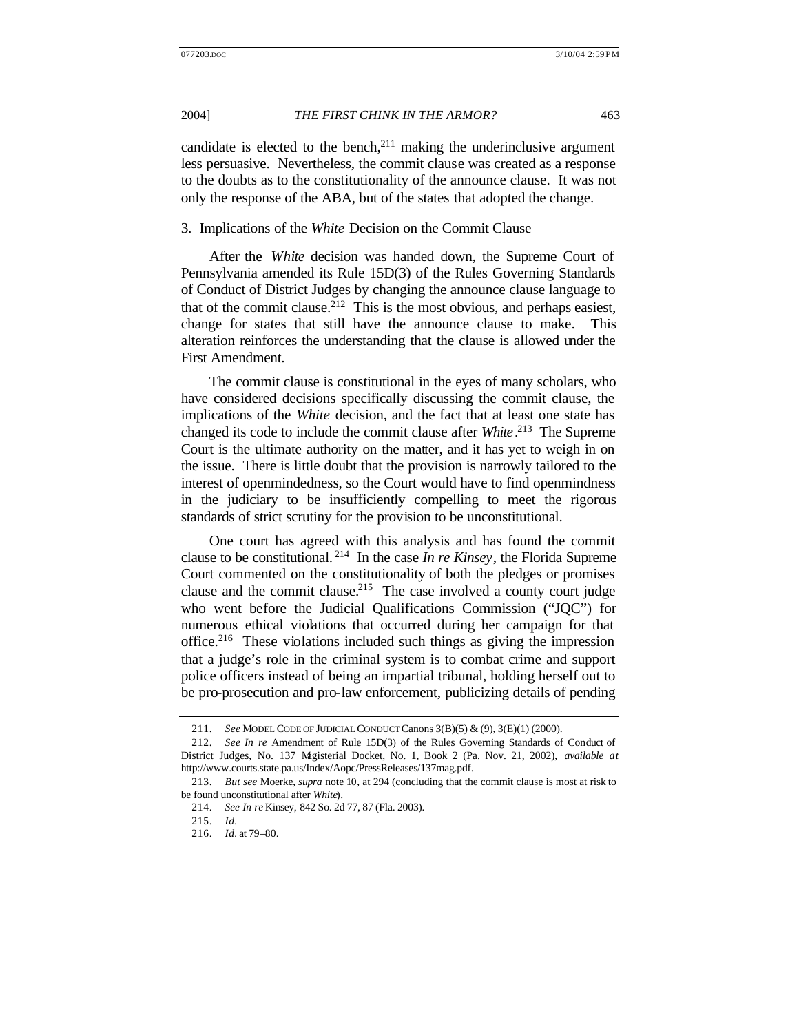candidate is elected to the bench,[211] making the underinclusive argument less persuasive. Nevertheless, the commit clause was created as a response to the doubts as to the constitutionality of the announce clause. It was not only the response of the ABA, but of the states that adopted the change.

### 3. Implications of the *White* Decision on the Commit Clause

After the *White* decision was handed down, the Supreme Court of Pennsylvania amended its Rule 15D(3) of the Rules Governing Standards of Conduct of District Judges by changing the announce clause language to that of the commit clause.[212] This is the most obvious, and perhaps easiest, change for states that still have the announce clause to make. This alteration reinforces the understanding that the clause is allowed under the First Amendment.

The commit clause is constitutional in the eyes of many scholars, who have considered decisions specifically discussing the commit clause, the implications of the *White* decision, and the fact that at least one state has changed its code to include the commit clause after *White*.[213] The Supreme Court is the ultimate authority on the matter, and it has yet to weigh in on the issue. There is little doubt that the provision is narrowly tailored to the interest of openmindedness, so the Court would have to find openmindness in the judiciary to be insufficiently compelling to meet the rigorous standards of strict scrutiny for the provision to be unconstitutional.

One court has agreed with this analysis and has found the commit clause to be constitutional.[214] In the case *In re Kinsey*, the Florida Supreme Court commented on the constitutionality of both the pledges or promises clause and the commit clause.[215] The case involved a county court judge who went before the Judicial Qualifications Commission ("JQC") for numerous ethical violations that occurred during her campaign for that office.[216] These violations included such things as giving the impression that a judge's role in the criminal system is to combat crime and support police officers instead of being an impartial tribunal, holding herself out to be pro-prosecution and pro-law enforcement, publicizing details of pending

---

211. *See* MODEL CODE OF JUDICIAL CONDUCT Canons 3(B)(5) & (9), 3(E)(1) (2000).

212. *See In re* Amendment of Rule 15D(3) of the Rules Governing Standards of Conduct of District Judges, No. 137 Magisterial Docket, No. 1, Book 2 (Pa. Nov. 21, 2002), *available at* http://www.courts.state.pa.us/Index/Aopc/PressReleases/137mag.pdf.

213. *But see* Moerke, *supra* note 10, at 294 (concluding that the commit clause is most at risk to be found unconstitutional after *White*).

214. *See In re* Kinsey, 842 So. 2d 77, 87 (Fla. 2003).

215. *Id.*

216. *Id.* at 79–80.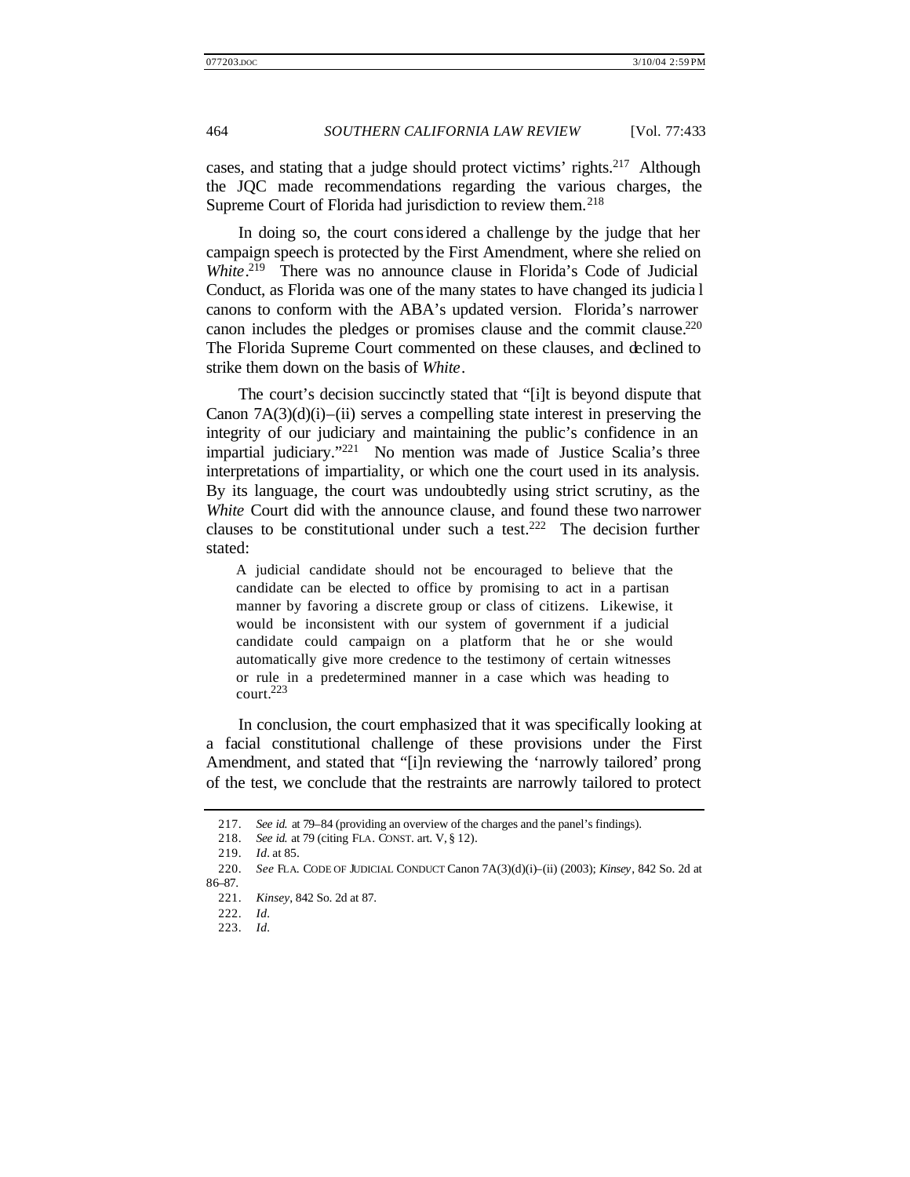cases, and stating that a judge should protect victims' rights.[217] Although the JQC made recommendations regarding the various charges, the Supreme Court of Florida had jurisdiction to review them.[218]

In doing so, the court considered a challenge by the judge that her campaign speech is protected by the First Amendment, where she relied on *White*.[219] There was no announce clause in Florida's Code of Judicial Conduct, as Florida was one of the many states to have changed its judicial canons to conform with the ABA's updated version. Florida's narrower canon includes the pledges or promises clause and the commit clause.[220] The Florida Supreme Court commented on these clauses, and declined to strike them down on the basis of *White*.

The court's decision succinctly stated that "[i]t is beyond dispute that Canon 7A(3)(d)(i)–(ii) serves a compelling state interest in preserving the integrity of our judiciary and maintaining the public's confidence in an impartial judiciary."[221] No mention was made of Justice Scalia's three interpretations of impartiality, or which one the court used in its analysis. By its language, the court was undoubtedly using strict scrutiny, as the *White* Court did with the announce clause, and found these two narrower clauses to be constitutional under such a test.[222] The decision further stated:

> A judicial candidate should not be encouraged to believe that the candidate can be elected to office by promising to act in a partisan manner by favoring a discrete group or class of citizens. Likewise, it would be inconsistent with our system of government if a judicial candidate could campaign on a platform that he or she would automatically give more credence to the testimony of certain witnesses or rule in a predetermined manner in a case which was heading to court.[223]

In conclusion, the court emphasized that it was specifically looking at a facial constitutional challenge of these provisions under the First Amendment, and stated that "[i]n reviewing the 'narrowly tailored' prong of the test, we conclude that the restraints are narrowly tailored to protect

---

217. *See id.* at 79–84 (providing an overview of the charges and the panel's findings).

218. *See id.* at 79 (citing FLA. CONST. art. V, § 12).

219. *Id.* at 85.

220. *See* FLA. CODE OF JUDICIAL CONDUCT Canon 7A(3)(d)(i)–(ii) (2003); *Kinsey*, 842 So. 2d at 86–87.

221. *Kinsey*, 842 So. 2d at 87.

222. *Id.*

223. *Id.*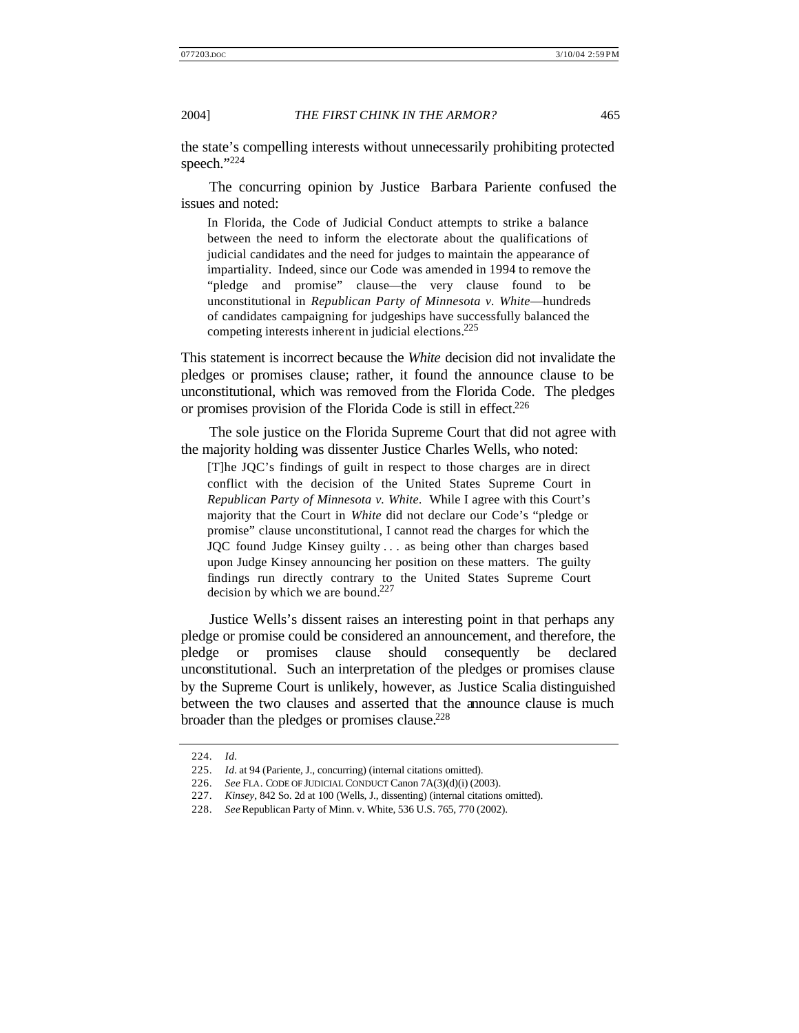the state's compelling interests without unnecessarily prohibiting protected speech."[224]

The concurring opinion by Justice Barbara Pariente confused the issues and noted:

> In Florida, the Code of Judicial Conduct attempts to strike a balance between the need to inform the electorate about the qualifications of judicial candidates and the need for judges to maintain the appearance of impartiality. Indeed, since our Code was amended in 1994 to remove the "pledge and promise" clause—the very clause found to be unconstitutional in *Republican Party of Minnesota v. White*—hundreds of candidates campaigning for judgeships have successfully balanced the competing interests inherent in judicial elections.[225]

This statement is incorrect because the *White* decision did not invalidate the pledges or promises clause; rather, it found the announce clause to be unconstitutional, which was removed from the Florida Code. The pledges or promises provision of the Florida Code is still in effect.[226]

The sole justice on the Florida Supreme Court that did not agree with the majority holding was dissenter Justice Charles Wells, who noted:

> [T]he JQC's findings of guilt in respect to those charges are in direct conflict with the decision of the United States Supreme Court in *Republican Party of Minnesota v. White*. While I agree with this Court's majority that the Court in *White* did not declare our Code's "pledge or promise" clause unconstitutional, I cannot read the charges for which the JQC found Judge Kinsey guilty . . . as being other than charges based upon Judge Kinsey announcing her position on these matters. The guilty findings run directly contrary to the United States Supreme Court decision by which we are bound.[227]

Justice Wells's dissent raises an interesting point in that perhaps any pledge or promise could be considered an announcement, and therefore, the pledge or promises clause should consequently be declared unconstitutional. Such an interpretation of the pledges or promises clause by the Supreme Court is unlikely, however, as Justice Scalia distinguished between the two clauses and asserted that the announce clause is much broader than the pledges or promises clause.[228]

---

224. *Id.*

225. *Id.* at 94 (Pariente, J., concurring) (internal citations omitted).

226. *See* FLA. CODE OF JUDICIAL CONDUCT Canon 7A(3)(d)(i) (2003).

227. *Kinsey*, 842 So. 2d at 100 (Wells, J., dissenting) (internal citations omitted).

228. *See* Republican Party of Minn. v. White, 536 U.S. 765, 770 (2002).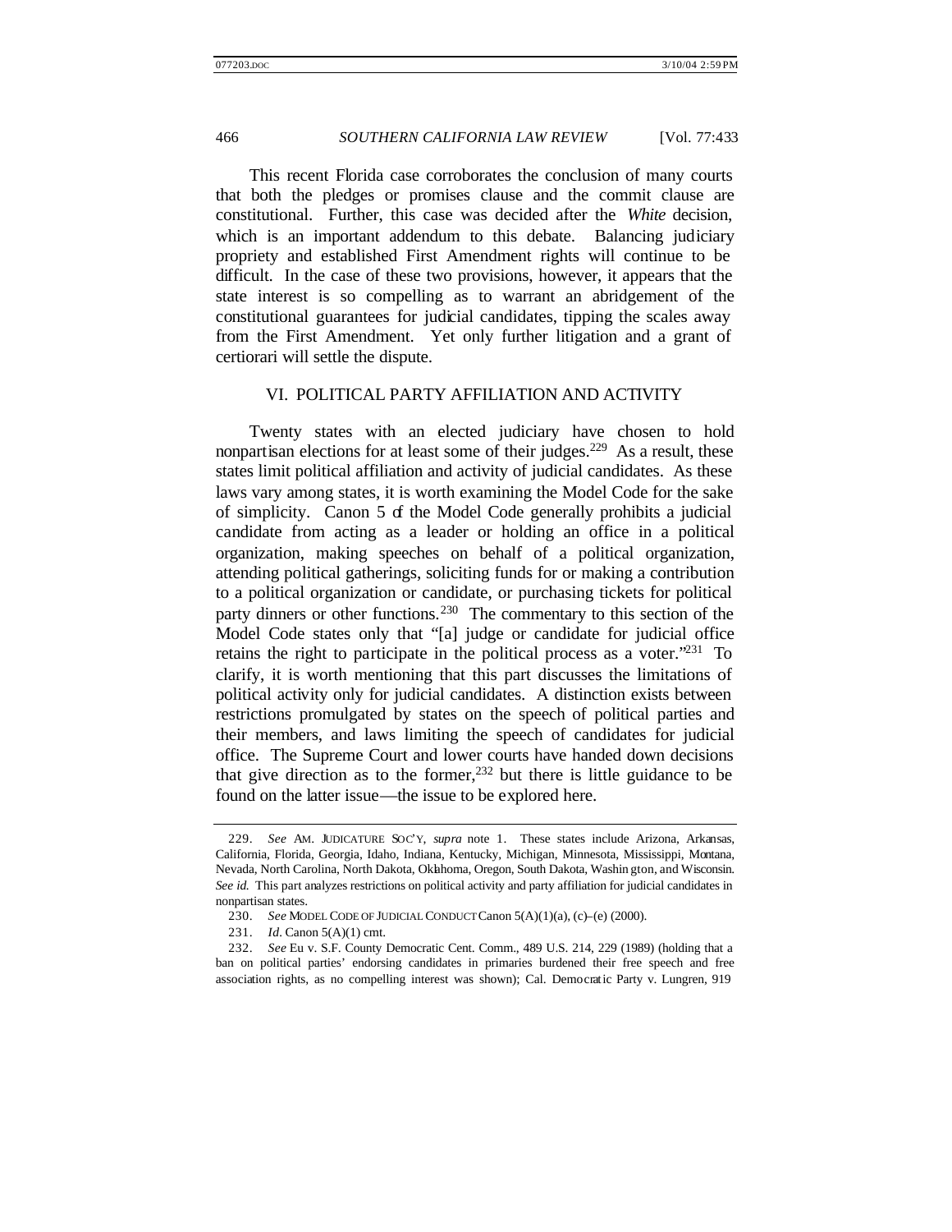This recent Florida case corroborates the conclusion of many courts that both the pledges or promises clause and the commit clause are constitutional. Further, this case was decided after the *White* decision, which is an important addendum to this debate. Balancing judiciary propriety and established First Amendment rights will continue to be difficult. In the case of these two provisions, however, it appears that the state interest is so compelling as to warrant an abridgement of the constitutional guarantees for judicial candidates, tipping the scales away from the First Amendment. Yet only further litigation and a grant of certiorari will settle the dispute.

## VI. POLITICAL PARTY AFFILIATION AND ACTIVITY

Twenty states with an elected judiciary have chosen to hold nonpartisan elections for at least some of their judges.[229] As a result, these states limit political affiliation and activity of judicial candidates. As these laws vary among states, it is worth examining the Model Code for the sake of simplicity. Canon 5 of the Model Code generally prohibits a judicial candidate from acting as a leader or holding an office in a political organization, making speeches on behalf of a political organization, attending political gatherings, soliciting funds for or making a contribution to a political organization or candidate, or purchasing tickets for political party dinners or other functions.[230] The commentary to this section of the Model Code states only that "[a] judge or candidate for judicial office retains the right to participate in the political process as a voter."[231] To clarify, it is worth mentioning that this part discusses the limitations of political activity only for judicial candidates. A distinction exists between restrictions promulgated by states on the speech of political parties and their members, and laws limiting the speech of candidates for judicial office. The Supreme Court and lower courts have handed down decisions that give direction as to the former,[232] but there is little guidance to be found on the latter issue—the issue to be explored here.

---

229. *See* AM. JUDICATURE SOC'Y, *supra* note 1. These states include Arizona, Arkansas, California, Florida, Georgia, Idaho, Indiana, Kentucky, Michigan, Minnesota, Mississippi, Montana, Nevada, North Carolina, North Dakota, Oklahoma, Oregon, South Dakota, Washington, and Wisconsin. *See id.* This part analyzes restrictions on political activity and party affiliation for judicial candidates in nonpartisan states.

230. *See* MODEL CODE OF JUDICIAL CONDUCT Canon 5(A)(1)(a), (c)–(e) (2000).

231. *Id.* Canon 5(A)(1) cmt.

232. *See* Eu v. S.F. County Democratic Cent. Comm., 489 U.S. 214, 229 (1989) (holding that a ban on political parties' endorsing candidates in primaries burdened their free speech and free association rights, as no compelling interest was shown); Cal. Democratic Party v. Lungren, 919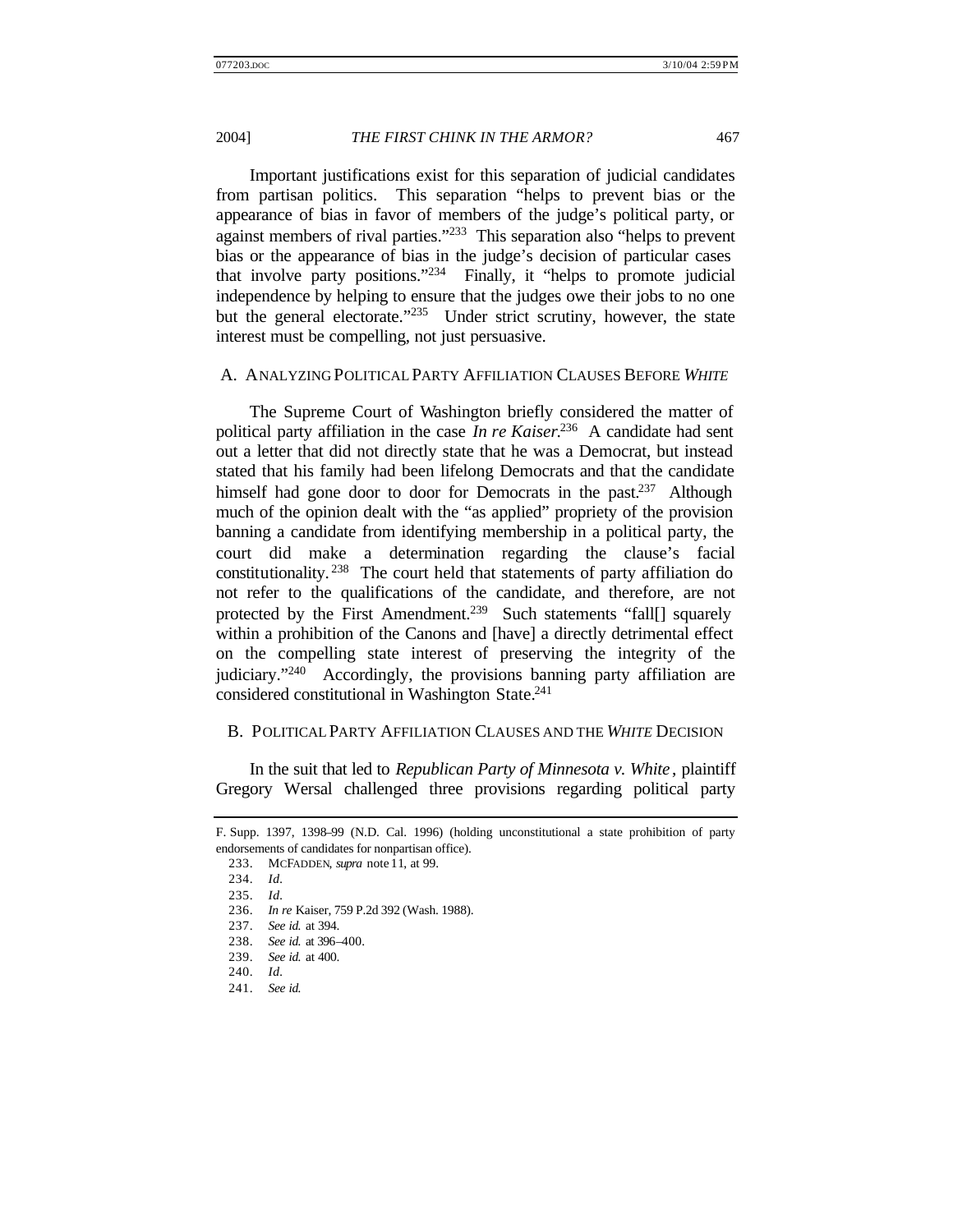Important justifications exist for this separation of judicial candidates from partisan politics. This separation "helps to prevent bias or the appearance of bias in favor of members of the judge's political party, or against members of rival parties."[233] This separation also "helps to prevent bias or the appearance of bias in the judge's decision of particular cases that involve party positions."[234] Finally, it "helps to promote judicial independence by helping to ensure that the judges owe their jobs to no one but the general electorate."[235] Under strict scrutiny, however, the state interest must be compelling, not just persuasive.

### A. ANALYZING POLITICAL PARTY AFFILIATION CLAUSES BEFORE *WHITE*

The Supreme Court of Washington briefly considered the matter of political party affiliation in the case *In re Kaiser*.[236] A candidate had sent out a letter that did not directly state that he was a Democrat, but instead stated that his family had been lifelong Democrats and that the candidate himself had gone door to door for Democrats in the past.[237] Although much of the opinion dealt with the "as applied" propriety of the provision banning a candidate from identifying membership in a political party, the court did make a determination regarding the clause's facial constitutionality.[238] The court held that statements of party affiliation do not refer to the qualifications of the candidate, and therefore, are not protected by the First Amendment.[239] Such statements "fall[] squarely within a prohibition of the Canons and [have] a directly detrimental effect on the compelling state interest of preserving the integrity of the judiciary."[240] Accordingly, the provisions banning party affiliation are considered constitutional in Washington State.[241]

### B. POLITICAL PARTY AFFILIATION CLAUSES AND THE *WHITE* DECISION

In the suit that led to *Republican Party of Minnesota v. White*, plaintiff Gregory Wersal challenged three provisions regarding political party

---

F. Supp. 1397, 1398–99 (N.D. Cal. 1996) (holding unconstitutional a state prohibition of party endorsements of candidates for nonpartisan office).

233. MCFADDEN, *supra* note 11, at 99.

234. *Id.*

235. *Id.*

236. *In re* Kaiser, 759 P.2d 392 (Wash. 1988).

237. *See id.* at 394.

238. *See id.* at 396–400.

239. *See id.* at 400.

240. *Id.*

241. *See id.*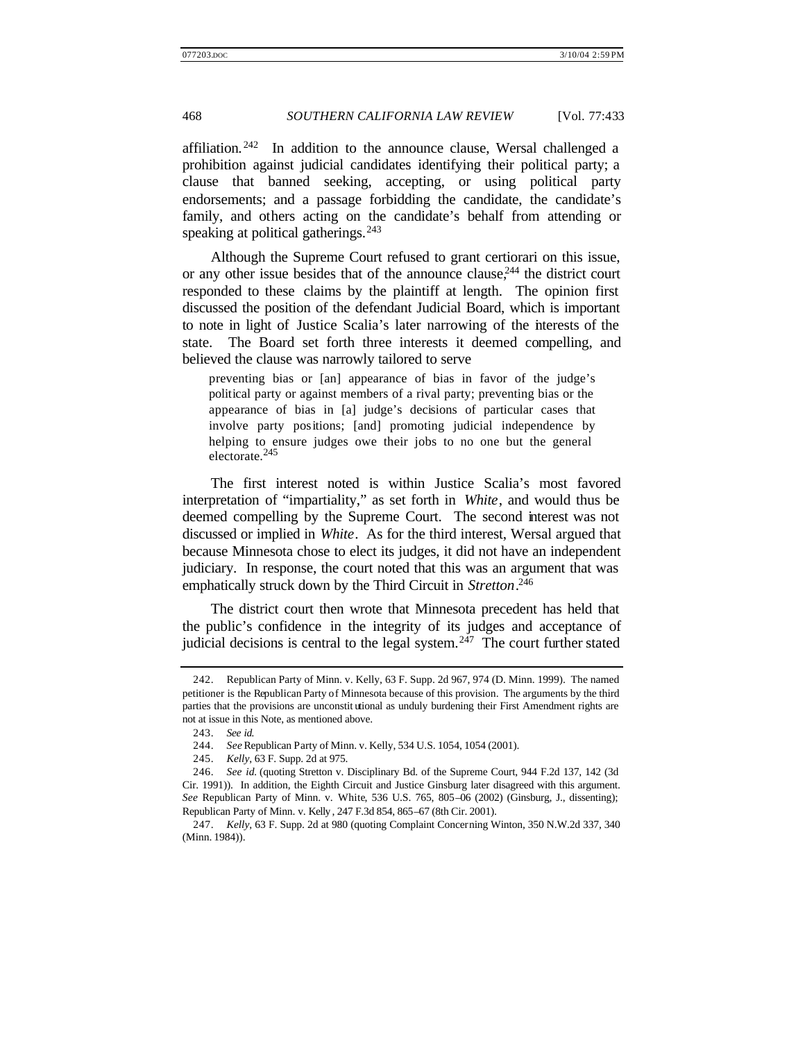affiliation.[242] In addition to the announce clause, Wersal challenged a prohibition against judicial candidates identifying their political party; a clause that banned seeking, accepting, or using political party endorsements; and a passage forbidding the candidate, the candidate's family, and others acting on the candidate's behalf from attending or speaking at political gatherings.[243]

Although the Supreme Court refused to grant certiorari on this issue, or any other issue besides that of the announce clause,[244] the district court responded to these claims by the plaintiff at length. The opinion first discussed the position of the defendant Judicial Board, which is important to note in light of Justice Scalia's later narrowing of the interests of the state. The Board set forth three interests it deemed compelling, and believed the clause was narrowly tailored to serve

> preventing bias or [an] appearance of bias in favor of the judge's political party or against members of a rival party; preventing bias or the appearance of bias in [a] judge's decisions of particular cases that involve party positions; [and] promoting judicial independence by helping to ensure judges owe their jobs to no one but the general electorate.[245]

The first interest noted is within Justice Scalia's most favored interpretation of "impartiality," as set forth in *White*, and would thus be deemed compelling by the Supreme Court. The second interest was not discussed or implied in *White*. As for the third interest, Wersal argued that because Minnesota chose to elect its judges, it did not have an independent judiciary. In response, the court noted that this was an argument that was emphatically struck down by the Third Circuit in *Stretton*.[246]

The district court then wrote that Minnesota precedent has held that the public's confidence in the integrity of its judges and acceptance of judicial decisions is central to the legal system.[247] The court further stated

---

242. Republican Party of Minn. v. Kelly, 63 F. Supp. 2d 967, 974 (D. Minn. 1999). The named petitioner is the Republican Party of Minnesota because of this provision. The arguments by the third parties that the provisions are unconstitutional as unduly burdening their First Amendment rights are not at issue in this Note, as mentioned above.

243. *See id.*

244. *See* Republican Party of Minn. v. Kelly, 534 U.S. 1054, 1054 (2001).

245. *Kelly*, 63 F. Supp. 2d at 975.

246. *See id.* (quoting Stretton v. Disciplinary Bd. of the Supreme Court, 944 F.2d 137, 142 (3d Cir. 1991)). In addition, the Eighth Circuit and Justice Ginsburg later disagreed with this argument. *See* Republican Party of Minn. v. White, 536 U.S. 765, 805–06 (2002) (Ginsburg, J., dissenting); Republican Party of Minn. v. Kelly, 247 F.3d 854, 865–67 (8th Cir. 2001).

247. *Kelly*, 63 F. Supp. 2d at 980 (quoting Complaint Concerning Winton, 350 N.W.2d 337, 340 (Minn. 1984)).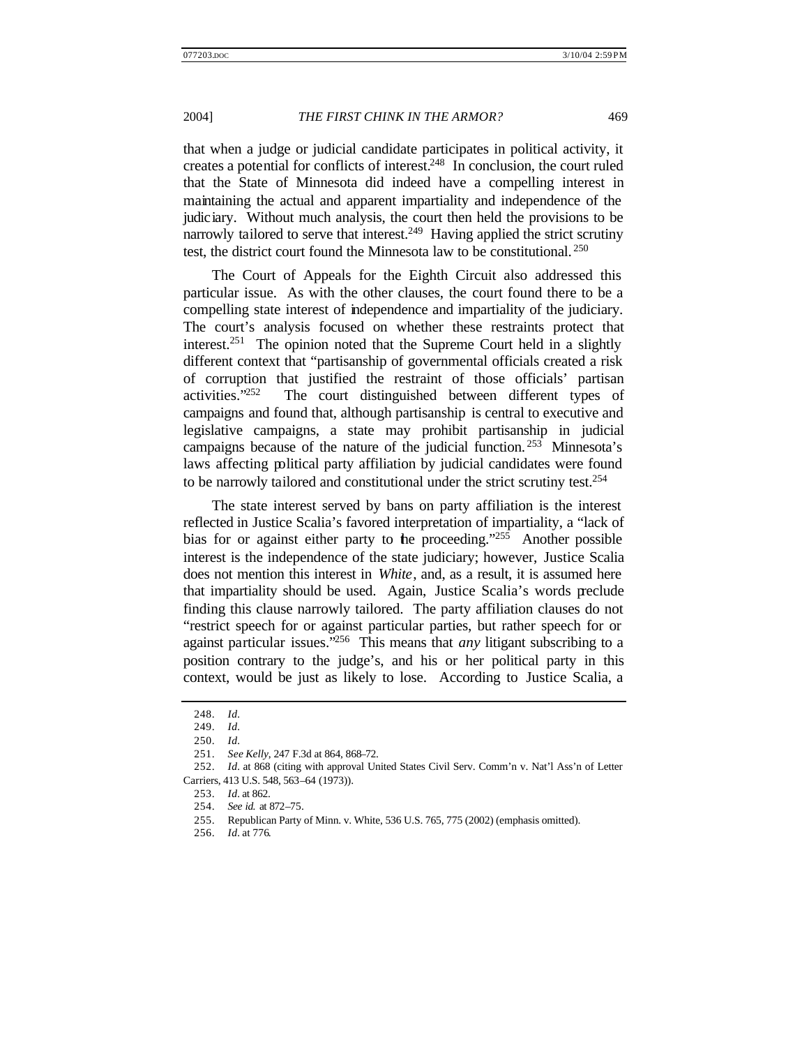that when a judge or judicial candidate participates in political activity, it creates a potential for conflicts of interest.[248] In conclusion, the court ruled that the State of Minnesota did indeed have a compelling interest in maintaining the actual and apparent impartiality and independence of the judiciary. Without much analysis, the court then held the provisions to be narrowly tailored to serve that interest.[249] Having applied the strict scrutiny test, the district court found the Minnesota law to be constitutional.[250]

The Court of Appeals for the Eighth Circuit also addressed this particular issue. As with the other clauses, the court found there to be a compelling state interest of independence and impartiality of the judiciary. The court's analysis focused on whether these restraints protect that interest.[251] The opinion noted that the Supreme Court held in a slightly different context that "partisanship of governmental officials created a risk of corruption that justified the restraint of those officials' partisan activities."[252] The court distinguished between different types of campaigns and found that, although partisanship is central to executive and legislative campaigns, a state may prohibit partisanship in judicial campaigns because of the nature of the judicial function.[253] Minnesota's laws affecting political party affiliation by judicial candidates were found to be narrowly tailored and constitutional under the strict scrutiny test.[254]

The state interest served by bans on party affiliation is the interest reflected in Justice Scalia's favored interpretation of impartiality, a "lack of bias for or against either party to the proceeding."[255] Another possible interest is the independence of the state judiciary; however, Justice Scalia does not mention this interest in *White*, and, as a result, it is assumed here that impartiality should be used. Again, Justice Scalia's words preclude finding this clause narrowly tailored. The party affiliation clauses do not "restrict speech for or against particular parties, but rather speech for or against particular issues."[256] This means that *any* litigant subscribing to a position contrary to the judge's, and his or her political party in this context, would be just as likely to lose. According to Justice Scalia, a

---

248. *Id.*

249. *Id.*

250. *Id.*

251. *See Kelly*, 247 F.3d at 864, 868–72.

252. *Id.* at 868 (citing with approval United States Civil Serv. Comm'n v. Nat'l Ass'n of Letter Carriers, 413 U.S. 548, 563–64 (1973)).

253. *Id.* at 862.

254. *See id.* at 872–75.

255. Republican Party of Minn. v. White, 536 U.S. 765, 775 (2002) (emphasis omitted).

256. *Id.* at 776.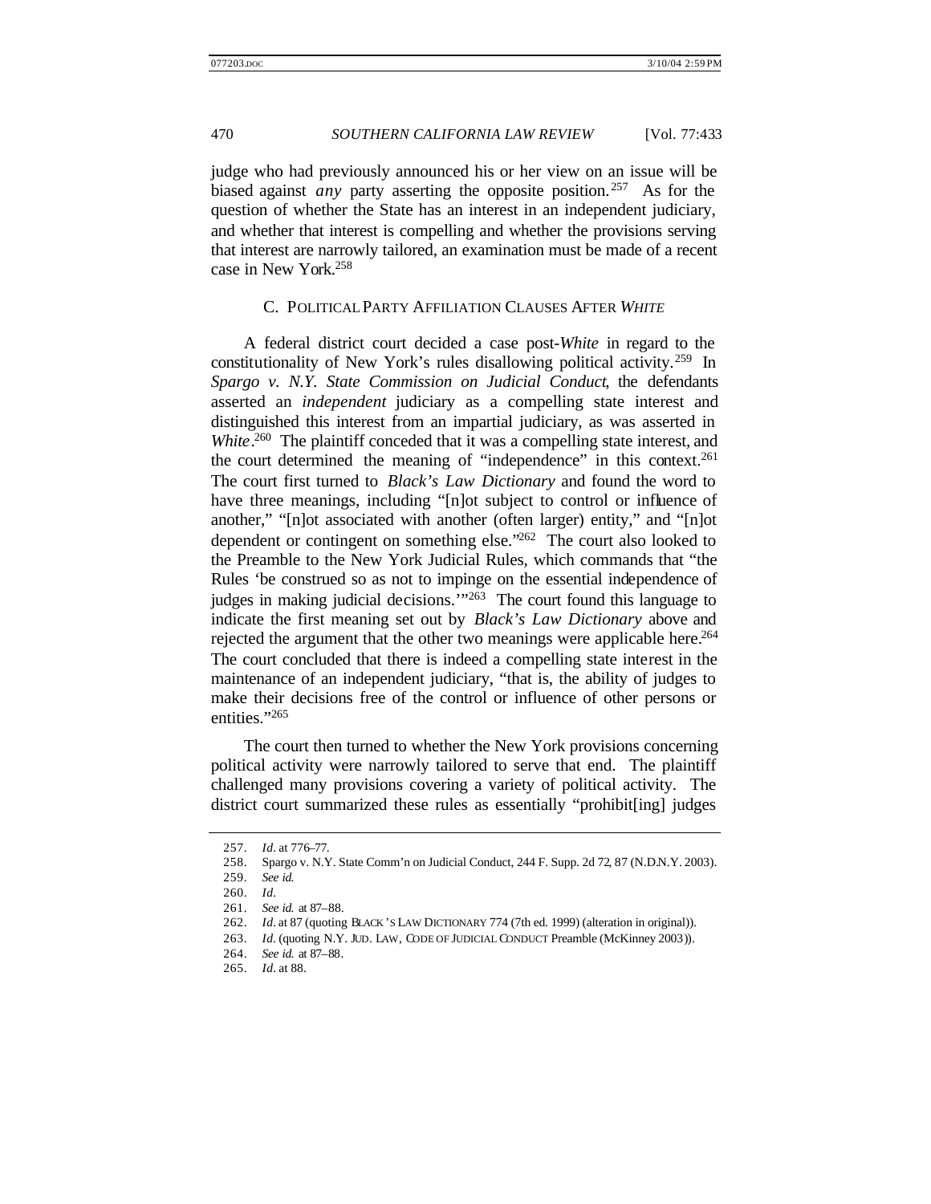judge who had previously announced his or her view on an issue will be biased against *any* party asserting the opposite position.[257] As for the question of whether the State has an interest in an independent judiciary, and whether that interest is compelling and whether the provisions serving that interest are narrowly tailored, an examination must be made of a recent case in New York.[258]

### C. POLITICAL PARTY AFFILIATION CLAUSES AFTER *WHITE*

A federal district court decided a case post-*White* in regard to the constitutionality of New York's rules disallowing political activity.[259] In *Spargo v. N.Y. State Commission on Judicial Conduct*, the defendants asserted an *independent* judiciary as a compelling state interest and distinguished this interest from an impartial judiciary, as was asserted in *White*.[260] The plaintiff conceded that it was a compelling state interest, and the court determined the meaning of "independence" in this context.[261] The court first turned to *Black's Law Dictionary* and found the word to have three meanings, including "[n]ot subject to control or influence of another," "[n]ot associated with another (often larger) entity," and "[n]ot dependent or contingent on something else."[262] The court also looked to the Preamble to the New York Judicial Rules, which commands that "the Rules 'be construed so as not to impinge on the essential independence of judges in making judicial decisions.'"[263] The court found this language to indicate the first meaning set out by *Black's Law Dictionary* above and rejected the argument that the other two meanings were applicable here.[264] The court concluded that there is indeed a compelling state interest in the maintenance of an independent judiciary, "that is, the ability of judges to make their decisions free of the control or influence of other persons or entities."[265]

The court then turned to whether the New York provisions concerning political activity were narrowly tailored to serve that end. The plaintiff challenged many provisions covering a variety of political activity. The district court summarized these rules as essentially "prohibit[ing] judges

---

257. *Id*. at 776–77.
258. Spargo v. N.Y. State Comm'n on Judicial Conduct, 244 F. Supp. 2d 72, 87 (N.D.N.Y. 2003).
259. *See id.*
260. *Id*.
261. *See id.* at 87–88.
262. *Id*. at 87 (quoting BLACK'S LAW DICTIONARY 774 (7th ed. 1999) (alteration in original)).
263. *Id*. (quoting N.Y. JUD. LAW, CODE OF JUDICIAL CONDUCT Preamble (McKinney 2003)).
264. *See id.* at 87–88.
265. *Id*. at 88.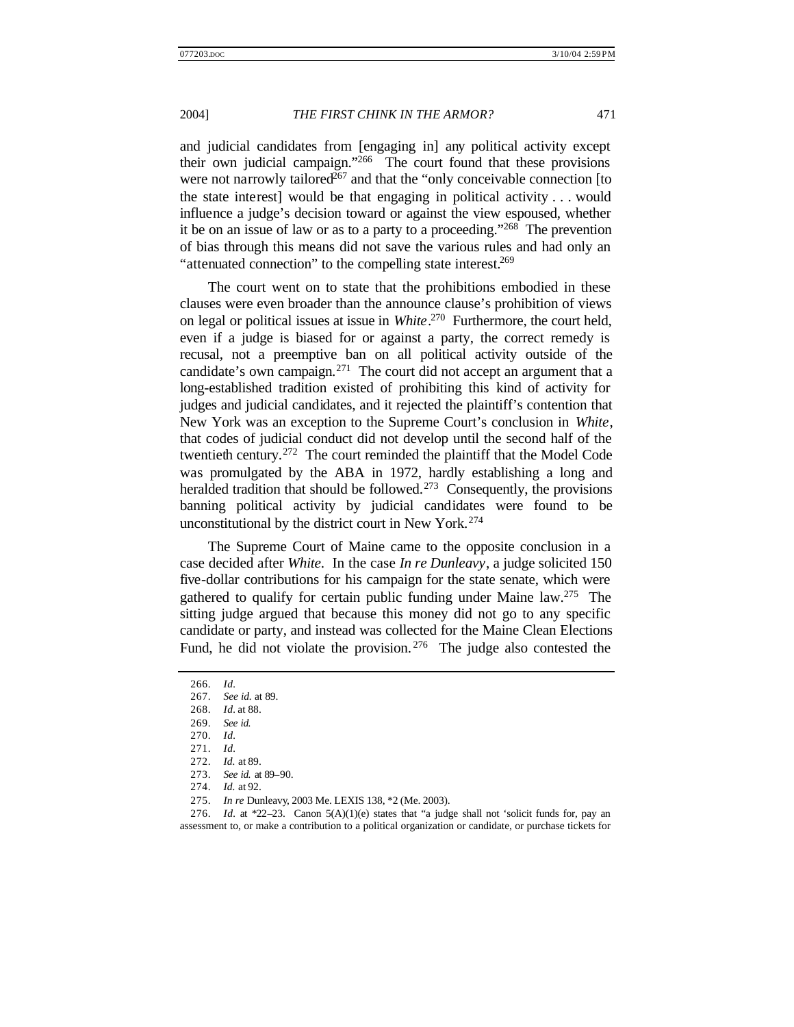and judicial candidates from [engaging in] any political activity except their own judicial campaign."[266] The court found that these provisions were not narrowly tailored[267] and that the "only conceivable connection [to the state interest] would be that engaging in political activity . . . would influence a judge's decision toward or against the view espoused, whether it be on an issue of law or as to a party to a proceeding."[268] The prevention of bias through this means did not save the various rules and had only an "attenuated connection" to the compelling state interest.[269]

The court went on to state that the prohibitions embodied in these clauses were even broader than the announce clause's prohibition of views on legal or political issues at issue in *White*.[270] Furthermore, the court held, even if a judge is biased for or against a party, the correct remedy is recusal, not a preemptive ban on all political activity outside of the candidate's own campaign.[271] The court did not accept an argument that a long-established tradition existed of prohibiting this kind of activity for judges and judicial candidates, and it rejected the plaintiff's contention that New York was an exception to the Supreme Court's conclusion in *White*, that codes of judicial conduct did not develop until the second half of the twentieth century.[272] The court reminded the plaintiff that the Model Code was promulgated by the ABA in 1972, hardly establishing a long and heralded tradition that should be followed.[273] Consequently, the provisions banning political activity by judicial candidates were found to be unconstitutional by the district court in New York.[274]

The Supreme Court of Maine came to the opposite conclusion in a case decided after *White*. In the case *In re Dunleavy*, a judge solicited 150 five-dollar contributions for his campaign for the state senate, which were gathered to qualify for certain public funding under Maine law.[275] The sitting judge argued that because this money did not go to any specific candidate or party, and instead was collected for the Maine Clean Elections Fund, he did not violate the provision.[276] The judge also contested the

---

266. *Id.*
267. *See id.* at 89.
268. *Id.* at 88.
269. *See id.*
270. *Id.*
271. *Id.*
272. *Id.* at 89.
273. *See id.* at 89–90.
274. *Id.* at 92.
275. *In re* Dunleavy, 2003 Me. LEXIS 138, *2 (Me. 2003).
276. *Id.* at *22–23. Canon 5(A)(1)(e) states that "a judge shall not 'solicit funds for, pay an assessment to, or make a contribution to a political organization or candidate, or purchase tickets for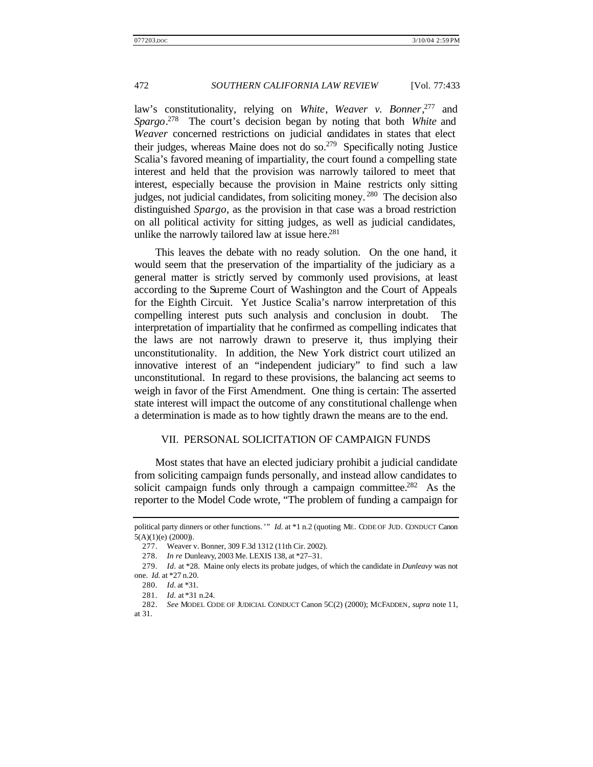law's constitutionality, relying on *White*, *Weaver v. Bonner*,[277] and *Spargo*.[278] The court's decision began by noting that both *White* and *Weaver* concerned restrictions on judicial candidates in states that elect their judges, whereas Maine does not do so.[279] Specifically noting Justice Scalia's favored meaning of impartiality, the court found a compelling state interest and held that the provision was narrowly tailored to meet that interest, especially because the provision in Maine restricts only sitting judges, not judicial candidates, from soliciting money.[280] The decision also distinguished *Spargo*, as the provision in that case was a broad restriction on all political activity for sitting judges, as well as judicial candidates, unlike the narrowly tailored law at issue here.[281]

This leaves the debate with no ready solution. On the one hand, it would seem that the preservation of the impartiality of the judiciary as a general matter is strictly served by commonly used provisions, at least according to the Supreme Court of Washington and the Court of Appeals for the Eighth Circuit. Yet Justice Scalia's narrow interpretation of this compelling interest puts such analysis and conclusion in doubt. The interpretation of impartiality that he confirmed as compelling indicates that the laws are not narrowly drawn to preserve it, thus implying their unconstitutionality. In addition, the New York district court utilized an innovative interest of an "independent judiciary" to find such a law unconstitutional. In regard to these provisions, the balancing act seems to weigh in favor of the First Amendment. One thing is certain: The asserted state interest will impact the outcome of any constitutional challenge when a determination is made as to how tightly drawn the means are to the end.

## VII. PERSONAL SOLICITATION OF CAMPAIGN FUNDS

Most states that have an elected judiciary prohibit a judicial candidate from soliciting campaign funds personally, and instead allow candidates to solicit campaign funds only through a campaign committee.[282] As the reporter to the Model Code wrote, "The problem of funding a campaign for

---

political party dinners or other functions.'" *Id.* at *1 n.2 (quoting ME. CODE OF JUD. CONDUCT Canon 5(A)(1)(e) (2000)).

277. Weaver v. Bonner, 309 F.3d 1312 (11th Cir. 2002).

278. *In re* Dunleavy, 2003 Me. LEXIS 138, at *27–31.

279. *Id.* at *28. Maine only elects its probate judges, of which the candidate in *Dunleavy* was not one. *Id.* at *27 n.20.

280. *Id.* at *31.

281. *Id.* at *31 n.24.

282. *See* MODEL CODE OF JUDICIAL CONDUCT Canon 5C(2) (2000); MCFADDEN, *supra* note 11, at 31.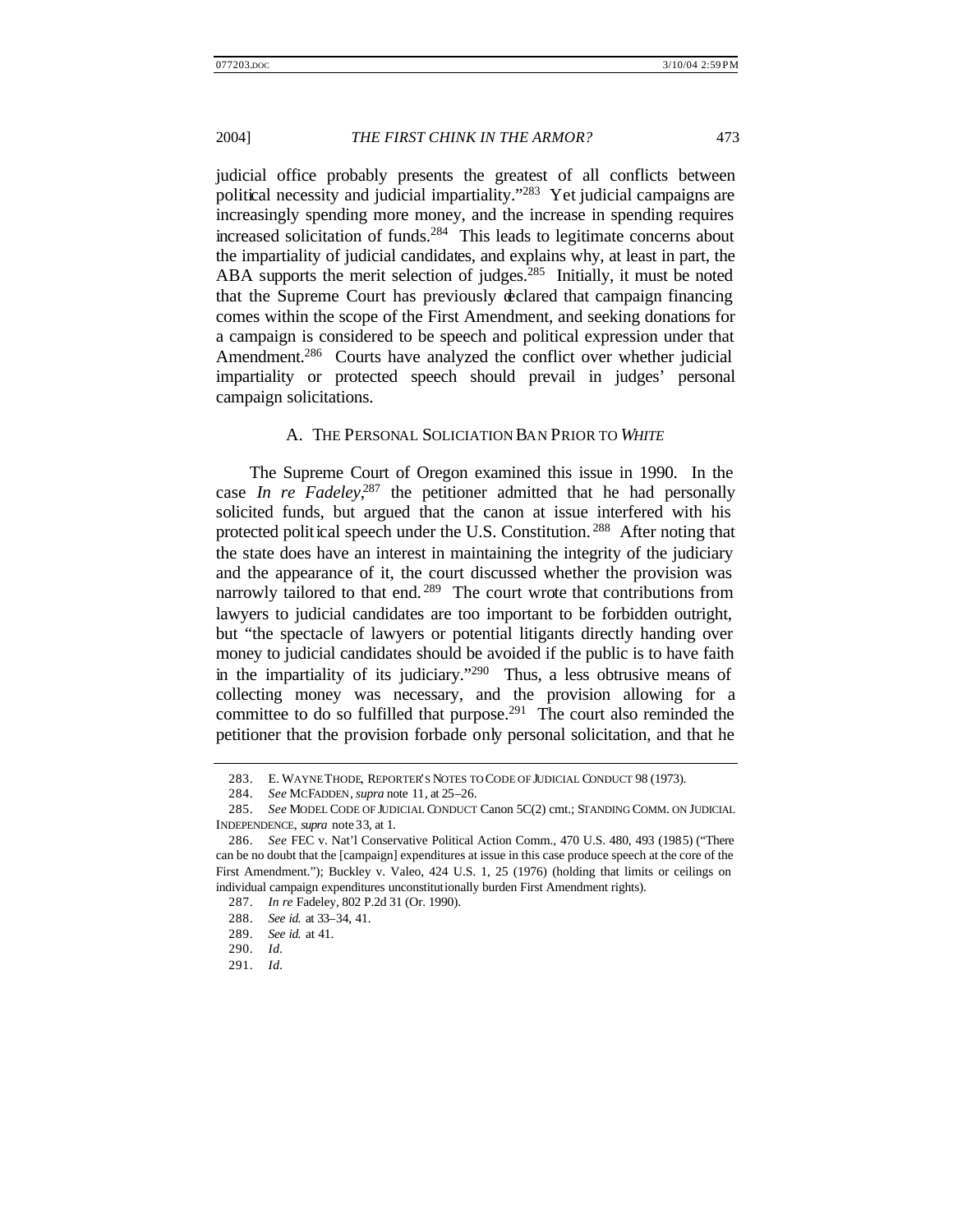judicial office probably presents the greatest of all conflicts between political necessity and judicial impartiality."[283] Yet judicial campaigns are increasingly spending more money, and the increase in spending requires increased solicitation of funds.[284] This leads to legitimate concerns about the impartiality of judicial candidates, and explains why, at least in part, the ABA supports the merit selection of judges.[285] Initially, it must be noted that the Supreme Court has previously declared that campaign financing comes within the scope of the First Amendment, and seeking donations for a campaign is considered to be speech and political expression under that Amendment.[286] Courts have analyzed the conflict over whether judicial impartiality or protected speech should prevail in judges' personal campaign solicitations.

### A. The Personal Solicitation Ban Prior to *White*

The Supreme Court of Oregon examined this issue in 1990. In the case *In re Fadeley*,[287] the petitioner admitted that he had personally solicited funds, but argued that the canon at issue interfered with his protected political speech under the U.S. Constitution.[288] After noting that the state does have an interest in maintaining the integrity of the judiciary and the appearance of it, the court discussed whether the provision was narrowly tailored to that end.[289] The court wrote that contributions from lawyers to judicial candidates are too important to be forbidden outright, but "the spectacle of lawyers or potential litigants directly handing over money to judicial candidates should be avoided if the public is to have faith in the impartiality of its judiciary."[290] Thus, a less obtrusive means of collecting money was necessary, and the provision allowing for a committee to do so fulfilled that purpose.[291] The court also reminded the petitioner that the provision forbade only personal solicitation, and that he

---

283. E. Wayne Thode, Reporter's Notes to Code of Judicial Conduct 98 (1973).

284. *See* McFadden, *supra* note 11, at 25–26.

285. *See* Model Code of Judicial Conduct Canon 5C(2) cmt.; Standing Comm. on Judicial Independence, *supra* note 33, at 1.

286. *See* FEC v. Nat'l Conservative Political Action Comm., 470 U.S. 480, 493 (1985) ("There can be no doubt that the [campaign] expenditures at issue in this case produce speech at the core of the First Amendment."); Buckley v. Valeo, 424 U.S. 1, 25 (1976) (holding that limits or ceilings on individual campaign expenditures unconstitutionally burden First Amendment rights).

287. *In re* Fadeley, 802 P.2d 31 (Or. 1990).

288. *See id.* at 33–34, 41.

289. *See id.* at 41.

290. *Id.*

291. *Id.*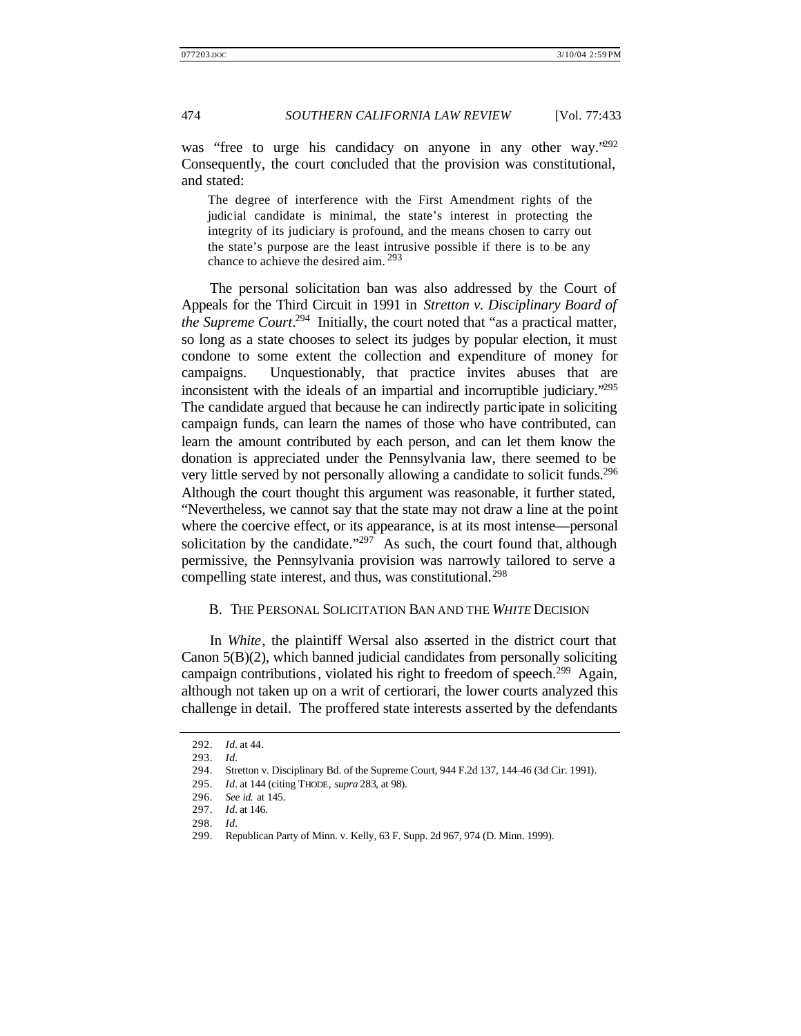was "free to urge his candidacy on anyone in any other way."[292] Consequently, the court concluded that the provision was constitutional, and stated:

> The degree of interference with the First Amendment rights of the judicial candidate is minimal, the state's interest in protecting the integrity of its judiciary is profound, and the means chosen to carry out the state's purpose are the least intrusive possible if there is to be any chance to achieve the desired aim.[293]

The personal solicitation ban was also addressed by the Court of Appeals for the Third Circuit in 1991 in *Stretton v. Disciplinary Board of the Supreme Court*.[294] Initially, the court noted that "as a practical matter, so long as a state chooses to select its judges by popular election, it must condone to some extent the collection and expenditure of money for campaigns. Unquestionably, that practice invites abuses that are inconsistent with the ideals of an impartial and incorruptible judiciary."[295] The candidate argued that because he can indirectly participate in soliciting campaign funds, can learn the names of those who have contributed, can learn the amount contributed by each person, and can let them know the donation is appreciated under the Pennsylvania law, there seemed to be very little served by not personally allowing a candidate to solicit funds.[296] Although the court thought this argument was reasonable, it further stated, "Nevertheless, we cannot say that the state may not draw a line at the point where the coercive effect, or its appearance, is at its most intense—personal solicitation by the candidate."[297] As such, the court found that, although permissive, the Pennsylvania provision was narrowly tailored to serve a compelling state interest, and thus, was constitutional.[298]

### B. THE PERSONAL SOLICITATION BAN AND THE *WHITE* DECISION

In *White*, the plaintiff Wersal also asserted in the district court that Canon 5(B)(2), which banned judicial candidates from personally soliciting campaign contributions, violated his right to freedom of speech.[299] Again, although not taken up on a writ of certiorari, the lower courts analyzed this challenge in detail. The proffered state interests asserted by the defendants

---

292. *Id.* at 44.
293. *Id.*
294. Stretton v. Disciplinary Bd. of the Supreme Court, 944 F.2d 137, 144–46 (3d Cir. 1991).
295. *Id.* at 144 (citing THODE, *supra* 283, at 98).
296. *See id.* at 145.
297. *Id.* at 146.
298. *Id.*
299. Republican Party of Minn. v. Kelly, 63 F. Supp. 2d 967, 974 (D. Minn. 1999).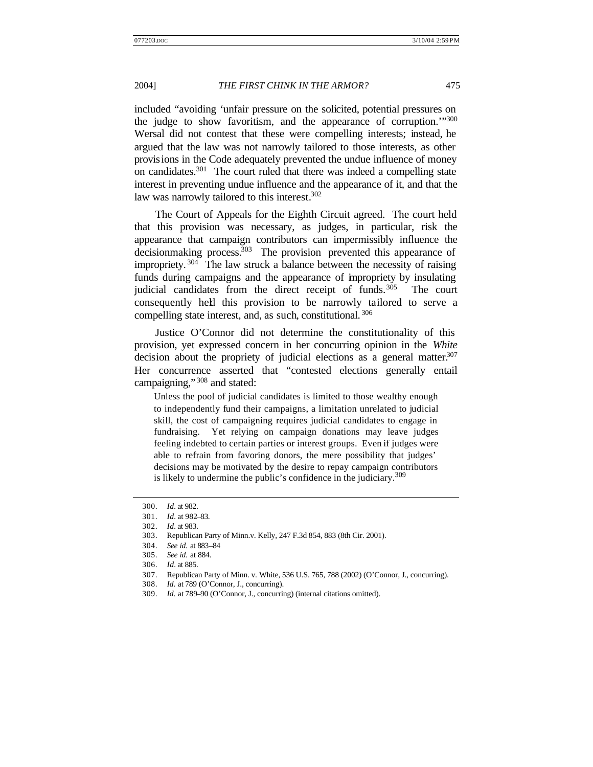included "avoiding 'unfair pressure on the solicited, potential pressures on the judge to show favoritism, and the appearance of corruption.'"[300] Wersal did not contest that these were compelling interests; instead, he argued that the law was not narrowly tailored to those interests, as other provisions in the Code adequately prevented the undue influence of money on candidates.[301] The court ruled that there was indeed a compelling state interest in preventing undue influence and the appearance of it, and that the law was narrowly tailored to this interest.[302]

The Court of Appeals for the Eighth Circuit agreed. The court held that this provision was necessary, as judges, in particular, risk the appearance that campaign contributors can impermissibly influence the decisionmaking process.[303] The provision prevented this appearance of impropriety.[304] The law struck a balance between the necessity of raising funds during campaigns and the appearance of impropriety by insulating judicial candidates from the direct receipt of funds.[305] The court consequently held this provision to be narrowly tailored to serve a compelling state interest, and, as such, constitutional.[306]

Justice O'Connor did not determine the constitutionality of this provision, yet expressed concern in her concurring opinion in the *White* decision about the propriety of judicial elections as a general matter.[307] Her concurrence asserted that "contested elections generally entail campaigning,"[308] and stated:

> Unless the pool of judicial candidates is limited to those wealthy enough to independently fund their campaigns, a limitation unrelated to judicial skill, the cost of campaigning requires judicial candidates to engage in fundraising. Yet relying on campaign donations may leave judges feeling indebted to certain parties or interest groups. Even if judges were able to refrain from favoring donors, the mere possibility that judges' decisions may be motivated by the desire to repay campaign contributors is likely to undermine the public's confidence in the judiciary.[309]

---

300. *Id*. at 982.

301. *Id*. at 982–83.

302. *Id*. at 983.

303. Republican Party of Minn. v. Kelly, 247 F.3d 854, 883 (8th Cir. 2001).

304. *See id.* at 883–84

305. *See id.* at 884.

306. *Id*. at 885.

307. Republican Party of Minn. v. White, 536 U.S. 765, 788 (2002) (O'Connor, J., concurring).

308. *Id.* at 789 (O'Connor, J., concurring).

309. *Id.* at 789–90 (O'Connor, J., concurring) (internal citations omitted).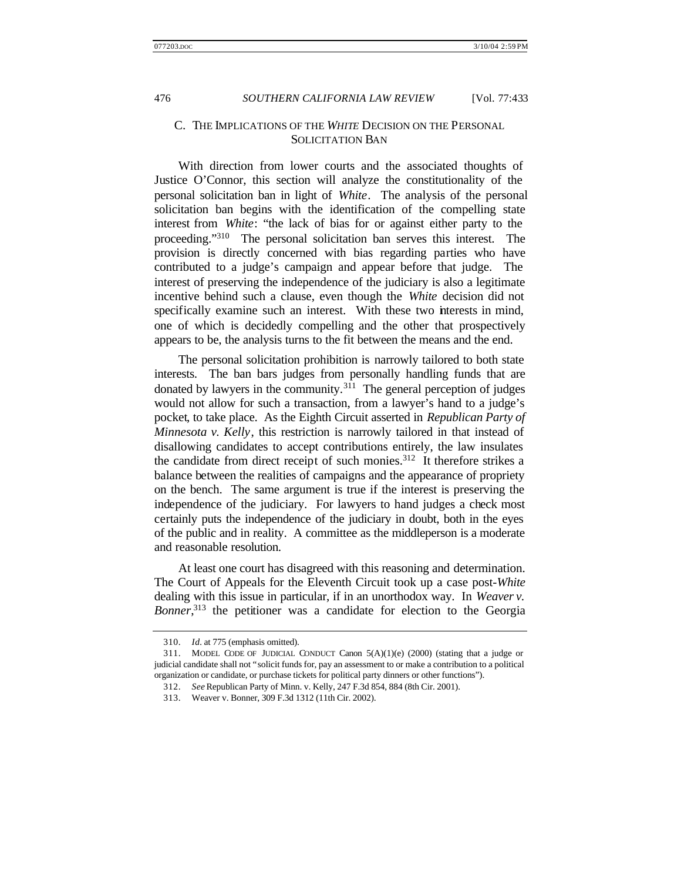### C. THE IMPLICATIONS OF THE *WHITE* DECISION ON THE PERSONAL SOLICITATION BAN

With direction from lower courts and the associated thoughts of Justice O'Connor, this section will analyze the constitutionality of the personal solicitation ban in light of *White*. The analysis of the personal solicitation ban begins with the identification of the compelling state interest from *White*: "the lack of bias for or against either party to the proceeding."[310] The personal solicitation ban serves this interest. The provision is directly concerned with bias regarding parties who have contributed to a judge's campaign and appear before that judge. The interest of preserving the independence of the judiciary is also a legitimate incentive behind such a clause, even though the *White* decision did not specifically examine such an interest. With these two interests in mind, one of which is decidedly compelling and the other that prospectively appears to be, the analysis turns to the fit between the means and the end.

The personal solicitation prohibition is narrowly tailored to both state interests. The ban bars judges from personally handling funds that are donated by lawyers in the community.[311] The general perception of judges would not allow for such a transaction, from a lawyer's hand to a judge's pocket, to take place. As the Eighth Circuit asserted in *Republican Party of Minnesota v. Kelly*, this restriction is narrowly tailored in that instead of disallowing candidates to accept contributions entirely, the law insulates the candidate from direct receipt of such monies.[312] It therefore strikes a balance between the realities of campaigns and the appearance of propriety on the bench. The same argument is true if the interest is preserving the independence of the judiciary. For lawyers to hand judges a check most certainly puts the independence of the judiciary in doubt, both in the eyes of the public and in reality. A committee as the middleperson is a moderate and reasonable resolution.

At least one court has disagreed with this reasoning and determination. The Court of Appeals for the Eleventh Circuit took up a case post-*White* dealing with this issue in particular, if in an unorthodox way. In *Weaver v. Bonner*,[313] the petitioner was a candidate for election to the Georgia

---

310. *Id.* at 775 (emphasis omitted).

311. MODEL CODE OF JUDICIAL CONDUCT Canon 5(A)(1)(e) (2000) (stating that a judge or judicial candidate shall not "solicit funds for, pay an assessment to or make a contribution to a political organization or candidate, or purchase tickets for political party dinners or other functions").

312. *See* Republican Party of Minn. v. Kelly, 247 F.3d 854, 884 (8th Cir. 2001).

313. Weaver v. Bonner, 309 F.3d 1312 (11th Cir. 2002).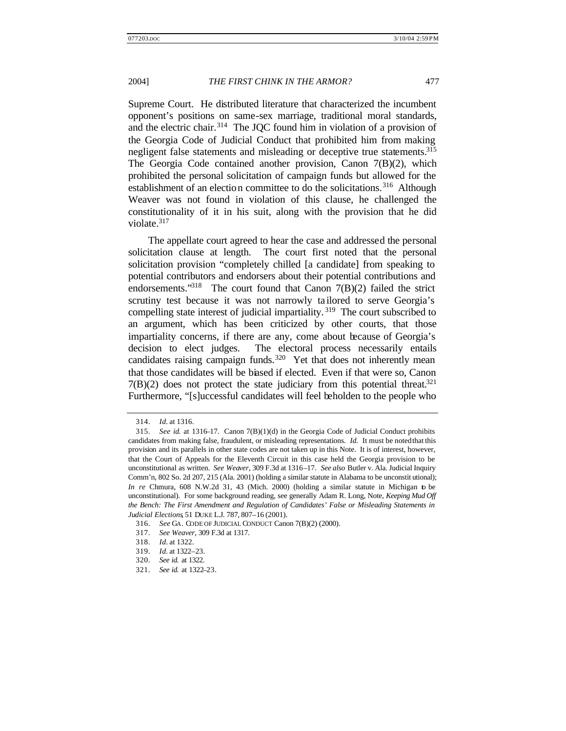Supreme Court. He distributed literature that characterized the incumbent opponent's positions on same-sex marriage, traditional moral standards, and the electric chair.[314] The JQC found him in violation of a provision of the Georgia Code of Judicial Conduct that prohibited him from making negligent false statements and misleading or deceptive true statements.[315] The Georgia Code contained another provision, Canon 7(B)(2), which prohibited the personal solicitation of campaign funds but allowed for the establishment of an election committee to do the solicitations.[316] Although Weaver was not found in violation of this clause, he challenged the constitutionality of it in his suit, along with the provision that he did violate.[317]

The appellate court agreed to hear the case and addressed the personal solicitation clause at length. The court first noted that the personal solicitation provision "completely chilled [a candidate] from speaking to potential contributors and endorsers about their potential contributions and endorsements."[318] The court found that Canon 7(B)(2) failed the strict scrutiny test because it was not narrowly tailored to serve Georgia's compelling state interest of judicial impartiality.[319] The court subscribed to an argument, which has been criticized by other courts, that those impartiality concerns, if there are any, come about because of Georgia's decision to elect judges. The electoral process necessarily entails candidates raising campaign funds.[320] Yet that does not inherently mean that those candidates will be biased if elected. Even if that were so, Canon 7(B)(2) does not protect the state judiciary from this potential threat.[321] Furthermore, "[s]uccessful candidates will feel beholden to the people who

---

314. *Id.* at 1316.

315. *See id.* at 1316–17. Canon 7(B)(1)(d) in the Georgia Code of Judicial Conduct prohibits candidates from making false, fraudulent, or misleading representations. *Id.* It must be noted that this provision and its parallels in other state codes are not taken up in this Note. It is of interest, however, that the Court of Appeals for the Eleventh Circuit in this case held the Georgia provision to be unconstitutional as written. *See Weaver*, 309 F.3d at 1316–17. *See also* Butler v. Ala. Judicial Inquiry Comm'n, 802 So. 2d 207, 215 (Ala. 2001) (holding a similar statute in Alabama to be unconstitutional); *In re* Chmura, 608 N.W.2d 31, 43 (Mich. 2000) (holding a similar statute in Michigan to be unconstitutional). For some background reading, see generally Adam R. Long, Note, *Keeping Mud Off the Bench: The First Amendment and Regulation of Candidates' False or Misleading Statements in Judicial Elections*, 51 DUKE L.J. 787, 807–16 (2001).

316. *See* GA. CODE OF JUDICIAL CONDUCT Canon 7(B)(2) (2000).

317. *See Weaver*, 309 F.3d at 1317.

318. *Id.* at 1322.

319. *Id.* at 1322–23.

320. *See id.* at 1322.

321. *See id.* at 1322–23.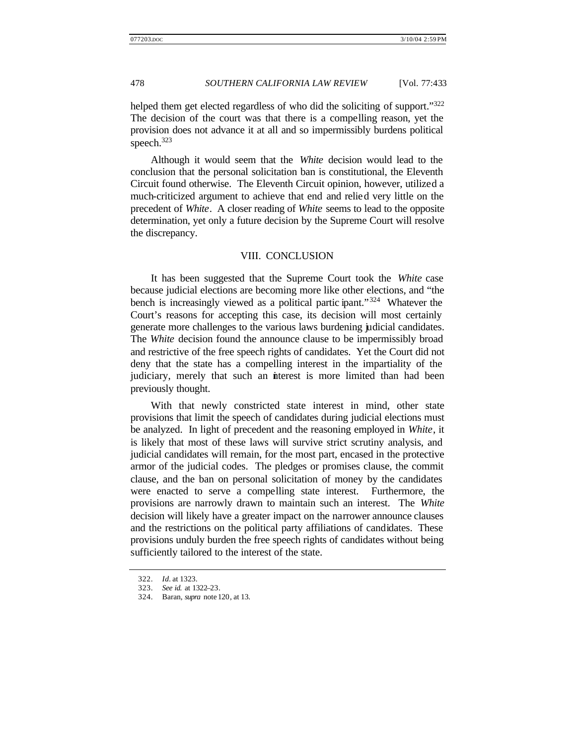helped them get elected regardless of who did the soliciting of support."[322] The decision of the court was that there is a compelling reason, yet the provision does not advance it at all and so impermissibly burdens political speech.[323]

Although it would seem that the *White* decision would lead to the conclusion that the personal solicitation ban is constitutional, the Eleventh Circuit found otherwise. The Eleventh Circuit opinion, however, utilized a much-criticized argument to achieve that end and relied very little on the precedent of *White*. A closer reading of *White* seems to lead to the opposite determination, yet only a future decision by the Supreme Court will resolve the discrepancy.

## VIII. CONCLUSION

It has been suggested that the Supreme Court took the *White* case because judicial elections are becoming more like other elections, and "the bench is increasingly viewed as a political participant."[324] Whatever the Court's reasons for accepting this case, its decision will most certainly generate more challenges to the various laws burdening judicial candidates. The *White* decision found the announce clause to be impermissibly broad and restrictive of the free speech rights of candidates. Yet the Court did not deny that the state has a compelling interest in the impartiality of the judiciary, merely that such an interest is more limited than had been previously thought.

With that newly constricted state interest in mind, other state provisions that limit the speech of candidates during judicial elections must be analyzed. In light of precedent and the reasoning employed in *White*, it is likely that most of these laws will survive strict scrutiny analysis, and judicial candidates will remain, for the most part, encased in the protective armor of the judicial codes. The pledges or promises clause, the commit clause, and the ban on personal solicitation of money by the candidates were enacted to serve a compelling state interest. Furthermore, the provisions are narrowly drawn to maintain such an interest. The *White* decision will likely have a greater impact on the narrower announce clauses and the restrictions on the political party affiliations of candidates. These provisions unduly burden the free speech rights of candidates without being sufficiently tailored to the interest of the state.

---

322. *Id.* at 1323.

323. *See id.* at 1322–23.

324. Baran, *supra* note 120, at 13.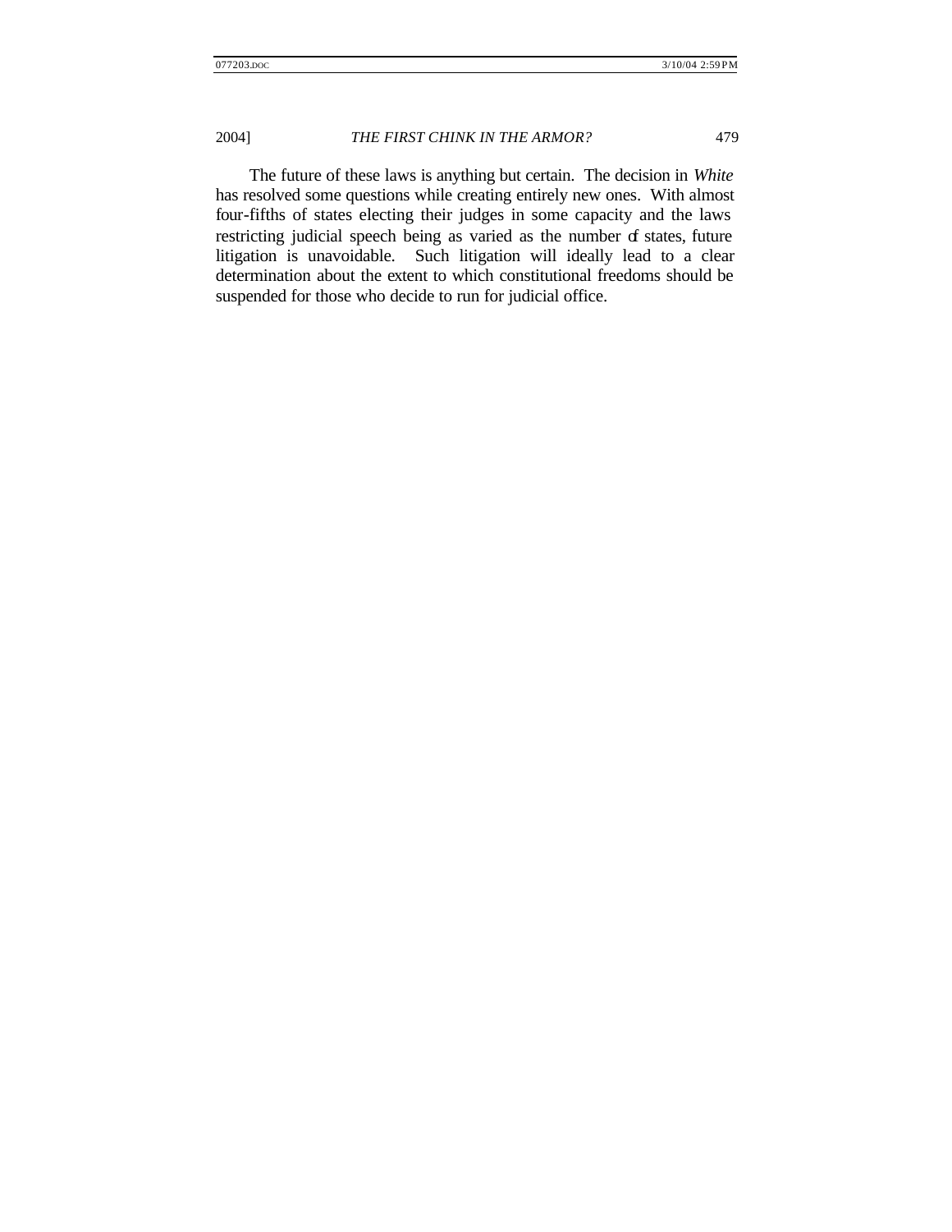The future of these laws is anything but certain. The decision in *White* has resolved some questions while creating entirely new ones. With almost four-fifths of states electing their judges in some capacity and the laws restricting judicial speech being as varied as the number of states, future litigation is unavoidable. Such litigation will ideally lead to a clear determination about the extent to which constitutional freedoms should be suspended for those who decide to run for judicial office.